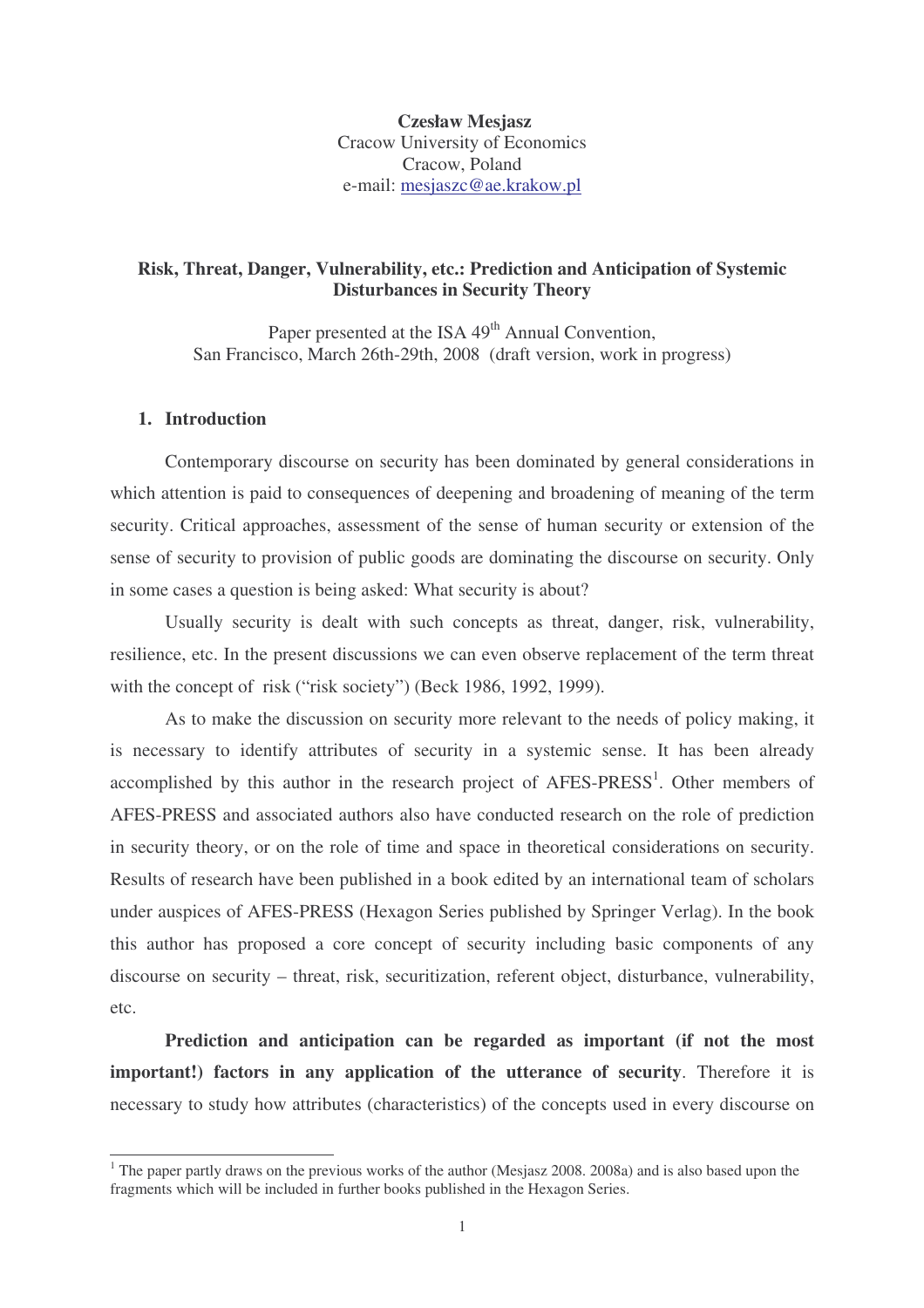**Czesław Mesjasz**
Cracow University of Economics
Cracow, Poland
e-mail: mesjaszc@ae.krakow.pl

# Risk, Threat, Danger, Vulnerability, etc.: Prediction and Anticipation of Systemic Disturbances in Security Theory

Paper presented at the ISA 49th Annual Convention,
San Francisco, March 26th-29th, 2008 (draft version, work in progress)

## 1. Introduction

Contemporary discourse on security has been dominated by general considerations in which attention is paid to consequences of deepening and broadening of meaning of the term security. Critical approaches, assessment of the sense of human security or extension of the sense of security to provision of public goods are dominating the discourse on security. Only in some cases a question is being asked: What security is about?

Usually security is dealt with such concepts as threat, danger, risk, vulnerability, resilience, etc. In the present discussions we can even observe replacement of the term threat with the concept of risk ("risk society") (Beck 1986, 1992, 1999).

As to make the discussion on security more relevant to the needs of policy making, it is necessary to identify attributes of security in a systemic sense. It has been already accomplished by this author in the research project of AFES-PRESS[1]. Other members of AFES-PRESS and associated authors also have conducted research on the role of prediction in security theory, or on the role of time and space in theoretical considerations on security. Results of research have been published in a book edited by an international team of scholars under auspices of AFES-PRESS (Hexagon Series published by Springer Verlag). In the book this author has proposed a core concept of security including basic components of any discourse on security – threat, risk, securitization, referent object, disturbance, vulnerability, etc.

**Prediction and anticipation can be regarded as important (if not the most important!) factors in any application of the utterance of security**. Therefore it is necessary to study how attributes (characteristics) of the concepts used in every discourse on

[1] The paper partly draws on the previous works of the author (Mesjasz 2008. 2008a) and is also based upon the fragments which will be included in further books published in the Hexagon Series.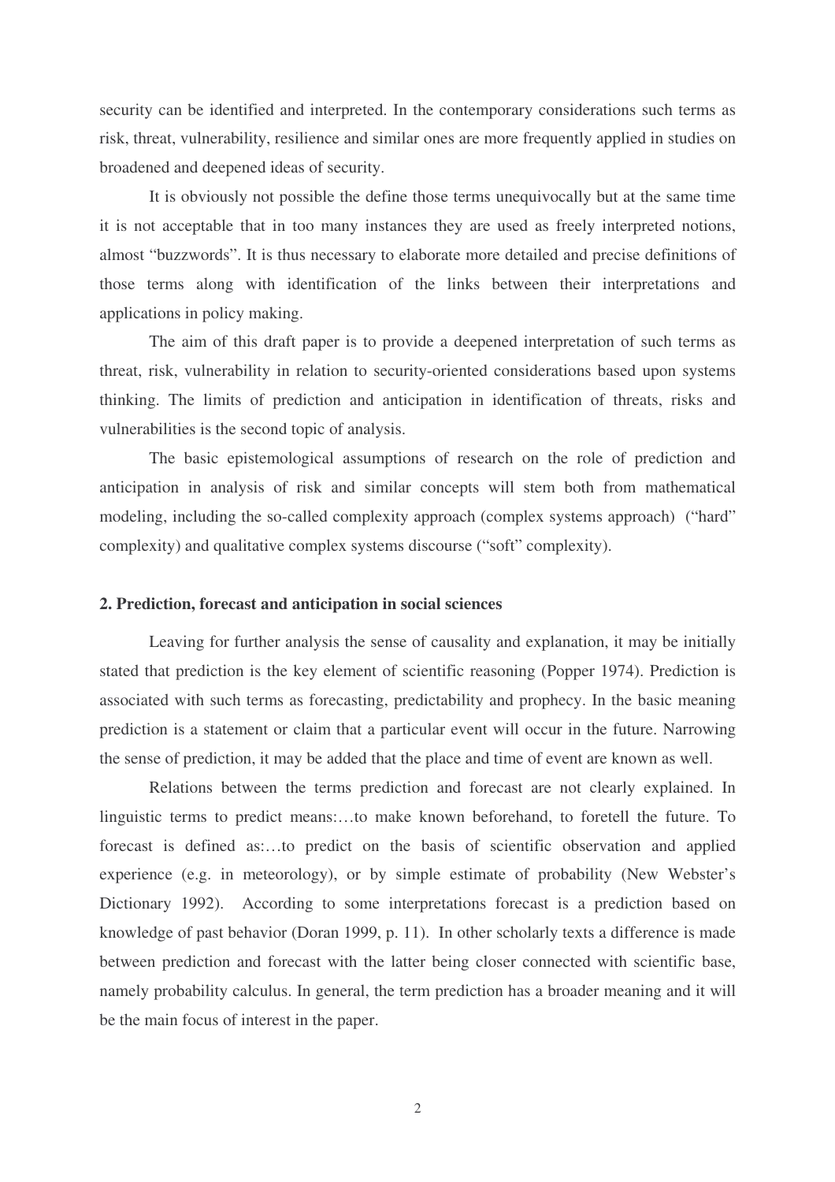security can be identified and interpreted. In the contemporary considerations such terms as risk, threat, vulnerability, resilience and similar ones are more frequently applied in studies on broadened and deepened ideas of security.

It is obviously not possible the define those terms unequivocally but at the same time it is not acceptable that in too many instances they are used as freely interpreted notions, almost "buzzwords". It is thus necessary to elaborate more detailed and precise definitions of those terms along with identification of the links between their interpretations and applications in policy making.

The aim of this draft paper is to provide a deepened interpretation of such terms as threat, risk, vulnerability in relation to security-oriented considerations based upon systems thinking. The limits of prediction and anticipation in identification of threats, risks and vulnerabilities is the second topic of analysis.

The basic epistemological assumptions of research on the role of prediction and anticipation in analysis of risk and similar concepts will stem both from mathematical modeling, including the so-called complexity approach (complex systems approach) ("hard" complexity) and qualitative complex systems discourse ("soft" complexity).

## 2. Prediction, forecast and anticipation in social sciences

Leaving for further analysis the sense of causality and explanation, it may be initially stated that prediction is the key element of scientific reasoning (Popper 1974). Prediction is associated with such terms as forecasting, predictability and prophecy. In the basic meaning prediction is a statement or claim that a particular event will occur in the future. Narrowing the sense of prediction, it may be added that the place and time of event are known as well.

Relations between the terms prediction and forecast are not clearly explained. In linguistic terms to predict means:…to make known beforehand, to foretell the future. To forecast is defined as:…to predict on the basis of scientific observation and applied experience (e.g. in meteorology), or by simple estimate of probability (New Webster's Dictionary 1992). According to some interpretations forecast is a prediction based on knowledge of past behavior (Doran 1999, p. 11). In other scholarly texts a difference is made between prediction and forecast with the latter being closer connected with scientific base, namely probability calculus. In general, the term prediction has a broader meaning and it will be the main focus of interest in the paper.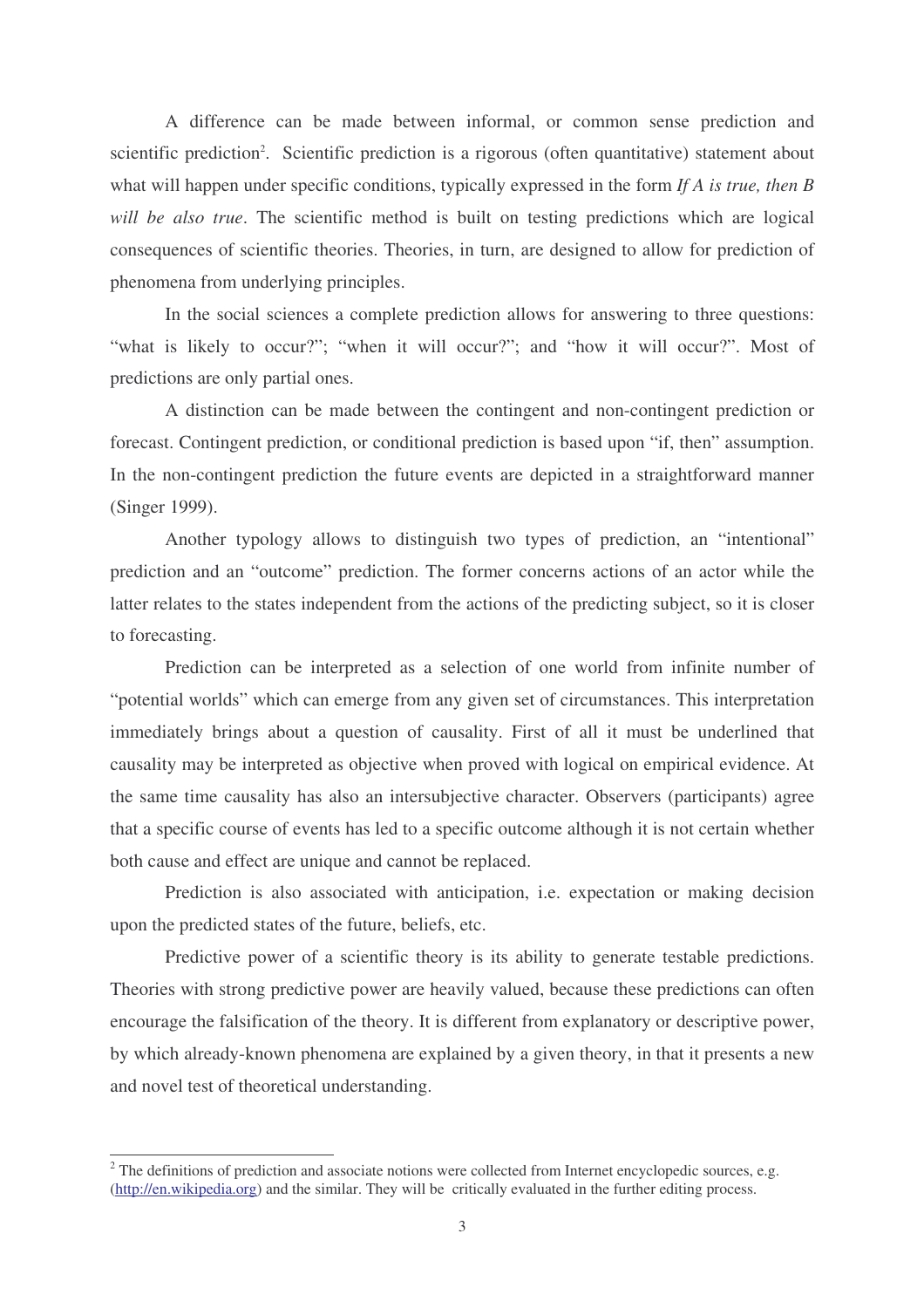A difference can be made between informal, or common sense prediction and scientific prediction[2]. Scientific prediction is a rigorous (often quantitative) statement about what will happen under specific conditions, typically expressed in the form *If A is true, then B will be also true*. The scientific method is built on testing predictions which are logical consequences of scientific theories. Theories, in turn, are designed to allow for prediction of phenomena from underlying principles.

In the social sciences a complete prediction allows for answering to three questions: "what is likely to occur?"; "when it will occur?"; and "how it will occur?". Most of predictions are only partial ones.

A distinction can be made between the contingent and non-contingent prediction or forecast. Contingent prediction, or conditional prediction is based upon "if, then" assumption. In the non-contingent prediction the future events are depicted in a straightforward manner (Singer 1999).

Another typology allows to distinguish two types of prediction, an "intentional" prediction and an "outcome" prediction. The former concerns actions of an actor while the latter relates to the states independent from the actions of the predicting subject, so it is closer to forecasting.

Prediction can be interpreted as a selection of one world from infinite number of "potential worlds" which can emerge from any given set of circumstances. This interpretation immediately brings about a question of causality. First of all it must be underlined that causality may be interpreted as objective when proved with logical on empirical evidence. At the same time causality has also an intersubjective character. Observers (participants) agree that a specific course of events has led to a specific outcome although it is not certain whether both cause and effect are unique and cannot be replaced.

Prediction is also associated with anticipation, i.e. expectation or making decision upon the predicted states of the future, beliefs, etc.

Predictive power of a scientific theory is its ability to generate testable predictions. Theories with strong predictive power are heavily valued, because these predictions can often encourage the falsification of the theory. It is different from explanatory or descriptive power, by which already-known phenomena are explained by a given theory, in that it presents a new and novel test of theoretical understanding.

---

[2] The definitions of prediction and associate notions were collected from Internet encyclopedic sources, e.g. (http://en.wikipedia.org) and the similar. They will be critically evaluated in the further editing process.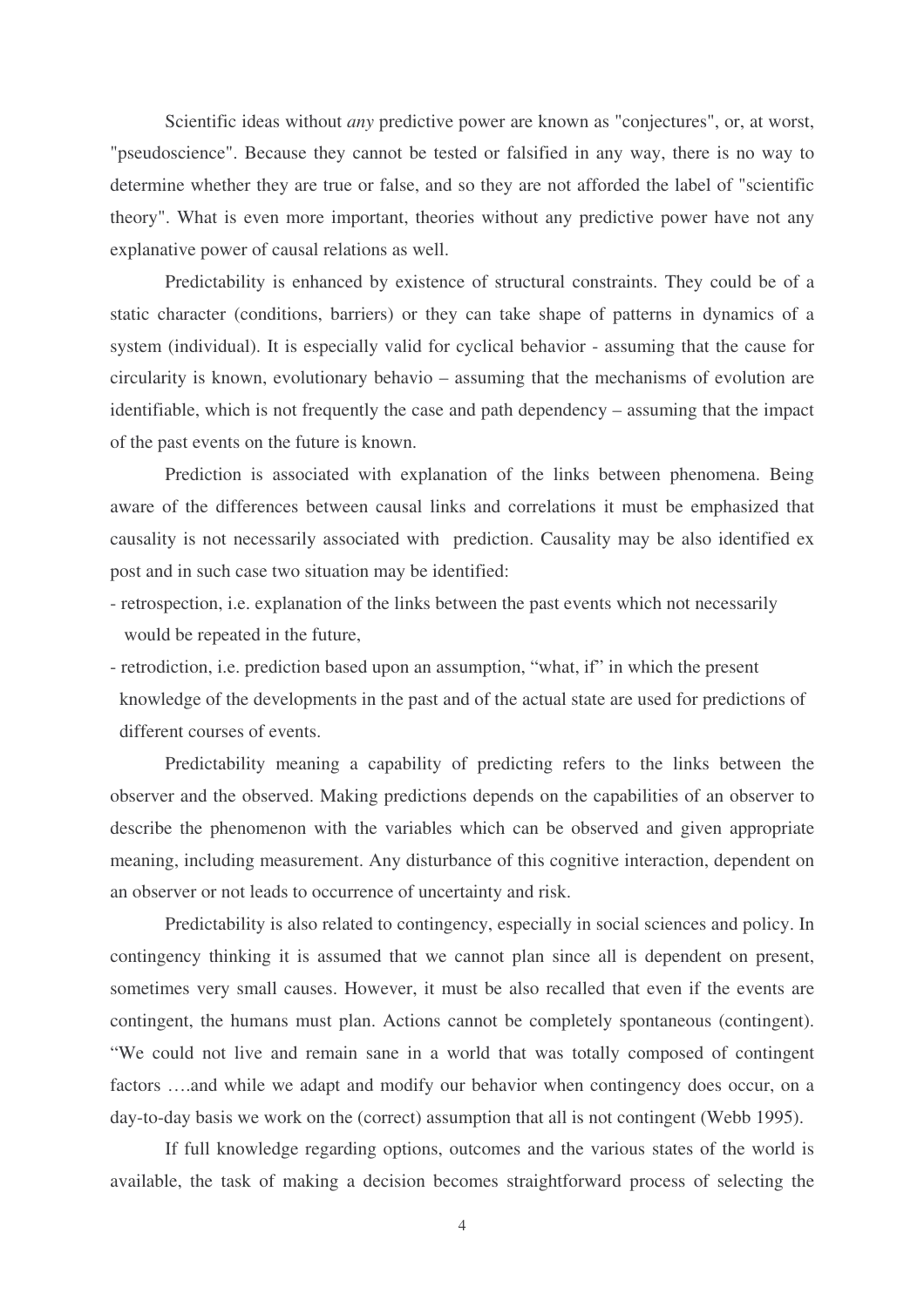Scientific ideas without *any* predictive power are known as "conjectures", or, at worst, "pseudoscience". Because they cannot be tested or falsified in any way, there is no way to determine whether they are true or false, and so they are not afforded the label of "scientific theory". What is even more important, theories without any predictive power have not any explanative power of causal relations as well.

Predictability is enhanced by existence of structural constraints. They could be of a static character (conditions, barriers) or they can take shape of patterns in dynamics of a system (individual). It is especially valid for cyclical behavior - assuming that the cause for circularity is known, evolutionary behavio – assuming that the mechanisms of evolution are identifiable, which is not frequently the case and path dependency – assuming that the impact of the past events on the future is known.

Prediction is associated with explanation of the links between phenomena. Being aware of the differences between causal links and correlations it must be emphasized that causality is not necessarily associated with prediction. Causality may be also identified ex post and in such case two situation may be identified:

- retrospection, i.e. explanation of the links between the past events which not necessarily would be repeated in the future,
- retrodiction, i.e. prediction based upon an assumption, "what, if" in which the present knowledge of the developments in the past and of the actual state are used for predictions of different courses of events.

Predictability meaning a capability of predicting refers to the links between the observer and the observed. Making predictions depends on the capabilities of an observer to describe the phenomenon with the variables which can be observed and given appropriate meaning, including measurement. Any disturbance of this cognitive interaction, dependent on an observer or not leads to occurrence of uncertainty and risk.

Predictability is also related to contingency, especially in social sciences and policy. In contingency thinking it is assumed that we cannot plan since all is dependent on present, sometimes very small causes. However, it must be also recalled that even if the events are contingent, the humans must plan. Actions cannot be completely spontaneous (contingent). "We could not live and remain sane in a world that was totally composed of contingent factors ….and while we adapt and modify our behavior when contingency does occur, on a day-to-day basis we work on the (correct) assumption that all is not contingent (Webb 1995).

If full knowledge regarding options, outcomes and the various states of the world is available, the task of making a decision becomes straightforward process of selecting the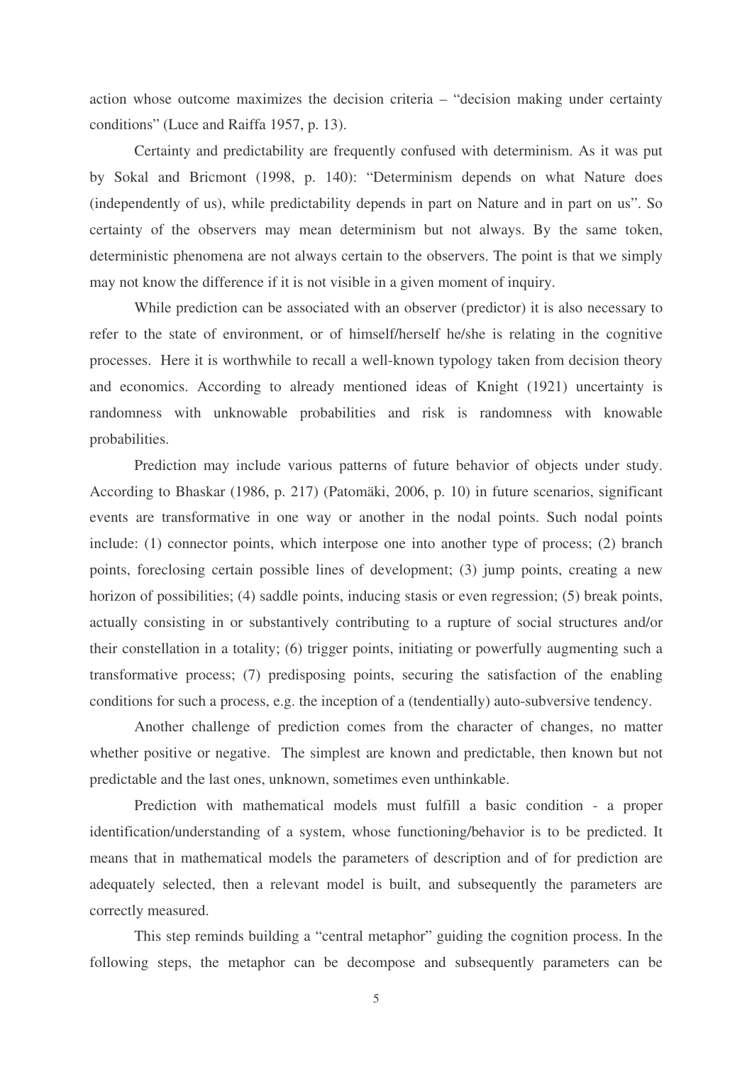action whose outcome maximizes the decision criteria – "decision making under certainty conditions" (Luce and Raiffa 1957, p. 13).

Certainty and predictability are frequently confused with determinism. As it was put by Sokal and Bricmont (1998, p. 140): "Determinism depends on what Nature does (independently of us), while predictability depends in part on Nature and in part on us". So certainty of the observers may mean determinism but not always. By the same token, deterministic phenomena are not always certain to the observers. The point is that we simply may not know the difference if it is not visible in a given moment of inquiry.

While prediction can be associated with an observer (predictor) it is also necessary to refer to the state of environment, or of himself/herself he/she is relating in the cognitive processes. Here it is worthwhile to recall a well-known typology taken from decision theory and economics. According to already mentioned ideas of Knight (1921) uncertainty is randomness with unknowable probabilities and risk is randomness with knowable probabilities.

Prediction may include various patterns of future behavior of objects under study. According to Bhaskar (1986, p. 217) (Patomäki, 2006, p. 10) in future scenarios, significant events are transformative in one way or another in the nodal points. Such nodal points include: (1) connector points, which interpose one into another type of process; (2) branch points, foreclosing certain possible lines of development; (3) jump points, creating a new horizon of possibilities; (4) saddle points, inducing stasis or even regression; (5) break points, actually consisting in or substantively contributing to a rupture of social structures and/or their constellation in a totality; (6) trigger points, initiating or powerfully augmenting such a transformative process; (7) predisposing points, securing the satisfaction of the enabling conditions for such a process, e.g. the inception of a (tendentially) auto-subversive tendency.

Another challenge of prediction comes from the character of changes, no matter whether positive or negative. The simplest are known and predictable, then known but not predictable and the last ones, unknown, sometimes even unthinkable.

Prediction with mathematical models must fulfill a basic condition - a proper identification/understanding of a system, whose functioning/behavior is to be predicted. It means that in mathematical models the parameters of description and of for prediction are adequately selected, then a relevant model is built, and subsequently the parameters are correctly measured.

This step reminds building a "central metaphor" guiding the cognition process. In the following steps, the metaphor can be decompose and subsequently parameters can be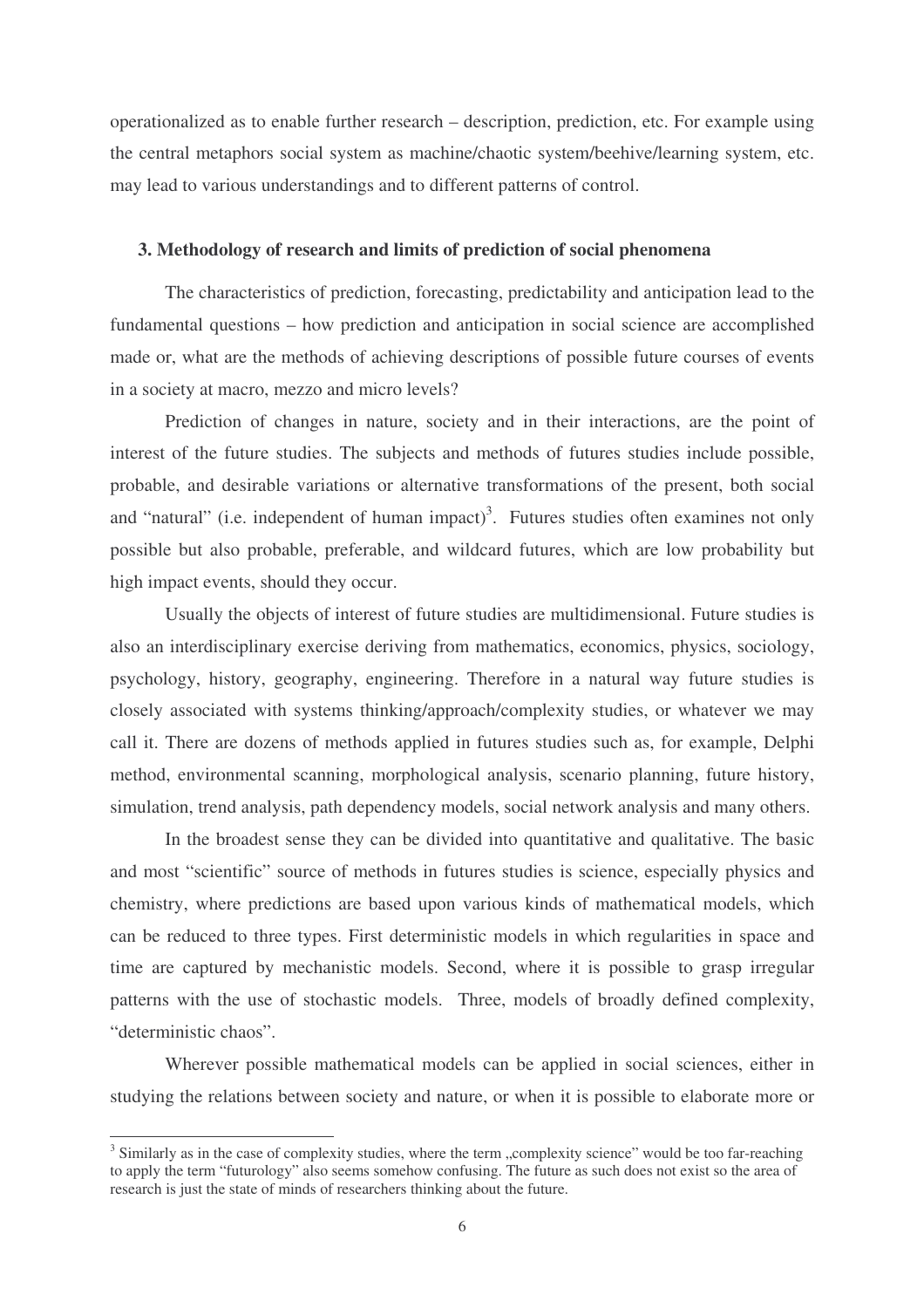operationalized as to enable further research – description, prediction, etc. For example using the central metaphors social system as machine/chaotic system/beehive/learning system, etc. may lead to various understandings and to different patterns of control.

### 3. Methodology of research and limits of prediction of social phenomena

The characteristics of prediction, forecasting, predictability and anticipation lead to the fundamental questions – how prediction and anticipation in social science are accomplished made or, what are the methods of achieving descriptions of possible future courses of events in a society at macro, mezzo and micro levels?

Prediction of changes in nature, society and in their interactions, are the point of interest of the future studies. The subjects and methods of futures studies include possible, probable, and desirable variations or alternative transformations of the present, both social and "natural" (i.e. independent of human impact)[3]. Futures studies often examines not only possible but also probable, preferable, and wildcard futures, which are low probability but high impact events, should they occur.

Usually the objects of interest of future studies are multidimensional. Future studies is also an interdisciplinary exercise deriving from mathematics, economics, physics, sociology, psychology, history, geography, engineering. Therefore in a natural way future studies is closely associated with systems thinking/approach/complexity studies, or whatever we may call it. There are dozens of methods applied in futures studies such as, for example, Delphi method, environmental scanning, morphological analysis, scenario planning, future history, simulation, trend analysis, path dependency models, social network analysis and many others.

In the broadest sense they can be divided into quantitative and qualitative. The basic and most "scientific" source of methods in futures studies is science, especially physics and chemistry, where predictions are based upon various kinds of mathematical models, which can be reduced to three types. First deterministic models in which regularities in space and time are captured by mechanistic models. Second, where it is possible to grasp irregular patterns with the use of stochastic models. Three, models of broadly defined complexity, "deterministic chaos".

Wherever possible mathematical models can be applied in social sciences, either in studying the relations between society and nature, or when it is possible to elaborate more or

---

[3] Similarly as in the case of complexity studies, where the term „complexity science" would be too far-reaching to apply the term "futurology" also seems somehow confusing. The future as such does not exist so the area of research is just the state of minds of researchers thinking about the future.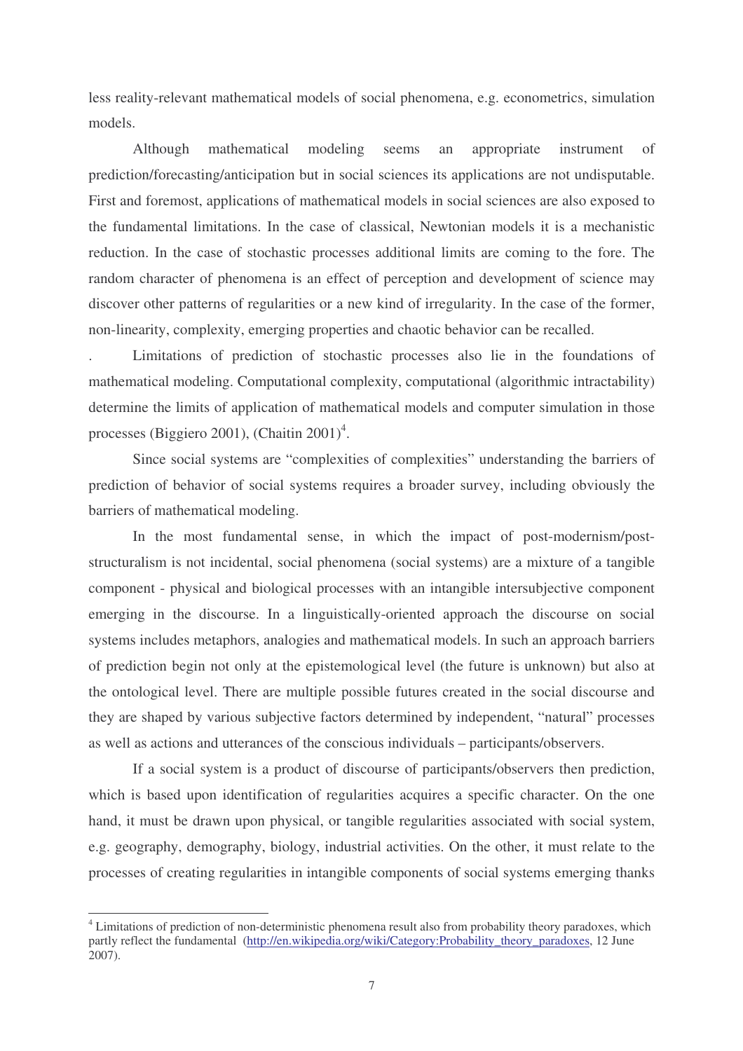less reality-relevant mathematical models of social phenomena, e.g. econometrics, simulation models.

Although mathematical modeling seems an appropriate instrument of prediction/forecasting/anticipation but in social sciences its applications are not undisputable. First and foremost, applications of mathematical models in social sciences are also exposed to the fundamental limitations. In the case of classical, Newtonian models it is a mechanistic reduction. In the case of stochastic processes additional limits are coming to the fore. The random character of phenomena is an effect of perception and development of science may discover other patterns of regularities or a new kind of irregularity. In the case of the former, non-linearity, complexity, emerging properties and chaotic behavior can be recalled.

. Limitations of prediction of stochastic processes also lie in the foundations of mathematical modeling. Computational complexity, computational (algorithmic intractability) determine the limits of application of mathematical models and computer simulation in those processes (Biggiero 2001), (Chaitin 2001)[4].

Since social systems are "complexities of complexities" understanding the barriers of prediction of behavior of social systems requires a broader survey, including obviously the barriers of mathematical modeling.

In the most fundamental sense, in which the impact of post-modernism/post-structuralism is not incidental, social phenomena (social systems) are a mixture of a tangible component - physical and biological processes with an intangible intersubjective component emerging in the discourse. In a linguistically-oriented approach the discourse on social systems includes metaphors, analogies and mathematical models. In such an approach barriers of prediction begin not only at the epistemological level (the future is unknown) but also at the ontological level. There are multiple possible futures created in the social discourse and they are shaped by various subjective factors determined by independent, "natural" processes as well as actions and utterances of the conscious individuals – participants/observers.

If a social system is a product of discourse of participants/observers then prediction, which is based upon identification of regularities acquires a specific character. On the one hand, it must be drawn upon physical, or tangible regularities associated with social system, e.g. geography, demography, biology, industrial activities. On the other, it must relate to the processes of creating regularities in intangible components of social systems emerging thanks

[4] Limitations of prediction of non-deterministic phenomena result also from probability theory paradoxes, which partly reflect the fundamental (http://en.wikipedia.org/wiki/Category:Probability_theory_paradoxes, 12 June 2007).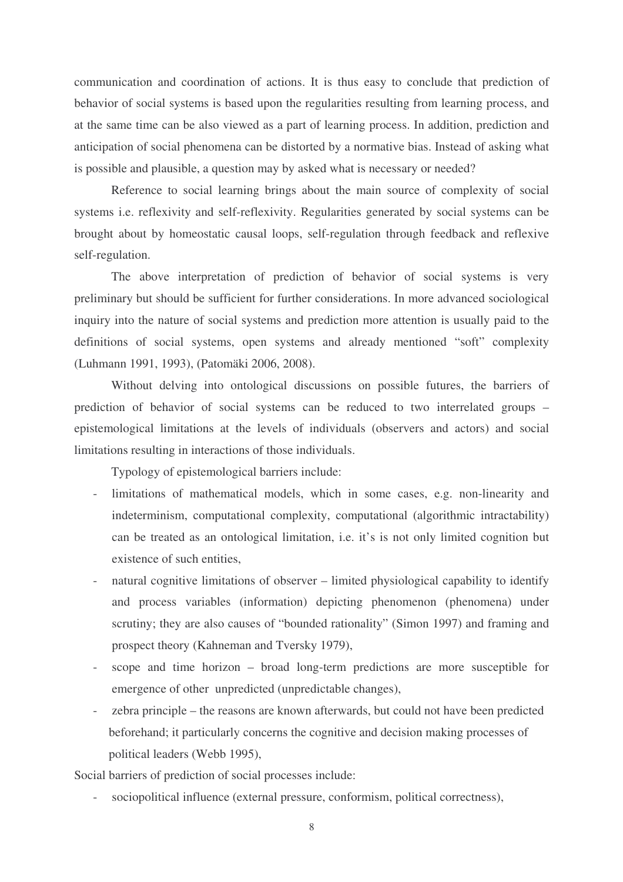communication and coordination of actions. It is thus easy to conclude that prediction of behavior of social systems is based upon the regularities resulting from learning process, and at the same time can be also viewed as a part of learning process. In addition, prediction and anticipation of social phenomena can be distorted by a normative bias. Instead of asking what is possible and plausible, a question may by asked what is necessary or needed?

Reference to social learning brings about the main source of complexity of social systems i.e. reflexivity and self-reflexivity. Regularities generated by social systems can be brought about by homeostatic causal loops, self-regulation through feedback and reflexive self-regulation.

The above interpretation of prediction of behavior of social systems is very preliminary but should be sufficient for further considerations. In more advanced sociological inquiry into the nature of social systems and prediction more attention is usually paid to the definitions of social systems, open systems and already mentioned "soft" complexity (Luhmann 1991, 1993), (Patomäki 2006, 2008).

Without delving into ontological discussions on possible futures, the barriers of prediction of behavior of social systems can be reduced to two interrelated groups – epistemological limitations at the levels of individuals (observers and actors) and social limitations resulting in interactions of those individuals.

Typology of epistemological barriers include:

- limitations of mathematical models, which in some cases, e.g. non-linearity and indeterminism, computational complexity, computational (algorithmic intractability) can be treated as an ontological limitation, i.e. it's is not only limited cognition but existence of such entities,
- natural cognitive limitations of observer – limited physiological capability to identify and process variables (information) depicting phenomenon (phenomena) under scrutiny; they are also causes of "bounded rationality" (Simon 1997) and framing and prospect theory (Kahneman and Tversky 1979),
- scope and time horizon – broad long-term predictions are more susceptible for emergence of other unpredicted (unpredictable changes),
- zebra principle – the reasons are known afterwards, but could not have been predicted beforehand; it particularly concerns the cognitive and decision making processes of political leaders (Webb 1995),

Social barriers of prediction of social processes include:

- sociopolitical influence (external pressure, conformism, political correctness),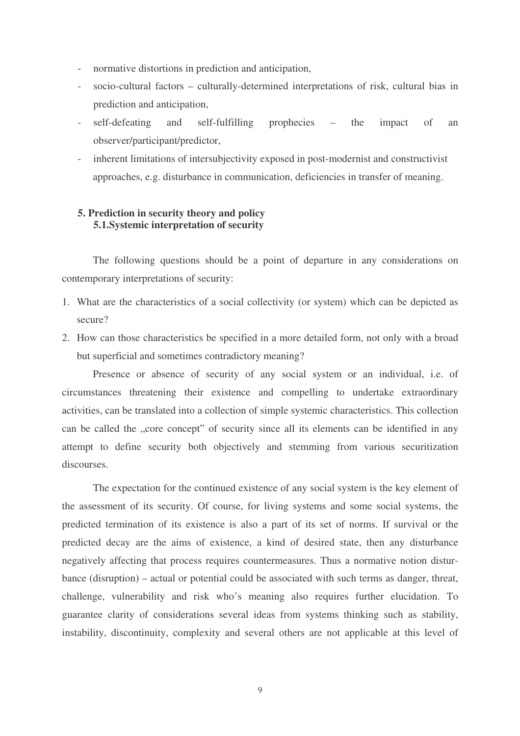- normative distortions in prediction and anticipation,
- socio-cultural factors – culturally-determined interpretations of risk, cultural bias in prediction and anticipation,
- self-defeating and self-fulfilling prophecies – the impact of an observer/participant/predictor,
- inherent limitations of intersubjectivity exposed in post-modernist and constructivist approaches, e.g. disturbance in communication, deficiencies in transfer of meaning.

## 5. Prediction in security theory and policy

### 5.1. Systemic interpretation of security

The following questions should be a point of departure in any considerations on contemporary interpretations of security:

1. What are the characteristics of a social collectivity (or system) which can be depicted as secure?
2. How can those characteristics be specified in a more detailed form, not only with a broad but superficial and sometimes contradictory meaning?

Presence or absence of security of any social system or an individual, i.e. of circumstances threatening their existence and compelling to undertake extraordinary activities, can be translated into a collection of simple systemic characteristics. This collection can be called the „core concept" of security since all its elements can be identified in any attempt to define security both objectively and stemming from various securitization discourses.

The expectation for the continued existence of any social system is the key element of the assessment of its security. Of course, for living systems and some social systems, the predicted termination of its existence is also a part of its set of norms. If survival or the predicted decay are the aims of existence, a kind of desired state, then any disturbance negatively affecting that process requires countermeasures. Thus a normative notion disturbance (disruption) – actual or potential could be associated with such terms as danger, threat, challenge, vulnerability and risk who's meaning also requires further elucidation. To guarantee clarity of considerations several ideas from systems thinking such as stability, instability, discontinuity, complexity and several others are not applicable at this level of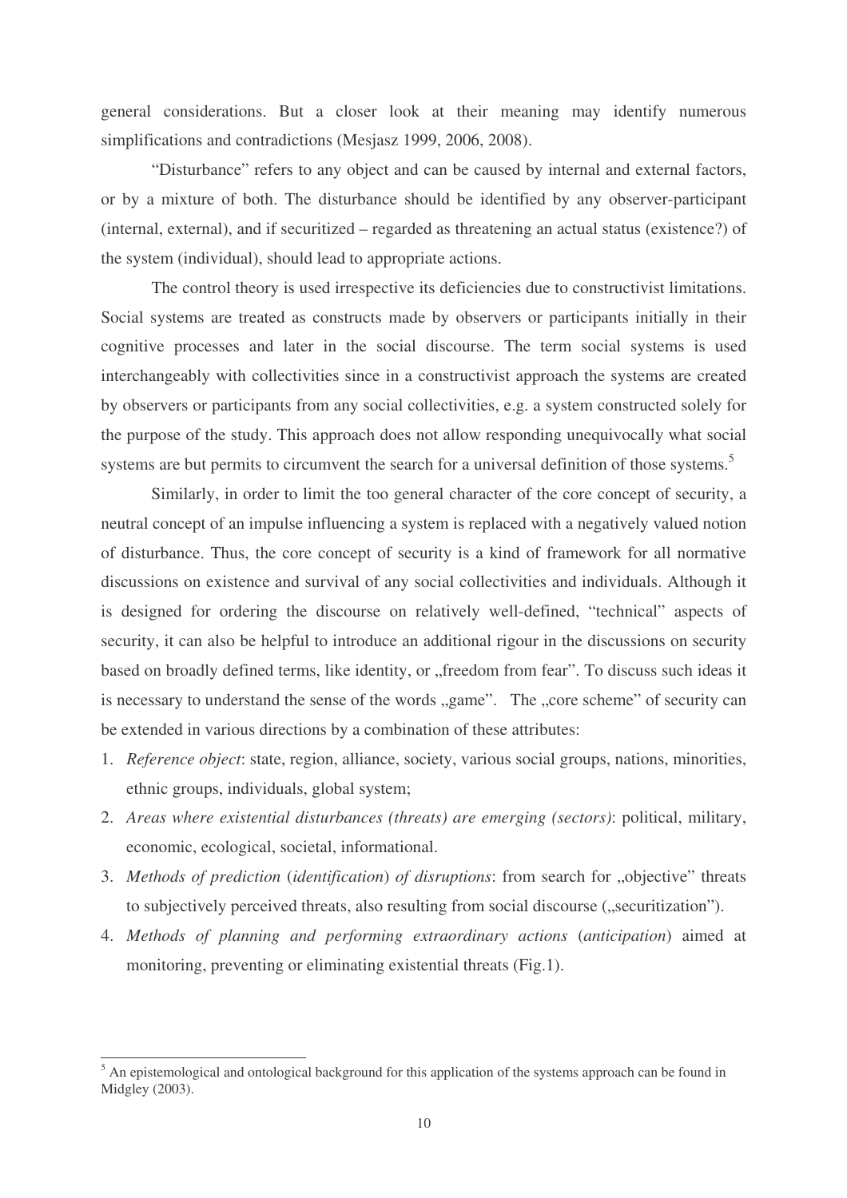general considerations. But a closer look at their meaning may identify numerous simplifications and contradictions (Mesjasz 1999, 2006, 2008).

"Disturbance" refers to any object and can be caused by internal and external factors, or by a mixture of both. The disturbance should be identified by any observer-participant (internal, external), and if securitized – regarded as threatening an actual status (existence?) of the system (individual), should lead to appropriate actions.

The control theory is used irrespective its deficiencies due to constructivist limitations. Social systems are treated as constructs made by observers or participants initially in their cognitive processes and later in the social discourse. The term social systems is used interchangeably with collectivities since in a constructivist approach the systems are created by observers or participants from any social collectivities, e.g. a system constructed solely for the purpose of the study. This approach does not allow responding unequivocally what social systems are but permits to circumvent the search for a universal definition of those systems.[5]

Similarly, in order to limit the too general character of the core concept of security, a neutral concept of an impulse influencing a system is replaced with a negatively valued notion of disturbance. Thus, the core concept of security is a kind of framework for all normative discussions on existence and survival of any social collectivities and individuals. Although it is designed for ordering the discourse on relatively well-defined, "technical" aspects of security, it can also be helpful to introduce an additional rigour in the discussions on security based on broadly defined terms, like identity, or „freedom from fear". To discuss such ideas it is necessary to understand the sense of the words „game". The „core scheme" of security can be extended in various directions by a combination of these attributes:

1. *Reference object*: state, region, alliance, society, various social groups, nations, minorities, ethnic groups, individuals, global system;
2. *Areas where existential disturbances (threats) are emerging (sectors)*: political, military, economic, ecological, societal, informational.
3. *Methods of prediction* (*identification*) *of disruptions*: from search for „objective" threats to subjectively perceived threats, also resulting from social discourse („securitization").
4. *Methods of planning and performing extraordinary actions* (*anticipation*) aimed at monitoring, preventing or eliminating existential threats (Fig.1).

[5] An epistemological and ontological background for this application of the systems approach can be found in Midgley (2003).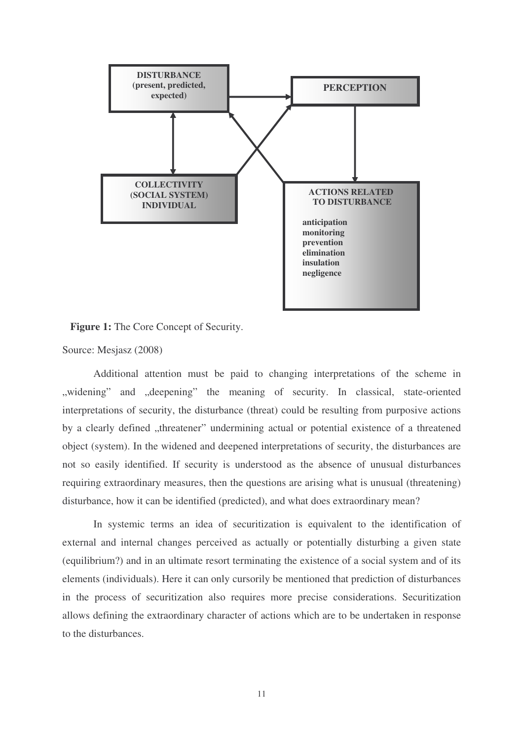DISTURBANCE (present, predicted, expected)

PERCEPTION

COLLECTIVITY (SOCIAL SYSTEM) INDIVIDUAL

ACTIONS RELATED TO DISTURBANCE

anticipation
monitoring
prevention
elimination
insulation
negligence

**Figure 1:** The Core Concept of Security.

Source: Mesjasz (2008)

Additional attention must be paid to changing interpretations of the scheme in „widening" and „deepening" the meaning of security. In classical, state-oriented interpretations of security, the disturbance (threat) could be resulting from purposive actions by a clearly defined „threatener" undermining actual or potential existence of a threatened object (system). In the widened and deepened interpretations of security, the disturbances are not so easily identified. If security is understood as the absence of unusual disturbances requiring extraordinary measures, then the questions are arising what is unusual (threatening) disturbance, how it can be identified (predicted), and what does extraordinary mean?

In systemic terms an idea of securitization is equivalent to the identification of external and internal changes perceived as actually or potentially disturbing a given state (equilibrium?) and in an ultimate resort terminating the existence of a social system and of its elements (individuals). Here it can only cursorily be mentioned that prediction of disturbances in the process of securitization also requires more precise considerations. Securitization allows defining the extraordinary character of actions which are to be undertaken in response to the disturbances.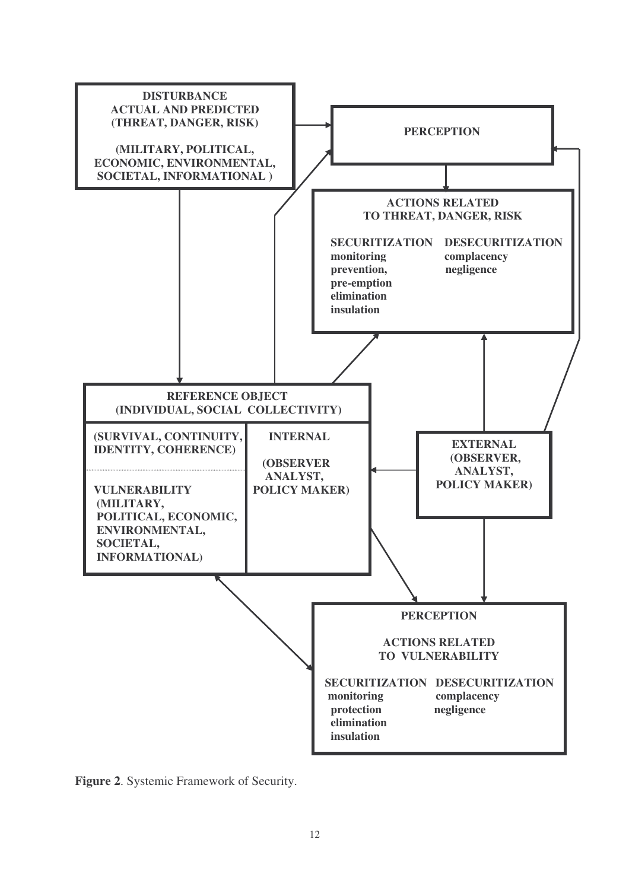DISTURBANCE
ACTUAL AND PREDICTED
(THREAT, DANGER, RISK)

(MILITARY, POLITICAL,
ECONOMIC, ENVIRONMENTAL,
SOCIETAL, INFORMATIONAL )

PERCEPTION

ACTIONS RELATED
TO THREAT, DANGER, RISK

SECURITIZATION
monitoring
prevention,
pre-emption
elimination
insulation

DESECURITIZATION
complacency
negligence

REFERENCE OBJECT
(INDIVIDUAL, SOCIAL COLLECTIVITY)

(SURVIVAL, CONTINUITY,
IDENTITY, COHERENCE)

VULNERABILITY
(MILITARY,
POLITICAL, ECONOMIC,
ENVIRONMENTAL,
SOCIETAL,
INFORMATIONAL)

INTERNAL

(OBSERVER
ANALYST,
POLICY MAKER)

EXTERNAL
(OBSERVER,
ANALYST,
POLICY MAKER)

PERCEPTION

ACTIONS RELATED
TO VULNERABILITY

SECURITIZATION
monitoring
protection
elimination
insulation

DESECURITIZATION
complacency
negligence

**Figure 2**. Systemic Framework of Security.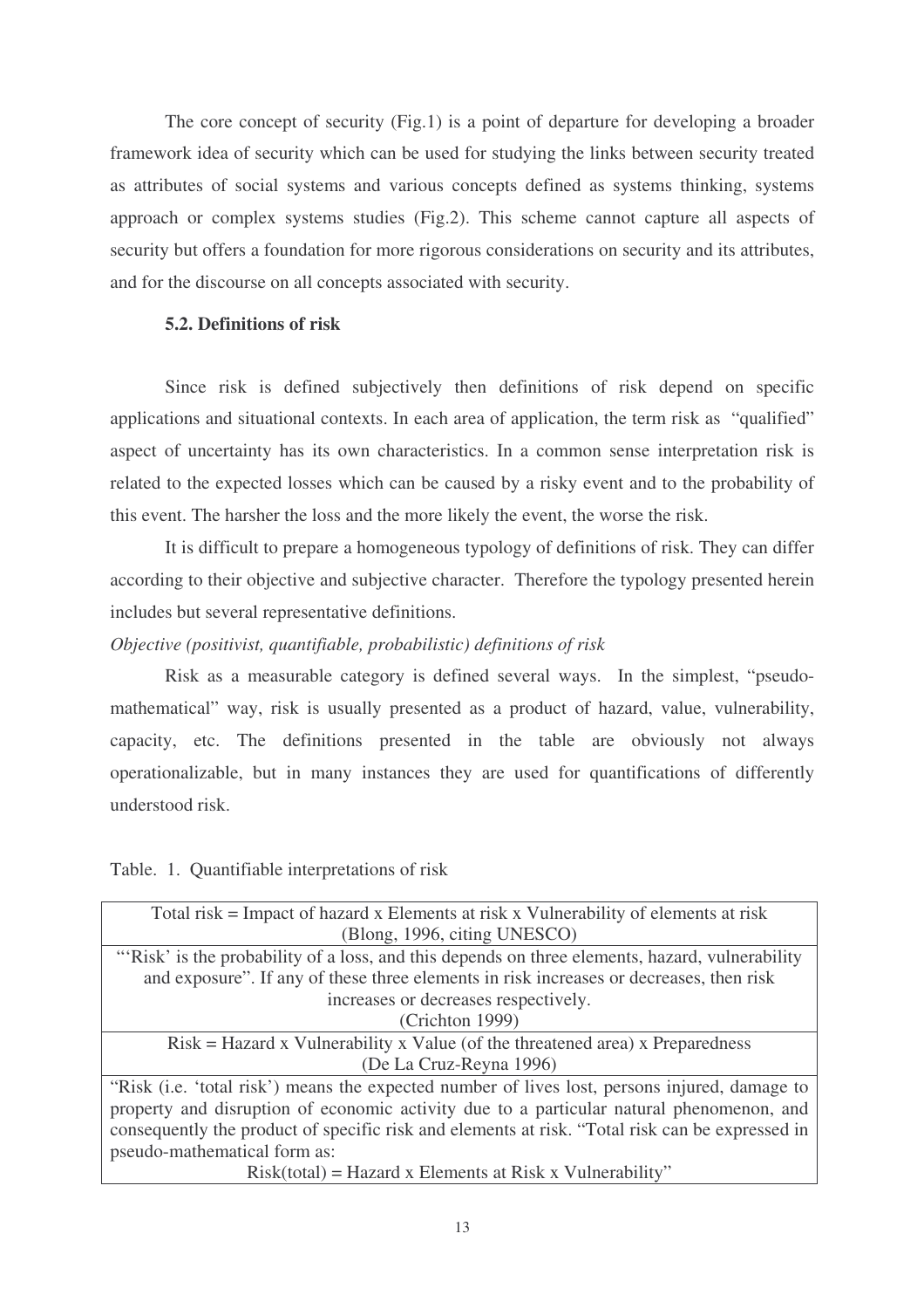The core concept of security (Fig.1) is a point of departure for developing a broader framework idea of security which can be used for studying the links between security treated as attributes of social systems and various concepts defined as systems thinking, systems approach or complex systems studies (Fig.2). This scheme cannot capture all aspects of security but offers a foundation for more rigorous considerations on security and its attributes, and for the discourse on all concepts associated with security.

### 5.2. Definitions of risk

Since risk is defined subjectively then definitions of risk depend on specific applications and situational contexts. In each area of application, the term risk as "qualified" aspect of uncertainty has its own characteristics. In a common sense interpretation risk is related to the expected losses which can be caused by a risky event and to the probability of this event. The harsher the loss and the more likely the event, the worse the risk.

It is difficult to prepare a homogeneous typology of definitions of risk. They can differ according to their objective and subjective character. Therefore the typology presented herein includes but several representative definitions.

*Objective (positivist, quantifiable, probabilistic) definitions of risk*

Risk as a measurable category is defined several ways. In the simplest, "pseudo-mathematical" way, risk is usually presented as a product of hazard, value, vulnerability, capacity, etc. The definitions presented in the table are obviously not always operationalizable, but in many instances they are used for quantifications of differently understood risk.

Table. 1. Quantifiable interpretations of risk

| |
|---|
| Total risk = Impact of hazard x Elements at risk x Vulnerability of elements at risk (Blong, 1996, citing UNESCO) |
| "'Risk' is the probability of a loss, and this depends on three elements, hazard, vulnerability and exposure". If any of these three elements in risk increases or decreases, then risk increases or decreases respectively. (Crichton 1999) |
| Risk = Hazard x Vulnerability x Value (of the threatened area) x Preparedness (De La Cruz-Reyna 1996) |
| "Risk (i.e. 'total risk') means the expected number of lives lost, persons injured, damage to property and disruption of economic activity due to a particular natural phenomenon, and consequently the product of specific risk and elements at risk. "Total risk can be expressed in pseudo-mathematical form as: Risk(total) = Hazard x Elements at Risk x Vulnerability" |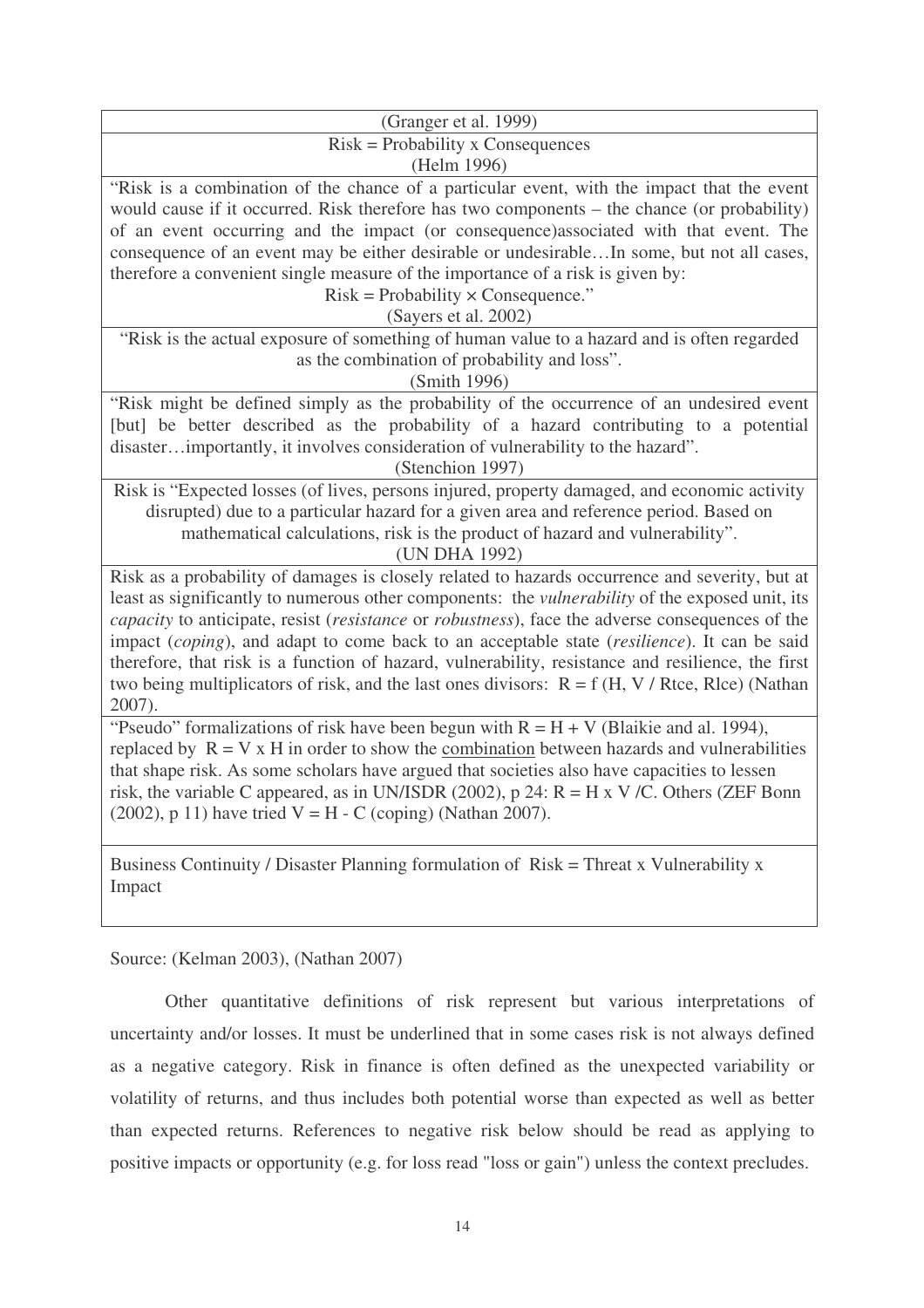| (Granger et al. 1999) |
|---|
| Risk = Probability x Consequences<br>(Helm 1996) |
| "Risk is a combination of the chance of a particular event, with the impact that the event would cause if it occurred. Risk therefore has two components – the chance (or probability) of an event occurring and the impact (or consequence)associated with that event. The consequence of an event may be either desirable or undesirable…In some, but not all cases, therefore a convenient single measure of the importance of a risk is given by:<br>Risk = Probability × Consequence."<br>(Sayers et al. 2002) |
| "Risk is the actual exposure of something of human value to a hazard and is often regarded as the combination of probability and loss".<br>(Smith 1996) |
| "Risk might be defined simply as the probability of the occurrence of an undesired event [but] be better described as the probability of a hazard contributing to a potential disaster…importantly, it involves consideration of vulnerability to the hazard".<br>(Stenchion 1997) |
| Risk is "Expected losses (of lives, persons injured, property damaged, and economic activity disrupted) due to a particular hazard for a given area and reference period. Based on mathematical calculations, risk is the product of hazard and vulnerability".<br>(UN DHA 1992) |
| Risk as a probability of damages is closely related to hazards occurrence and severity, but at least as significantly to numerous other components: the *vulnerability* of the exposed unit, its *capacity* to anticipate, resist (*resistance* or *robustness*), face the adverse consequences of the impact (*coping*), and adapt to come back to an acceptable state (*resilience*). It can be said therefore, that risk is a function of hazard, vulnerability, resistance and resilience, the first two being multiplicators of risk, and the last ones divisors: R = f (H, V / Rtce, Rlce) (Nathan 2007). |
| "Pseudo" formalizations of risk have been begun with R = H + V (Blaikie and al. 1994), replaced by R = V x H in order to show the <u>combination</u> between hazards and vulnerabilities that shape risk. As some scholars have argued that societies also have capacities to lessen risk, the variable C appeared, as in UN/ISDR (2002), p 24: R = H x V /C. Others (ZEF Bonn (2002), p 11) have tried V = H - C (coping) (Nathan 2007). |
| Business Continuity / Disaster Planning formulation of Risk = Threat x Vulnerability x Impact |

Source: (Kelman 2003), (Nathan 2007)

Other quantitative definitions of risk represent but various interpretations of uncertainty and/or losses. It must be underlined that in some cases risk is not always defined as a negative category. Risk in finance is often defined as the unexpected variability or volatility of returns, and thus includes both potential worse than expected as well as better than expected returns. References to negative risk below should be read as applying to positive impacts or opportunity (e.g. for loss read "loss or gain") unless the context precludes.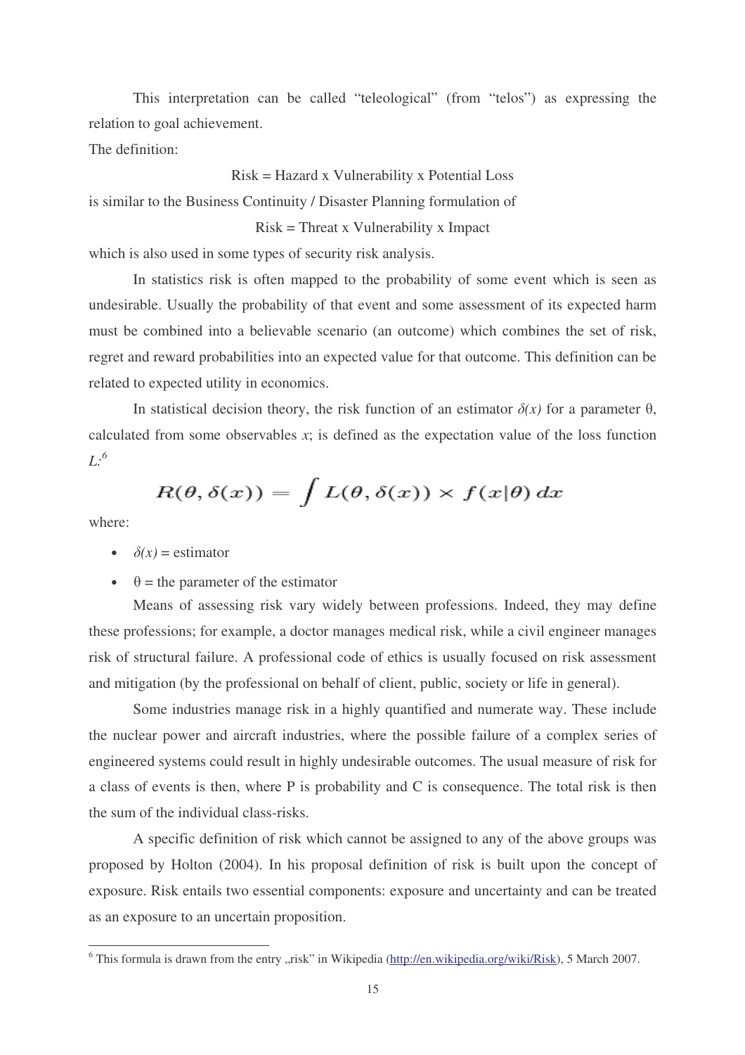This interpretation can be called "teleological" (from "telos") as expressing the relation to goal achievement.

The definition:

Risk = Hazard x Vulnerability x Potential Loss

is similar to the Business Continuity / Disaster Planning formulation of

Risk = Threat x Vulnerability x Impact

which is also used in some types of security risk analysis.

In statistics risk is often mapped to the probability of some event which is seen as undesirable. Usually the probability of that event and some assessment of its expected harm must be combined into a believable scenario (an outcome) which combines the set of risk, regret and reward probabilities into an expected value for that outcome. This definition can be related to expected utility in economics.

In statistical decision theory, the risk function of an estimator $\delta(x)$ for a parameter θ, calculated from some observables $x$; is defined as the expectation value of the loss function $L$:[6]

$$R(\theta, \delta(x)) = \int L(\theta, \delta(x)) \times f(x|\theta)\, dx$$

where:

- $\delta(x)$ = estimator
- θ = the parameter of the estimator

Means of assessing risk vary widely between professions. Indeed, they may define these professions; for example, a doctor manages medical risk, while a civil engineer manages risk of structural failure. A professional code of ethics is usually focused on risk assessment and mitigation (by the professional on behalf of client, public, society or life in general).

Some industries manage risk in a highly quantified and numerate way. These include the nuclear power and aircraft industries, where the possible failure of a complex series of engineered systems could result in highly undesirable outcomes. The usual measure of risk for a class of events is then, where P is probability and C is consequence. The total risk is then the sum of the individual class-risks.

A specific definition of risk which cannot be assigned to any of the above groups was proposed by Holton (2004). In his proposal definition of risk is built upon the concept of exposure. Risk entails two essential components: exposure and uncertainty and can be treated as an exposure to an uncertain proposition.

---

[6] This formula is drawn from the entry „risk" in Wikipedia (http://en.wikipedia.org/wiki/Risk), 5 March 2007.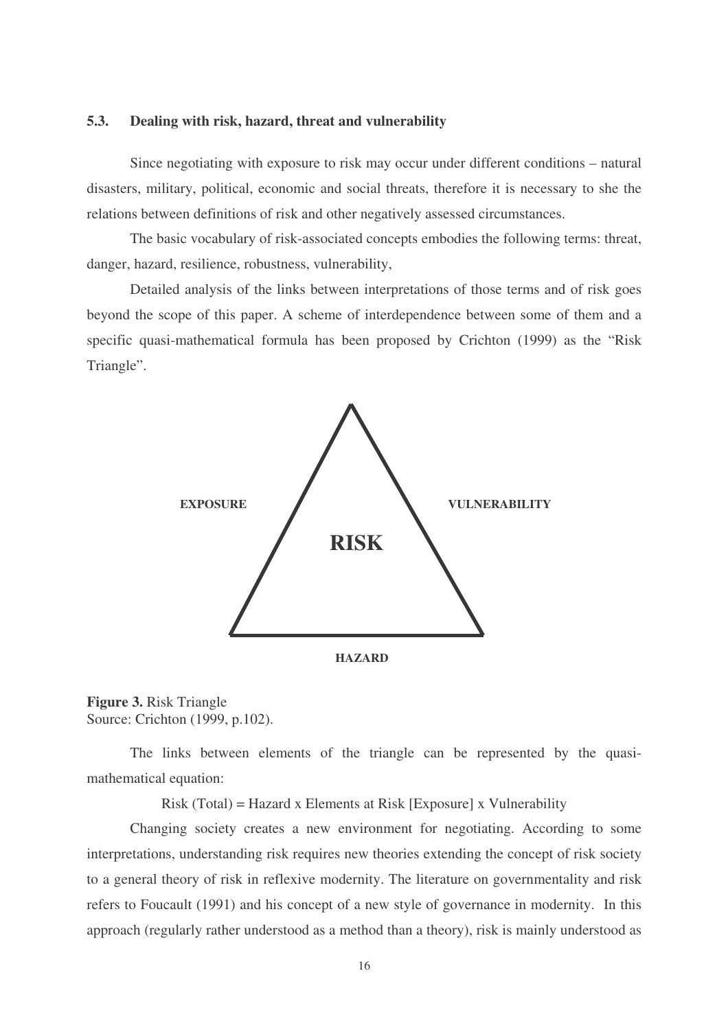### 5.3. Dealing with risk, hazard, threat and vulnerability

Since negotiating with exposure to risk may occur under different conditions – natural disasters, military, political, economic and social threats, therefore it is necessary to she the relations between definitions of risk and other negatively assessed circumstances.

The basic vocabulary of risk-associated concepts embodies the following terms: threat, danger, hazard, resilience, robustness, vulnerability,

Detailed analysis of the links between interpretations of those terms and of risk goes beyond the scope of this paper. A scheme of interdependence between some of them and a specific quasi-mathematical formula has been proposed by Crichton (1999) as the "Risk Triangle".

EXPOSURE

VULNERABILITY

RISK

HAZARD

**Figure 3.** Risk Triangle
Source: Crichton (1999, p.102).

The links between elements of the triangle can be represented by the quasi-mathematical equation:

Risk (Total) = Hazard x Elements at Risk [Exposure] x Vulnerability

Changing society creates a new environment for negotiating. According to some interpretations, understanding risk requires new theories extending the concept of risk society to a general theory of risk in reflexive modernity. The literature on governmentality and risk refers to Foucault (1991) and his concept of a new style of governance in modernity. In this approach (regularly rather understood as a method than a theory), risk is mainly understood as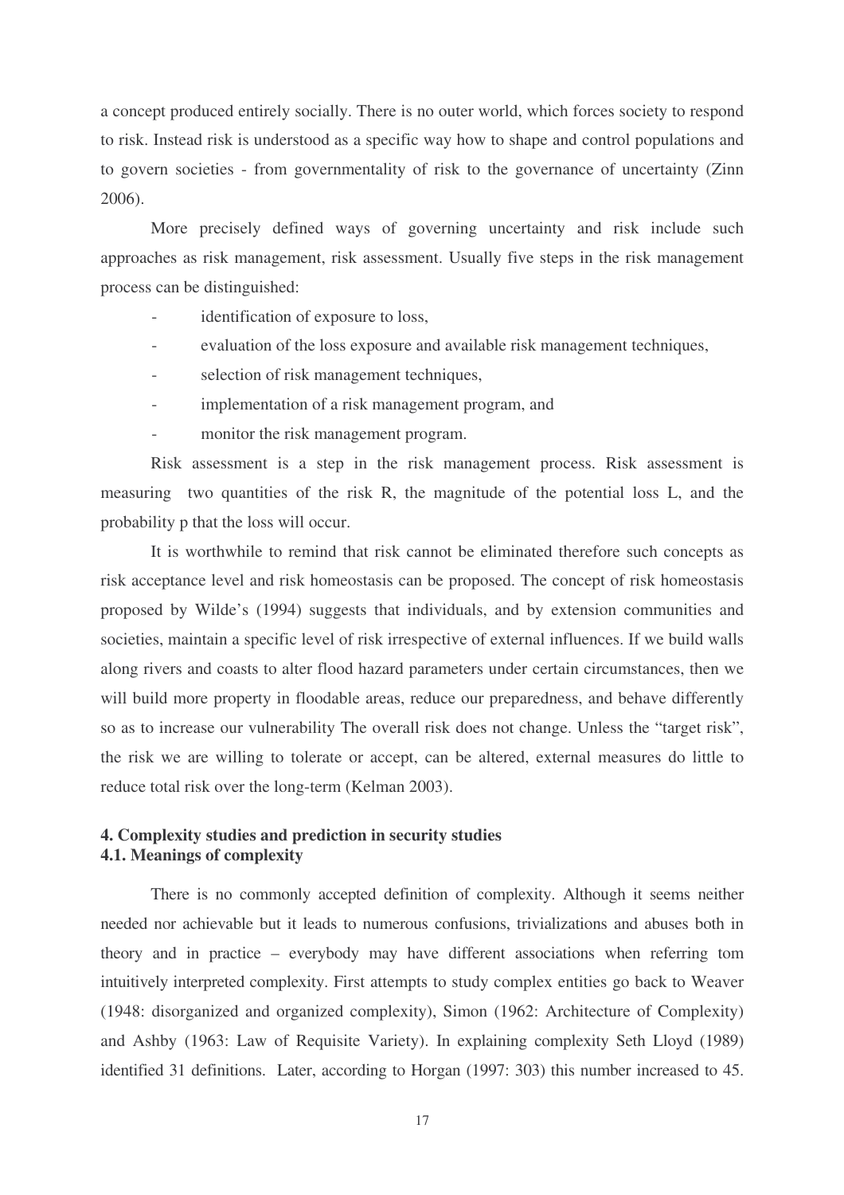a concept produced entirely socially. There is no outer world, which forces society to respond to risk. Instead risk is understood as a specific way how to shape and control populations and to govern societies - from governmentality of risk to the governance of uncertainty (Zinn 2006).

More precisely defined ways of governing uncertainty and risk include such approaches as risk management, risk assessment. Usually five steps in the risk management process can be distinguished:

- identification of exposure to loss,
- evaluation of the loss exposure and available risk management techniques,
- selection of risk management techniques,
- implementation of a risk management program, and
- monitor the risk management program.

Risk assessment is a step in the risk management process. Risk assessment is measuring two quantities of the risk R, the magnitude of the potential loss L, and the probability p that the loss will occur.

It is worthwhile to remind that risk cannot be eliminated therefore such concepts as risk acceptance level and risk homeostasis can be proposed. The concept of risk homeostasis proposed by Wilde's (1994) suggests that individuals, and by extension communities and societies, maintain a specific level of risk irrespective of external influences. If we build walls along rivers and coasts to alter flood hazard parameters under certain circumstances, then we will build more property in floodable areas, reduce our preparedness, and behave differently so as to increase our vulnerability The overall risk does not change. Unless the "target risk", the risk we are willing to tolerate or accept, can be altered, external measures do little to reduce total risk over the long-term (Kelman 2003).

## 4. Complexity studies and prediction in security studies

### 4.1. Meanings of complexity

There is no commonly accepted definition of complexity. Although it seems neither needed nor achievable but it leads to numerous confusions, trivializations and abuses both in theory and in practice – everybody may have different associations when referring tom intuitively interpreted complexity. First attempts to study complex entities go back to Weaver (1948: disorganized and organized complexity), Simon (1962: Architecture of Complexity) and Ashby (1963: Law of Requisite Variety). In explaining complexity Seth Lloyd (1989) identified 31 definitions. Later, according to Horgan (1997: 303) this number increased to 45.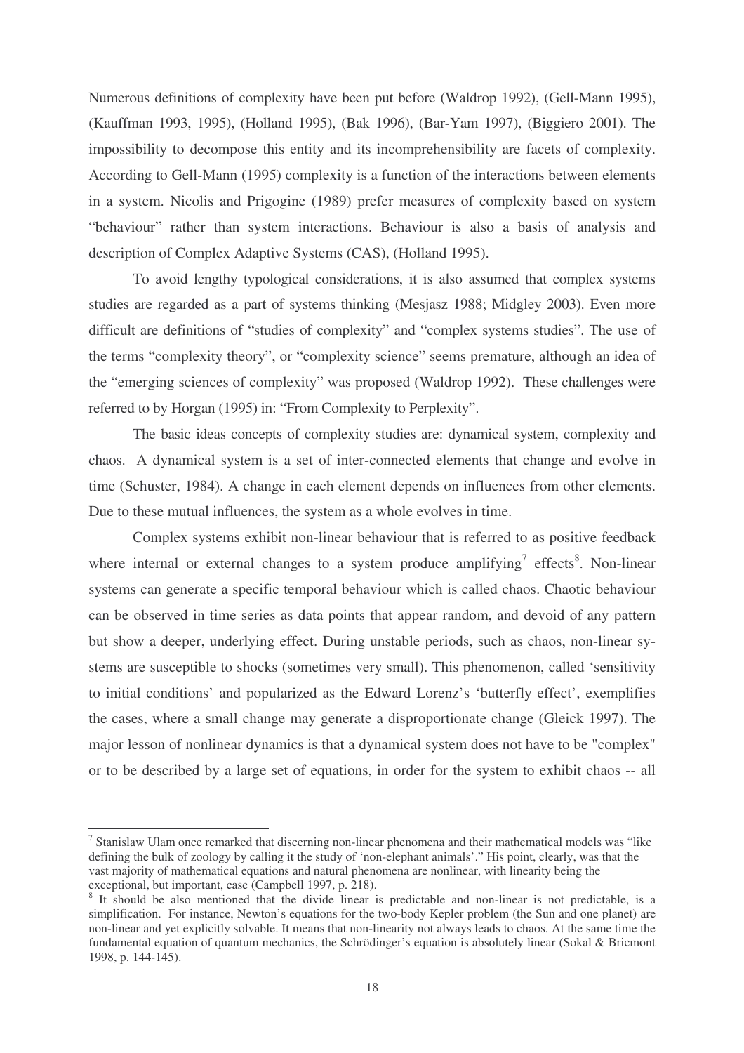Numerous definitions of complexity have been put before (Waldrop 1992), (Gell-Mann 1995), (Kauffman 1993, 1995), (Holland 1995), (Bak 1996), (Bar-Yam 1997), (Biggiero 2001). The impossibility to decompose this entity and its incomprehensibility are facets of complexity. According to Gell-Mann (1995) complexity is a function of the interactions between elements in a system. Nicolis and Prigogine (1989) prefer measures of complexity based on system "behaviour" rather than system interactions. Behaviour is also a basis of analysis and description of Complex Adaptive Systems (CAS), (Holland 1995).

To avoid lengthy typological considerations, it is also assumed that complex systems studies are regarded as a part of systems thinking (Mesjasz 1988; Midgley 2003). Even more difficult are definitions of "studies of complexity" and "complex systems studies". The use of the terms "complexity theory", or "complexity science" seems premature, although an idea of the "emerging sciences of complexity" was proposed (Waldrop 1992). These challenges were referred to by Horgan (1995) in: "From Complexity to Perplexity".

The basic ideas concepts of complexity studies are: dynamical system, complexity and chaos. A dynamical system is a set of inter-connected elements that change and evolve in time (Schuster, 1984). A change in each element depends on influences from other elements. Due to these mutual influences, the system as a whole evolves in time.

Complex systems exhibit non-linear behaviour that is referred to as positive feedback where internal or external changes to a system produce amplifying[7] effects[8]. Non-linear systems can generate a specific temporal behaviour which is called chaos. Chaotic behaviour can be observed in time series as data points that appear random, and devoid of any pattern but show a deeper, underlying effect. During unstable periods, such as chaos, non-linear systems are susceptible to shocks (sometimes very small). This phenomenon, called 'sensitivity to initial conditions' and popularized as the Edward Lorenz's 'butterfly effect', exemplifies the cases, where a small change may generate a disproportionate change (Gleick 1997). The major lesson of nonlinear dynamics is that a dynamical system does not have to be "complex" or to be described by a large set of equations, in order for the system to exhibit chaos -- all

[7] Stanislaw Ulam once remarked that discerning non-linear phenomena and their mathematical models was "like defining the bulk of zoology by calling it the study of 'non-elephant animals'." His point, clearly, was that the vast majority of mathematical equations and natural phenomena are nonlinear, with linearity being the exceptional, but important, case (Campbell 1997, p. 218).

[8] It should be also mentioned that the divide linear is predictable and non-linear is not predictable, is a simplification. For instance, Newton's equations for the two-body Kepler problem (the Sun and one planet) are non-linear and yet explicitly solvable. It means that non-linearity not always leads to chaos. At the same time the fundamental equation of quantum mechanics, the Schrödinger's equation is absolutely linear (Sokal & Bricmont 1998, p. 144-145).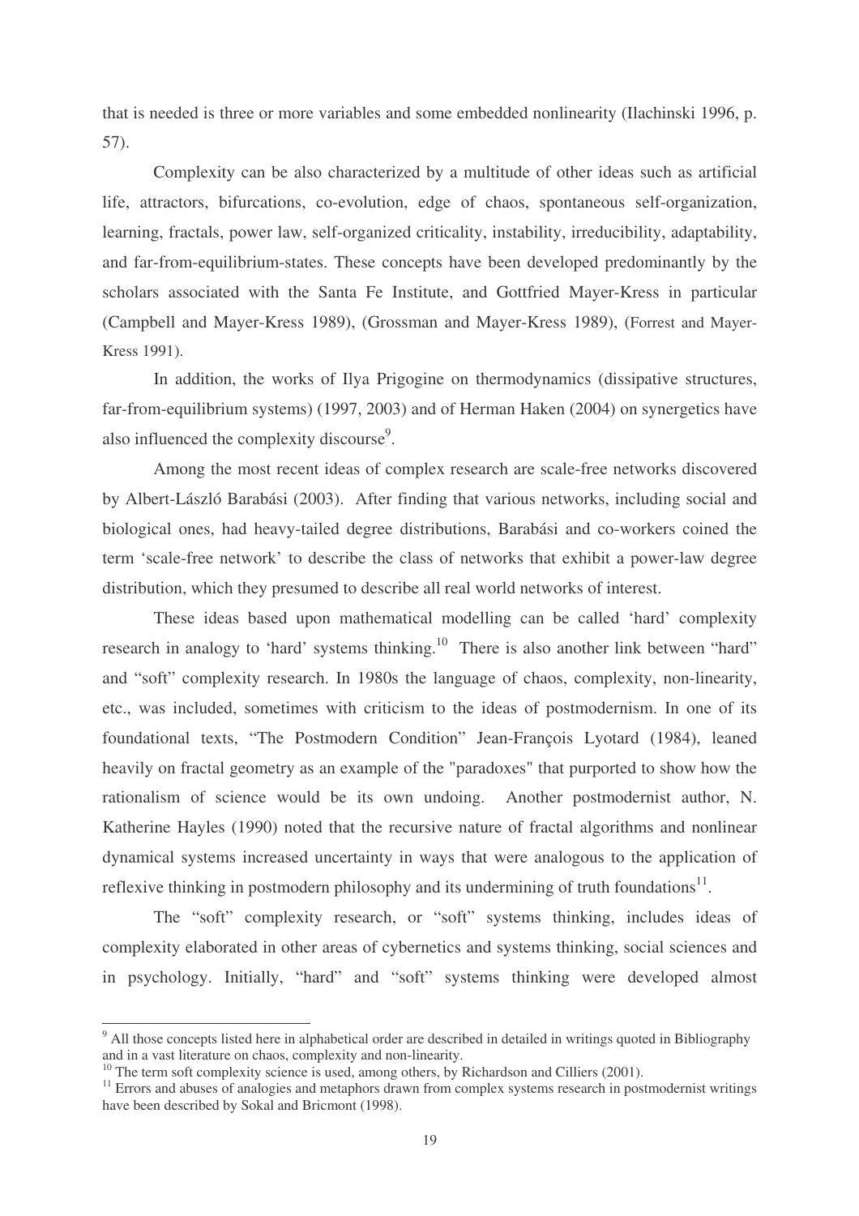that is needed is three or more variables and some embedded nonlinearity (Ilachinski 1996, p. 57).

Complexity can be also characterized by a multitude of other ideas such as artificial life, attractors, bifurcations, co-evolution, edge of chaos, spontaneous self-organization, learning, fractals, power law, self-organized criticality, instability, irreducibility, adaptability, and far-from-equilibrium-states. These concepts have been developed predominantly by the scholars associated with the Santa Fe Institute, and Gottfried Mayer-Kress in particular (Campbell and Mayer-Kress 1989), (Grossman and Mayer-Kress 1989), (Forrest and Mayer-Kress 1991).

In addition, the works of Ilya Prigogine on thermodynamics (dissipative structures, far-from-equilibrium systems) (1997, 2003) and of Herman Haken (2004) on synergetics have also influenced the complexity discourse[9].

Among the most recent ideas of complex research are scale-free networks discovered by Albert-László Barabási (2003). After finding that various networks, including social and biological ones, had heavy-tailed degree distributions, Barabási and co-workers coined the term 'scale-free network' to describe the class of networks that exhibit a power-law degree distribution, which they presumed to describe all real world networks of interest.

These ideas based upon mathematical modelling can be called 'hard' complexity research in analogy to 'hard' systems thinking.[10] There is also another link between "hard" and "soft" complexity research. In 1980s the language of chaos, complexity, non-linearity, etc., was included, sometimes with criticism to the ideas of postmodernism. In one of its foundational texts, "The Postmodern Condition" Jean-François Lyotard (1984), leaned heavily on fractal geometry as an example of the "paradoxes" that purported to show how the rationalism of science would be its own undoing. Another postmodernist author, N. Katherine Hayles (1990) noted that the recursive nature of fractal algorithms and nonlinear dynamical systems increased uncertainty in ways that were analogous to the application of reflexive thinking in postmodern philosophy and its undermining of truth foundations[11].

The "soft" complexity research, or "soft" systems thinking, includes ideas of complexity elaborated in other areas of cybernetics and systems thinking, social sciences and in psychology. Initially, "hard" and "soft" systems thinking were developed almost

---

[9] All those concepts listed here in alphabetical order are described in detailed in writings quoted in Bibliography and in a vast literature on chaos, complexity and non-linearity.

[10] The term soft complexity science is used, among others, by Richardson and Cilliers (2001).

[11] Errors and abuses of analogies and metaphors drawn from complex systems research in postmodernist writings have been described by Sokal and Bricmont (1998).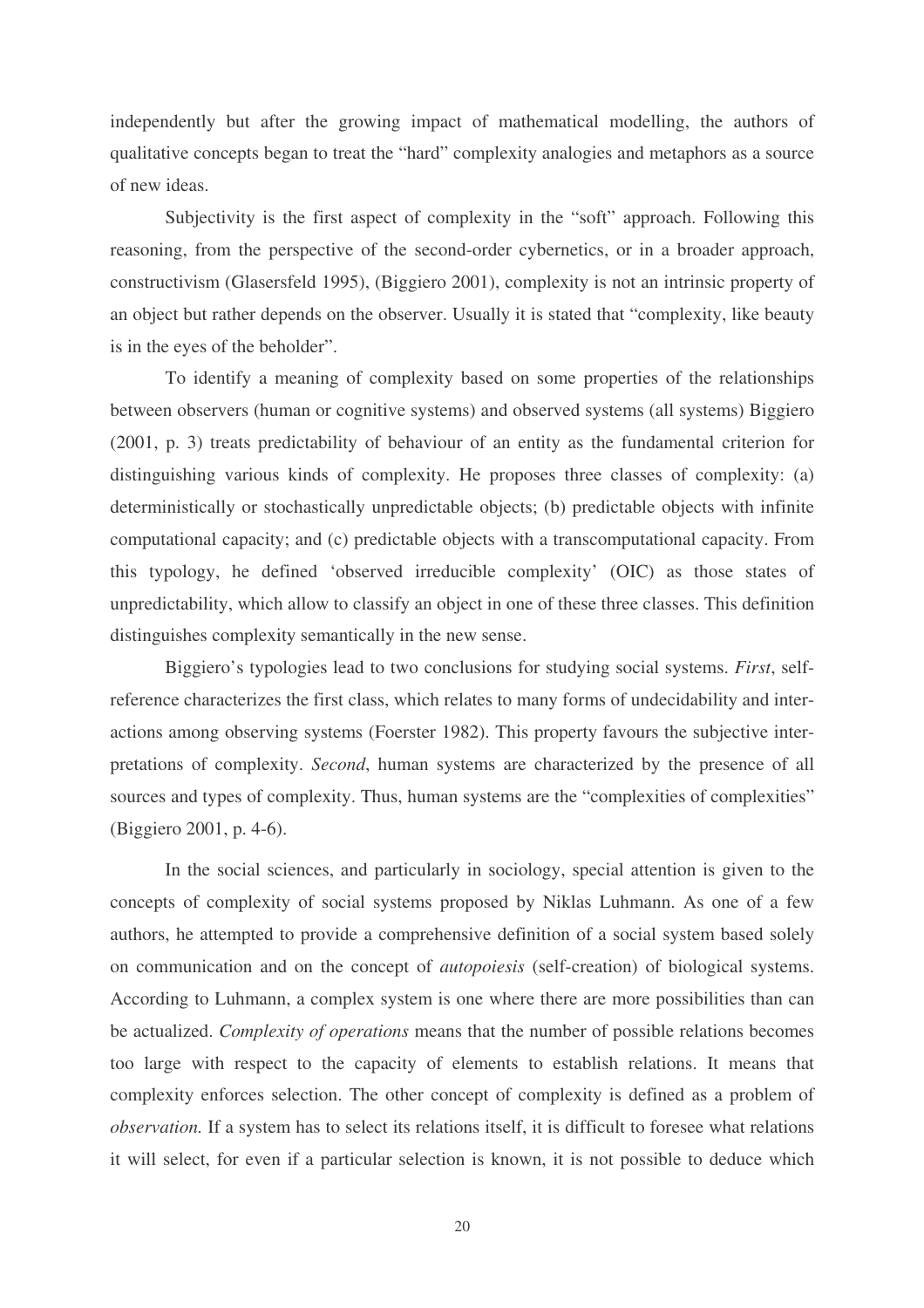independently but after the growing impact of mathematical modelling, the authors of qualitative concepts began to treat the "hard" complexity analogies and metaphors as a source of new ideas.

Subjectivity is the first aspect of complexity in the "soft" approach. Following this reasoning, from the perspective of the second-order cybernetics, or in a broader approach, constructivism (Glasersfeld 1995), (Biggiero 2001), complexity is not an intrinsic property of an object but rather depends on the observer. Usually it is stated that "complexity, like beauty is in the eyes of the beholder".

To identify a meaning of complexity based on some properties of the relationships between observers (human or cognitive systems) and observed systems (all systems) Biggiero (2001, p. 3) treats predictability of behaviour of an entity as the fundamental criterion for distinguishing various kinds of complexity. He proposes three classes of complexity: (a) deterministically or stochastically unpredictable objects; (b) predictable objects with infinite computational capacity; and (c) predictable objects with a transcomputational capacity. From this typology, he defined 'observed irreducible complexity' (OIC) as those states of unpredictability, which allow to classify an object in one of these three classes. This definition distinguishes complexity semantically in the new sense.

Biggiero's typologies lead to two conclusions for studying social systems. *First*, self-reference characterizes the first class, which relates to many forms of undecidability and interactions among observing systems (Foerster 1982). This property favours the subjective interpretations of complexity. *Second*, human systems are characterized by the presence of all sources and types of complexity. Thus, human systems are the "complexities of complexities" (Biggiero 2001, p. 4-6).

In the social sciences, and particularly in sociology, special attention is given to the concepts of complexity of social systems proposed by Niklas Luhmann. As one of a few authors, he attempted to provide a comprehensive definition of a social system based solely on communication and on the concept of *autopoiesis* (self-creation) of biological systems. According to Luhmann, a complex system is one where there are more possibilities than can be actualized. *Complexity of operations* means that the number of possible relations becomes too large with respect to the capacity of elements to establish relations. It means that complexity enforces selection. The other concept of complexity is defined as a problem of *observation.* If a system has to select its relations itself, it is difficult to foresee what relations it will select, for even if a particular selection is known, it is not possible to deduce which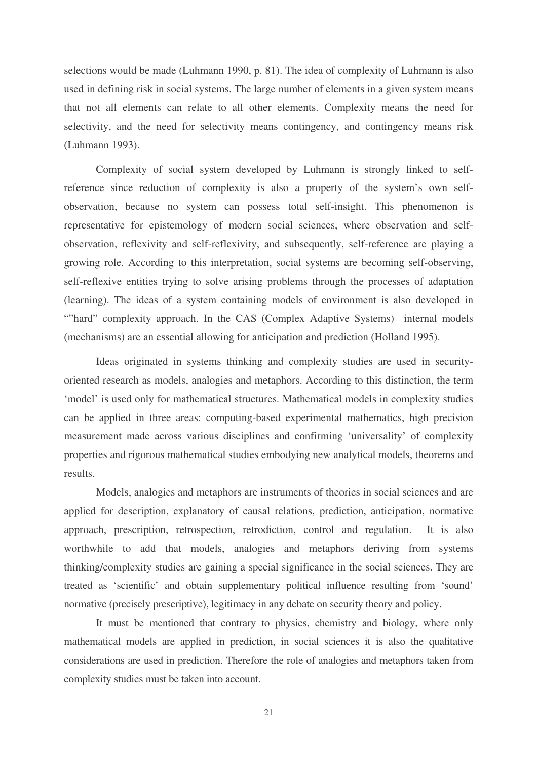selections would be made (Luhmann 1990, p. 81). The idea of complexity of Luhmann is also used in defining risk in social systems. The large number of elements in a given system means that not all elements can relate to all other elements. Complexity means the need for selectivity, and the need for selectivity means contingency, and contingency means risk (Luhmann 1993).

Complexity of social system developed by Luhmann is strongly linked to self-reference since reduction of complexity is also a property of the system's own self-observation, because no system can possess total self-insight. This phenomenon is representative for epistemology of modern social sciences, where observation and self-observation, reflexivity and self-reflexivity, and subsequently, self-reference are playing a growing role. According to this interpretation, social systems are becoming self-observing, self-reflexive entities trying to solve arising problems through the processes of adaptation (learning). The ideas of a system containing models of environment is also developed in “”hard” complexity approach. In the CAS (Complex Adaptive Systems) internal models (mechanisms) are an essential allowing for anticipation and prediction (Holland 1995).

Ideas originated in systems thinking and complexity studies are used in security-oriented research as models, analogies and metaphors. According to this distinction, the term ‘model’ is used only for mathematical structures. Mathematical models in complexity studies can be applied in three areas: computing-based experimental mathematics, high precision measurement made across various disciplines and confirming ‘universality’ of complexity properties and rigorous mathematical studies embodying new analytical models, theorems and results.

Models, analogies and metaphors are instruments of theories in social sciences and are applied for description, explanatory of causal relations, prediction, anticipation, normative approach, prescription, retrospection, retrodiction, control and regulation. It is also worthwhile to add that models, analogies and metaphors deriving from systems thinking/complexity studies are gaining a special significance in the social sciences. They are treated as ‘scientific’ and obtain supplementary political influence resulting from ‘sound’ normative (precisely prescriptive), legitimacy in any debate on security theory and policy.

It must be mentioned that contrary to physics, chemistry and biology, where only mathematical models are applied in prediction, in social sciences it is also the qualitative considerations are used in prediction. Therefore the role of analogies and metaphors taken from complexity studies must be taken into account.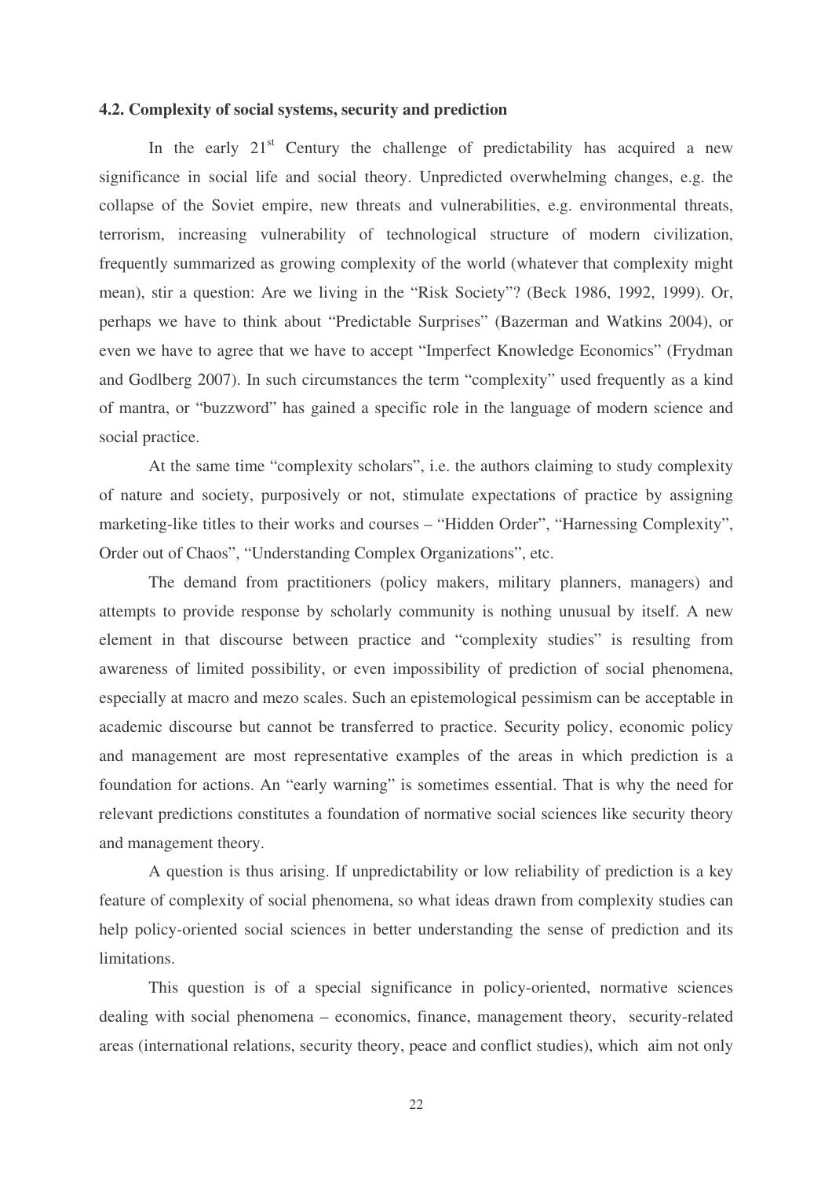### 4.2. Complexity of social systems, security and prediction

In the early 21st Century the challenge of predictability has acquired a new significance in social life and social theory. Unpredicted overwhelming changes, e.g. the collapse of the Soviet empire, new threats and vulnerabilities, e.g. environmental threats, terrorism, increasing vulnerability of technological structure of modern civilization, frequently summarized as growing complexity of the world (whatever that complexity might mean), stir a question: Are we living in the "Risk Society"? (Beck 1986, 1992, 1999). Or, perhaps we have to think about "Predictable Surprises" (Bazerman and Watkins 2004), or even we have to agree that we have to accept "Imperfect Knowledge Economics" (Frydman and Godlberg 2007). In such circumstances the term "complexity" used frequently as a kind of mantra, or "buzzword" has gained a specific role in the language of modern science and social practice.

At the same time "complexity scholars", i.e. the authors claiming to study complexity of nature and society, purposively or not, stimulate expectations of practice by assigning marketing-like titles to their works and courses – "Hidden Order", "Harnessing Complexity", Order out of Chaos", "Understanding Complex Organizations", etc.

The demand from practitioners (policy makers, military planners, managers) and attempts to provide response by scholarly community is nothing unusual by itself. A new element in that discourse between practice and "complexity studies" is resulting from awareness of limited possibility, or even impossibility of prediction of social phenomena, especially at macro and mezo scales. Such an epistemological pessimism can be acceptable in academic discourse but cannot be transferred to practice. Security policy, economic policy and management are most representative examples of the areas in which prediction is a foundation for actions. An "early warning" is sometimes essential. That is why the need for relevant predictions constitutes a foundation of normative social sciences like security theory and management theory.

A question is thus arising. If unpredictability or low reliability of prediction is a key feature of complexity of social phenomena, so what ideas drawn from complexity studies can help policy-oriented social sciences in better understanding the sense of prediction and its limitations.

This question is of a special significance in policy-oriented, normative sciences dealing with social phenomena – economics, finance, management theory, security-related areas (international relations, security theory, peace and conflict studies), which aim not only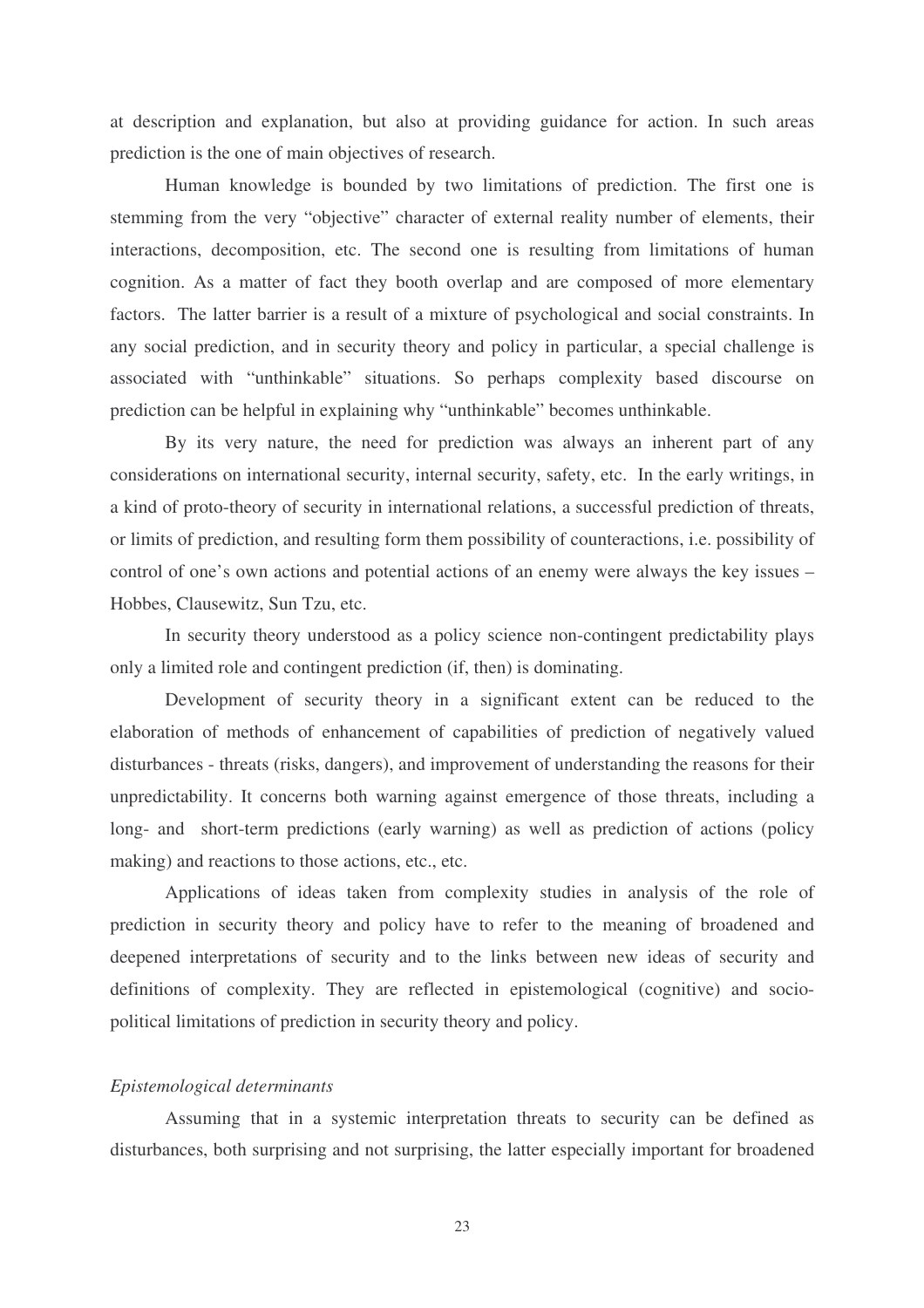at description and explanation, but also at providing guidance for action. In such areas prediction is the one of main objectives of research.

Human knowledge is bounded by two limitations of prediction. The first one is stemming from the very "objective" character of external reality number of elements, their interactions, decomposition, etc. The second one is resulting from limitations of human cognition. As a matter of fact they booth overlap and are composed of more elementary factors. The latter barrier is a result of a mixture of psychological and social constraints. In any social prediction, and in security theory and policy in particular, a special challenge is associated with "unthinkable" situations. So perhaps complexity based discourse on prediction can be helpful in explaining why "unthinkable" becomes unthinkable.

By its very nature, the need for prediction was always an inherent part of any considerations on international security, internal security, safety, etc. In the early writings, in a kind of proto-theory of security in international relations, a successful prediction of threats, or limits of prediction, and resulting form them possibility of counteractions, i.e. possibility of control of one's own actions and potential actions of an enemy were always the key issues – Hobbes, Clausewitz, Sun Tzu, etc.

In security theory understood as a policy science non-contingent predictability plays only a limited role and contingent prediction (if, then) is dominating.

Development of security theory in a significant extent can be reduced to the elaboration of methods of enhancement of capabilities of prediction of negatively valued disturbances - threats (risks, dangers), and improvement of understanding the reasons for their unpredictability. It concerns both warning against emergence of those threats, including a long- and short-term predictions (early warning) as well as prediction of actions (policy making) and reactions to those actions, etc., etc.

Applications of ideas taken from complexity studies in analysis of the role of prediction in security theory and policy have to refer to the meaning of broadened and deepened interpretations of security and to the links between new ideas of security and definitions of complexity. They are reflected in epistemological (cognitive) and socio-political limitations of prediction in security theory and policy.

*Epistemological determinants*

Assuming that in a systemic interpretation threats to security can be defined as disturbances, both surprising and not surprising, the latter especially important for broadened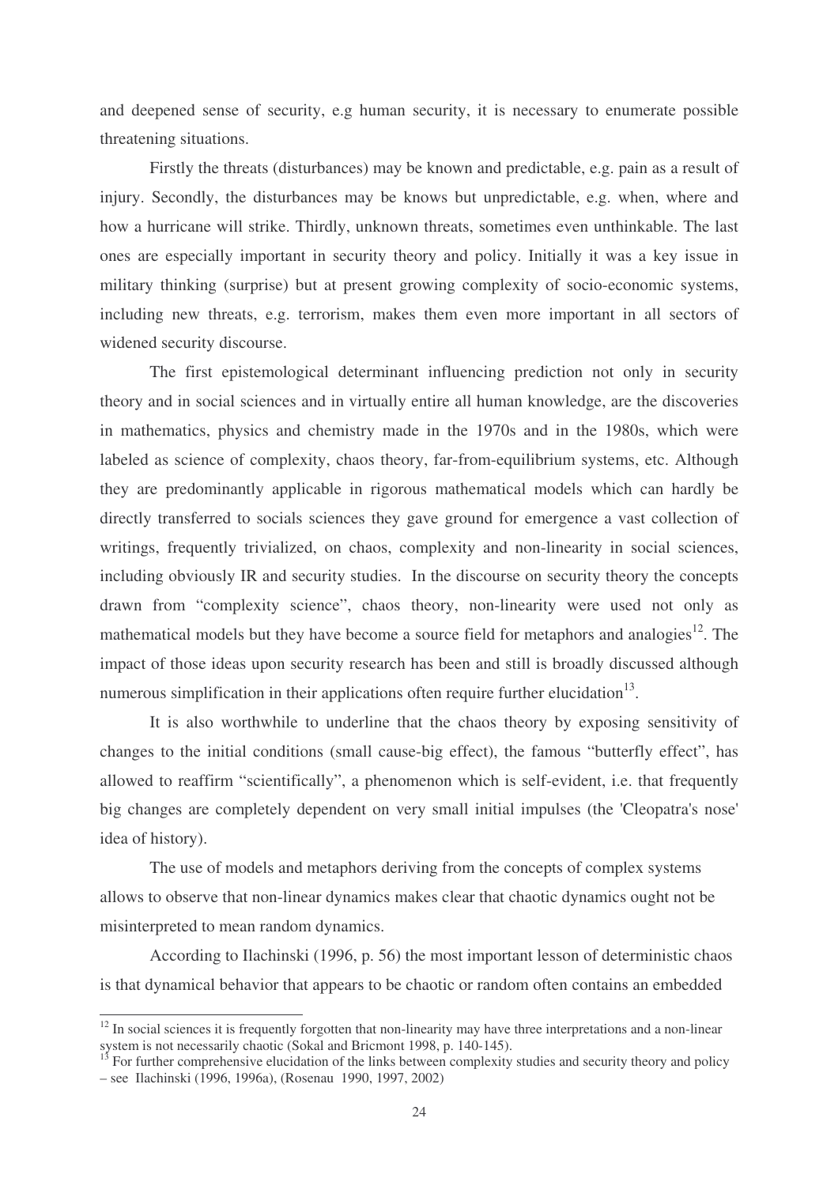and deepened sense of security, e.g human security, it is necessary to enumerate possible threatening situations.

Firstly the threats (disturbances) may be known and predictable, e.g. pain as a result of injury. Secondly, the disturbances may be knows but unpredictable, e.g. when, where and how a hurricane will strike. Thirdly, unknown threats, sometimes even unthinkable. The last ones are especially important in security theory and policy. Initially it was a key issue in military thinking (surprise) but at present growing complexity of socio-economic systems, including new threats, e.g. terrorism, makes them even more important in all sectors of widened security discourse.

The first epistemological determinant influencing prediction not only in security theory and in social sciences and in virtually entire all human knowledge, are the discoveries in mathematics, physics and chemistry made in the 1970s and in the 1980s, which were labeled as science of complexity, chaos theory, far-from-equilibrium systems, etc. Although they are predominantly applicable in rigorous mathematical models which can hardly be directly transferred to socials sciences they gave ground for emergence a vast collection of writings, frequently trivialized, on chaos, complexity and non-linearity in social sciences, including obviously IR and security studies. In the discourse on security theory the concepts drawn from "complexity science", chaos theory, non-linearity were used not only as mathematical models but they have become a source field for metaphors and analogies[12]. The impact of those ideas upon security research has been and still is broadly discussed although numerous simplification in their applications often require further elucidation[13].

It is also worthwhile to underline that the chaos theory by exposing sensitivity of changes to the initial conditions (small cause-big effect), the famous "butterfly effect", has allowed to reaffirm "scientifically", a phenomenon which is self-evident, i.e. that frequently big changes are completely dependent on very small initial impulses (the 'Cleopatra's nose' idea of history).

The use of models and metaphors deriving from the concepts of complex systems allows to observe that non-linear dynamics makes clear that chaotic dynamics ought not be misinterpreted to mean random dynamics.

According to Ilachinski (1996, p. 56) the most important lesson of deterministic chaos is that dynamical behavior that appears to be chaotic or random often contains an embedded

---

[12] In social sciences it is frequently forgotten that non-linearity may have three interpretations and a non-linear system is not necessarily chaotic (Sokal and Bricmont 1998, p. 140-145).

[13] For further comprehensive elucidation of the links between complexity studies and security theory and policy – see Ilachinski (1996, 1996a), (Rosenau 1990, 1997, 2002)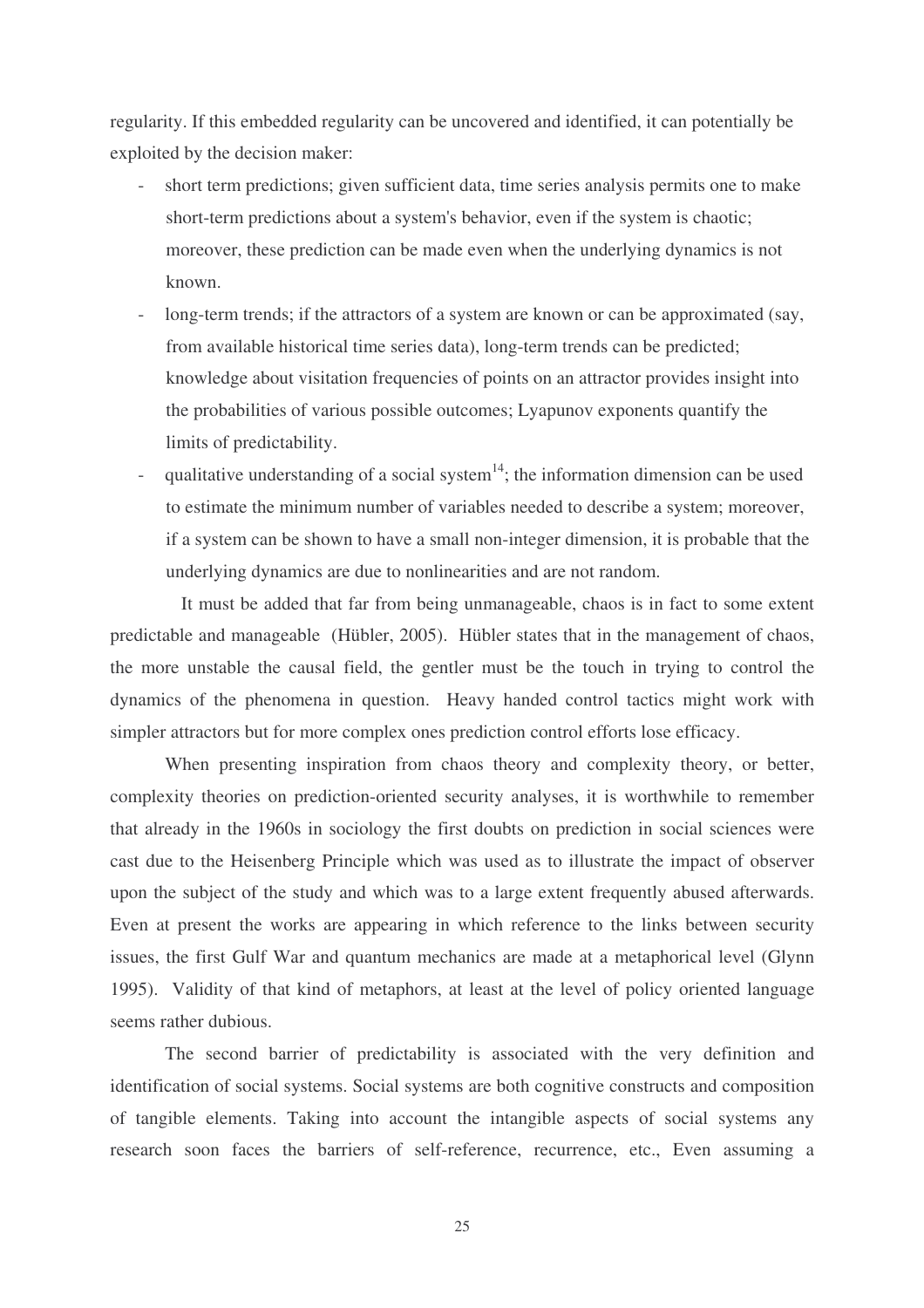regularity. If this embedded regularity can be uncovered and identified, it can potentially be exploited by the decision maker:

- short term predictions; given sufficient data, time series analysis permits one to make short-term predictions about a system's behavior, even if the system is chaotic; moreover, these prediction can be made even when the underlying dynamics is not known.
- long-term trends; if the attractors of a system are known or can be approximated (say, from available historical time series data), long-term trends can be predicted; knowledge about visitation frequencies of points on an attractor provides insight into the probabilities of various possible outcomes; Lyapunov exponents quantify the limits of predictability.
- qualitative understanding of a social system[14]; the information dimension can be used to estimate the minimum number of variables needed to describe a system; moreover, if a system can be shown to have a small non-integer dimension, it is probable that the underlying dynamics are due to nonlinearities and are not random.

It must be added that far from being unmanageable, chaos is in fact to some extent predictable and manageable (Hübler, 2005). Hübler states that in the management of chaos, the more unstable the causal field, the gentler must be the touch in trying to control the dynamics of the phenomena in question. Heavy handed control tactics might work with simpler attractors but for more complex ones prediction control efforts lose efficacy.

When presenting inspiration from chaos theory and complexity theory, or better, complexity theories on prediction-oriented security analyses, it is worthwhile to remember that already in the 1960s in sociology the first doubts on prediction in social sciences were cast due to the Heisenberg Principle which was used as to illustrate the impact of observer upon the subject of the study and which was to a large extent frequently abused afterwards. Even at present the works are appearing in which reference to the links between security issues, the first Gulf War and quantum mechanics are made at a metaphorical level (Glynn 1995). Validity of that kind of metaphors, at least at the level of policy oriented language seems rather dubious.

The second barrier of predictability is associated with the very definition and identification of social systems. Social systems are both cognitive constructs and composition of tangible elements. Taking into account the intangible aspects of social systems any research soon faces the barriers of self-reference, recurrence, etc., Even assuming a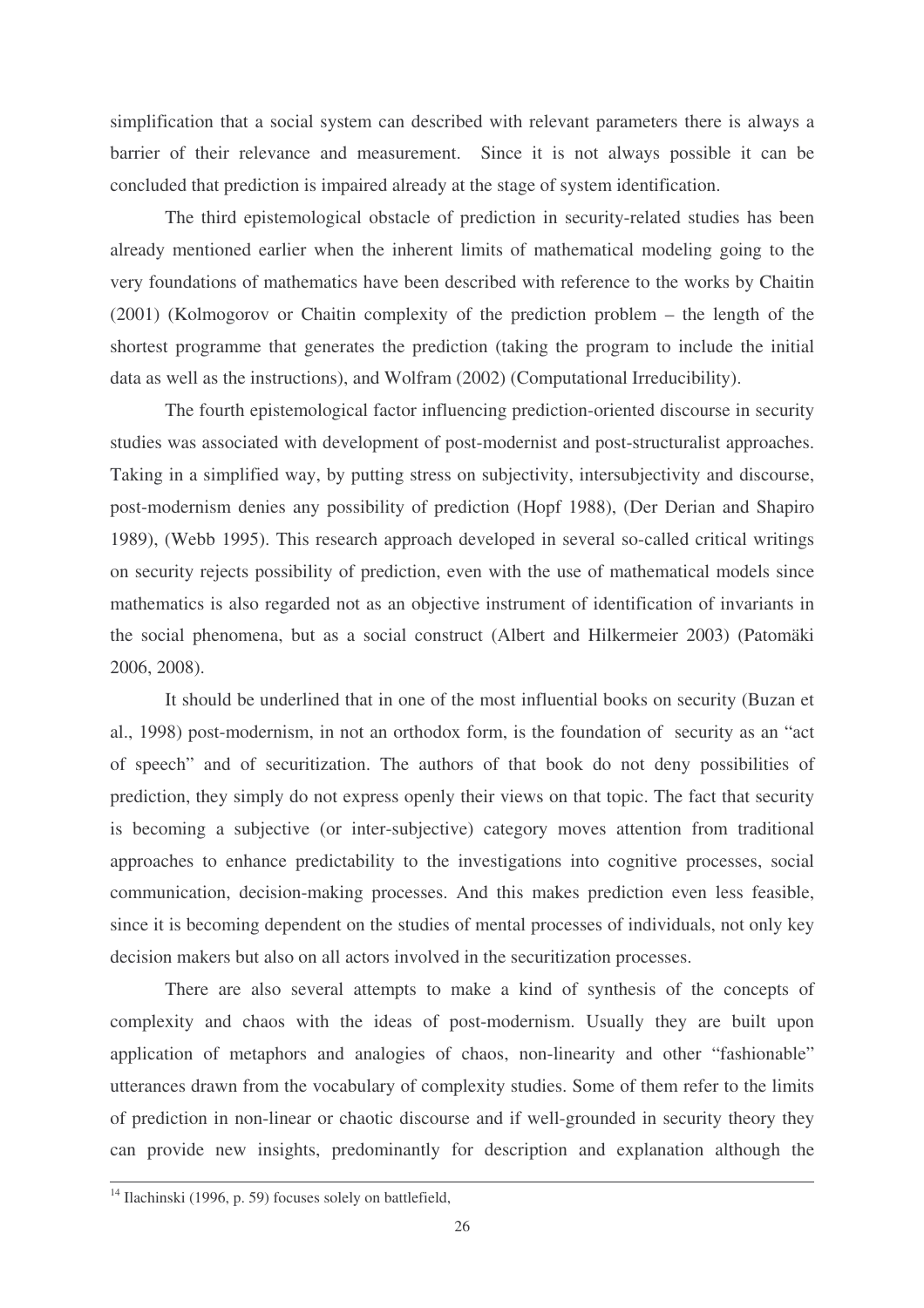simplification that a social system can described with relevant parameters there is always a barrier of their relevance and measurement. Since it is not always possible it can be concluded that prediction is impaired already at the stage of system identification.

The third epistemological obstacle of prediction in security-related studies has been already mentioned earlier when the inherent limits of mathematical modeling going to the very foundations of mathematics have been described with reference to the works by Chaitin (2001) (Kolmogorov or Chaitin complexity of the prediction problem – the length of the shortest programme that generates the prediction (taking the program to include the initial data as well as the instructions), and Wolfram (2002) (Computational Irreducibility).

The fourth epistemological factor influencing prediction-oriented discourse in security studies was associated with development of post-modernist and post-structuralist approaches. Taking in a simplified way, by putting stress on subjectivity, intersubjectivity and discourse, post-modernism denies any possibility of prediction (Hopf 1988), (Der Derian and Shapiro 1989), (Webb 1995). This research approach developed in several so-called critical writings on security rejects possibility of prediction, even with the use of mathematical models since mathematics is also regarded not as an objective instrument of identification of invariants in the social phenomena, but as a social construct (Albert and Hilkermeier 2003) (Patomäki 2006, 2008).

It should be underlined that in one of the most influential books on security (Buzan et al., 1998) post-modernism, in not an orthodox form, is the foundation of security as an "act of speech" and of securitization. The authors of that book do not deny possibilities of prediction, they simply do not express openly their views on that topic. The fact that security is becoming a subjective (or inter-subjective) category moves attention from traditional approaches to enhance predictability to the investigations into cognitive processes, social communication, decision-making processes. And this makes prediction even less feasible, since it is becoming dependent on the studies of mental processes of individuals, not only key decision makers but also on all actors involved in the securitization processes.

There are also several attempts to make a kind of synthesis of the concepts of complexity and chaos with the ideas of post-modernism. Usually they are built upon application of metaphors and analogies of chaos, non-linearity and other "fashionable" utterances drawn from the vocabulary of complexity studies. Some of them refer to the limits of prediction in non-linear or chaotic discourse and if well-grounded in security theory they can provide new insights, predominantly for description and explanation although the

---

[14] Ilachinski (1996, p. 59) focuses solely on battlefield,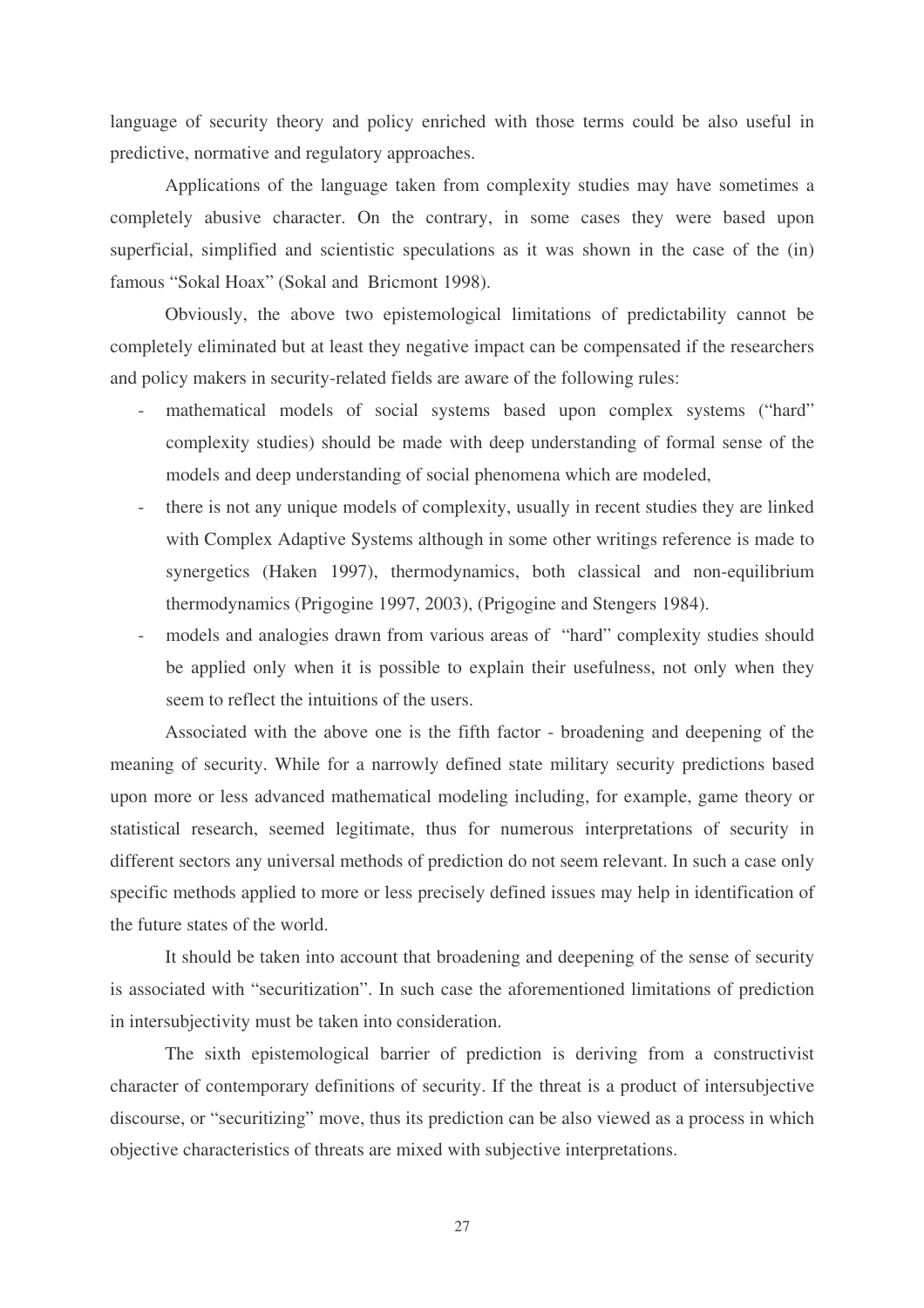language of security theory and policy enriched with those terms could be also useful in predictive, normative and regulatory approaches.

Applications of the language taken from complexity studies may have sometimes a completely abusive character. On the contrary, in some cases they were based upon superficial, simplified and scientistic speculations as it was shown in the case of the (in) famous "Sokal Hoax" (Sokal and Bricmont 1998).

Obviously, the above two epistemological limitations of predictability cannot be completely eliminated but at least they negative impact can be compensated if the researchers and policy makers in security-related fields are aware of the following rules:

- mathematical models of social systems based upon complex systems ("hard" complexity studies) should be made with deep understanding of formal sense of the models and deep understanding of social phenomena which are modeled,
- there is not any unique models of complexity, usually in recent studies they are linked with Complex Adaptive Systems although in some other writings reference is made to synergetics (Haken 1997), thermodynamics, both classical and non-equilibrium thermodynamics (Prigogine 1997, 2003), (Prigogine and Stengers 1984).
- models and analogies drawn from various areas of "hard" complexity studies should be applied only when it is possible to explain their usefulness, not only when they seem to reflect the intuitions of the users.

Associated with the above one is the fifth factor - broadening and deepening of the meaning of security. While for a narrowly defined state military security predictions based upon more or less advanced mathematical modeling including, for example, game theory or statistical research, seemed legitimate, thus for numerous interpretations of security in different sectors any universal methods of prediction do not seem relevant. In such a case only specific methods applied to more or less precisely defined issues may help in identification of the future states of the world.

It should be taken into account that broadening and deepening of the sense of security is associated with "securitization". In such case the aforementioned limitations of prediction in intersubjectivity must be taken into consideration.

The sixth epistemological barrier of prediction is deriving from a constructivist character of contemporary definitions of security. If the threat is a product of intersubjective discourse, or "securitizing" move, thus its prediction can be also viewed as a process in which objective characteristics of threats are mixed with subjective interpretations.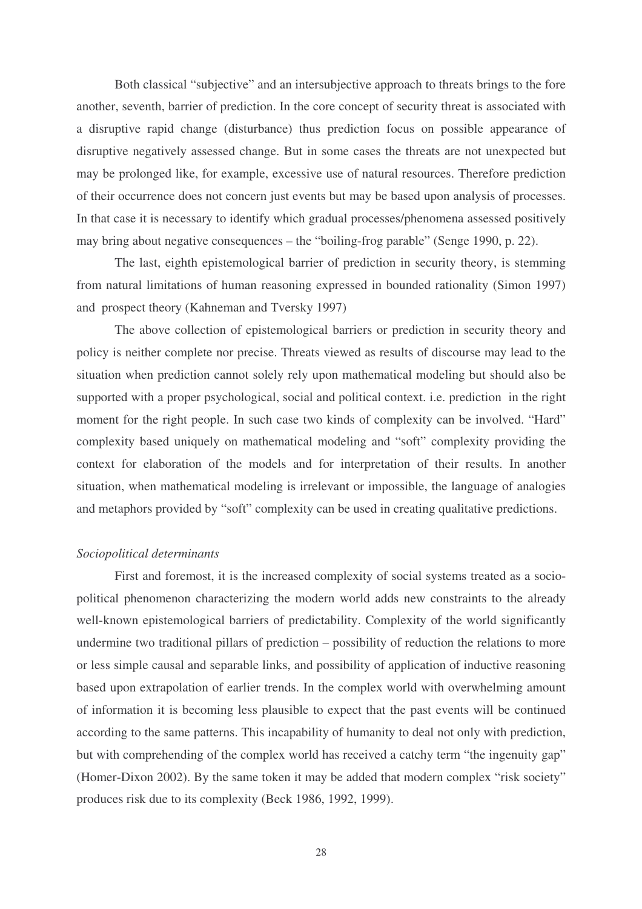Both classical "subjective" and an intersubjective approach to threats brings to the fore another, seventh, barrier of prediction. In the core concept of security threat is associated with a disruptive rapid change (disturbance) thus prediction focus on possible appearance of disruptive negatively assessed change. But in some cases the threats are not unexpected but may be prolonged like, for example, excessive use of natural resources. Therefore prediction of their occurrence does not concern just events but may be based upon analysis of processes. In that case it is necessary to identify which gradual processes/phenomena assessed positively may bring about negative consequences – the "boiling-frog parable" (Senge 1990, p. 22).

The last, eighth epistemological barrier of prediction in security theory, is stemming from natural limitations of human reasoning expressed in bounded rationality (Simon 1997) and prospect theory (Kahneman and Tversky 1997)

The above collection of epistemological barriers or prediction in security theory and policy is neither complete nor precise. Threats viewed as results of discourse may lead to the situation when prediction cannot solely rely upon mathematical modeling but should also be supported with a proper psychological, social and political context. i.e. prediction in the right moment for the right people. In such case two kinds of complexity can be involved. "Hard" complexity based uniquely on mathematical modeling and "soft" complexity providing the context for elaboration of the models and for interpretation of their results. In another situation, when mathematical modeling is irrelevant or impossible, the language of analogies and metaphors provided by "soft" complexity can be used in creating qualitative predictions.

*Sociopolitical determinants*

First and foremost, it is the increased complexity of social systems treated as a socio-political phenomenon characterizing the modern world adds new constraints to the already well-known epistemological barriers of predictability. Complexity of the world significantly undermine two traditional pillars of prediction – possibility of reduction the relations to more or less simple causal and separable links, and possibility of application of inductive reasoning based upon extrapolation of earlier trends. In the complex world with overwhelming amount of information it is becoming less plausible to expect that the past events will be continued according to the same patterns. This incapability of humanity to deal not only with prediction, but with comprehending of the complex world has received a catchy term "the ingenuity gap" (Homer-Dixon 2002). By the same token it may be added that modern complex "risk society" produces risk due to its complexity (Beck 1986, 1992, 1999).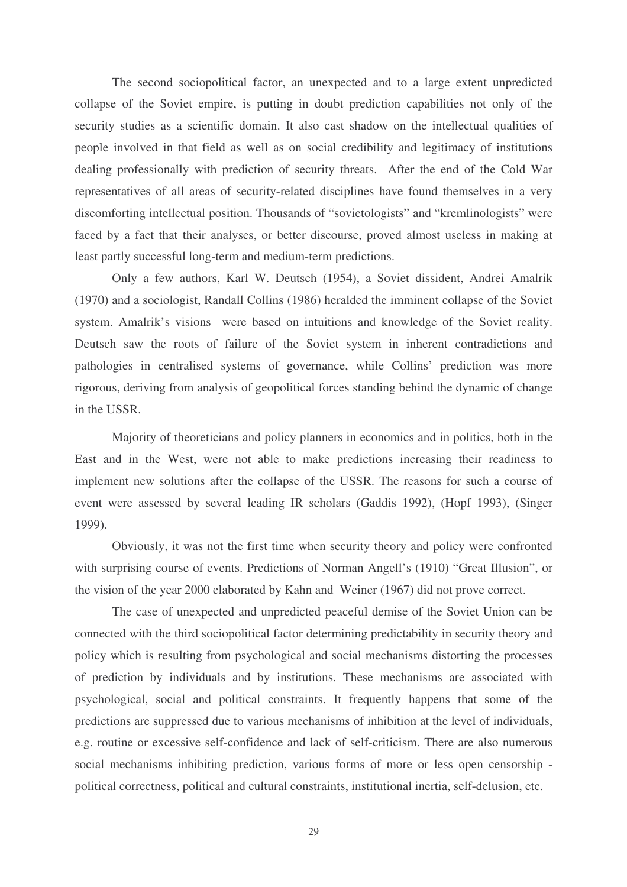The second sociopolitical factor, an unexpected and to a large extent unpredicted collapse of the Soviet empire, is putting in doubt prediction capabilities not only of the security studies as a scientific domain. It also cast shadow on the intellectual qualities of people involved in that field as well as on social credibility and legitimacy of institutions dealing professionally with prediction of security threats. After the end of the Cold War representatives of all areas of security-related disciplines have found themselves in a very discomforting intellectual position. Thousands of "sovietologists" and "kremlinologists" were faced by a fact that their analyses, or better discourse, proved almost useless in making at least partly successful long-term and medium-term predictions.

Only a few authors, Karl W. Deutsch (1954), a Soviet dissident, Andrei Amalrik (1970) and a sociologist, Randall Collins (1986) heralded the imminent collapse of the Soviet system. Amalrik's visions were based on intuitions and knowledge of the Soviet reality. Deutsch saw the roots of failure of the Soviet system in inherent contradictions and pathologies in centralised systems of governance, while Collins' prediction was more rigorous, deriving from analysis of geopolitical forces standing behind the dynamic of change in the USSR.

Majority of theoreticians and policy planners in economics and in politics, both in the East and in the West, were not able to make predictions increasing their readiness to implement new solutions after the collapse of the USSR. The reasons for such a course of event were assessed by several leading IR scholars (Gaddis 1992), (Hopf 1993), (Singer 1999).

Obviously, it was not the first time when security theory and policy were confronted with surprising course of events. Predictions of Norman Angell's (1910) "Great Illusion", or the vision of the year 2000 elaborated by Kahn and Weiner (1967) did not prove correct.

The case of unexpected and unpredicted peaceful demise of the Soviet Union can be connected with the third sociopolitical factor determining predictability in security theory and policy which is resulting from psychological and social mechanisms distorting the processes of prediction by individuals and by institutions. These mechanisms are associated with psychological, social and political constraints. It frequently happens that some of the predictions are suppressed due to various mechanisms of inhibition at the level of individuals, e.g. routine or excessive self-confidence and lack of self-criticism. There are also numerous social mechanisms inhibiting prediction, various forms of more or less open censorship - political correctness, political and cultural constraints, institutional inertia, self-delusion, etc.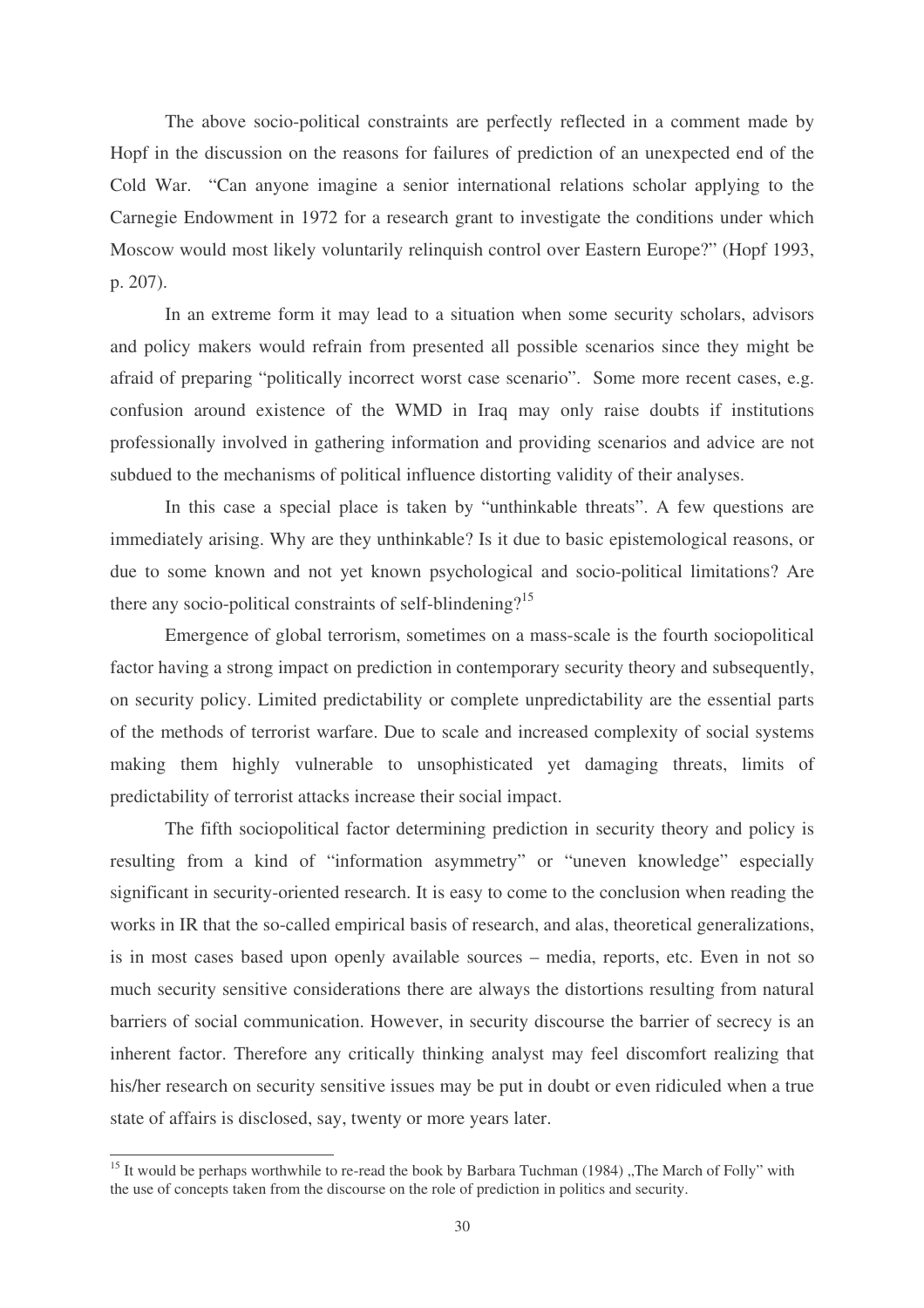The above socio-political constraints are perfectly reflected in a comment made by Hopf in the discussion on the reasons for failures of prediction of an unexpected end of the Cold War. "Can anyone imagine a senior international relations scholar applying to the Carnegie Endowment in 1972 for a research grant to investigate the conditions under which Moscow would most likely voluntarily relinquish control over Eastern Europe?" (Hopf 1993, p. 207).

In an extreme form it may lead to a situation when some security scholars, advisors and policy makers would refrain from presented all possible scenarios since they might be afraid of preparing "politically incorrect worst case scenario". Some more recent cases, e.g. confusion around existence of the WMD in Iraq may only raise doubts if institutions professionally involved in gathering information and providing scenarios and advice are not subdued to the mechanisms of political influence distorting validity of their analyses.

In this case a special place is taken by "unthinkable threats". A few questions are immediately arising. Why are they unthinkable? Is it due to basic epistemological reasons, or due to some known and not yet known psychological and socio-political limitations? Are there any socio-political constraints of self-blindening?[15]

Emergence of global terrorism, sometimes on a mass-scale is the fourth sociopolitical factor having a strong impact on prediction in contemporary security theory and subsequently, on security policy. Limited predictability or complete unpredictability are the essential parts of the methods of terrorist warfare. Due to scale and increased complexity of social systems making them highly vulnerable to unsophisticated yet damaging threats, limits of predictability of terrorist attacks increase their social impact.

The fifth sociopolitical factor determining prediction in security theory and policy is resulting from a kind of "information asymmetry" or "uneven knowledge" especially significant in security-oriented research. It is easy to come to the conclusion when reading the works in IR that the so-called empirical basis of research, and alas, theoretical generalizations, is in most cases based upon openly available sources – media, reports, etc. Even in not so much security sensitive considerations there are always the distortions resulting from natural barriers of social communication. However, in security discourse the barrier of secrecy is an inherent factor. Therefore any critically thinking analyst may feel discomfort realizing that his/her research on security sensitive issues may be put in doubt or even ridiculed when a true state of affairs is disclosed, say, twenty or more years later.

---

[15] It would be perhaps worthwhile to re-read the book by Barbara Tuchman (1984) „The March of Folly" with the use of concepts taken from the discourse on the role of prediction in politics and security.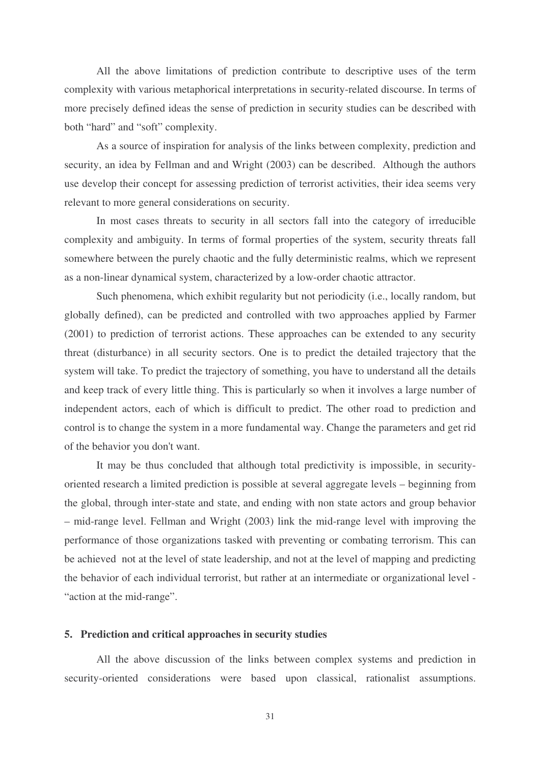All the above limitations of prediction contribute to descriptive uses of the term complexity with various metaphorical interpretations in security-related discourse. In terms of more precisely defined ideas the sense of prediction in security studies can be described with both "hard" and "soft" complexity.

As a source of inspiration for analysis of the links between complexity, prediction and security, an idea by Fellman and and Wright (2003) can be described. Although the authors use develop their concept for assessing prediction of terrorist activities, their idea seems very relevant to more general considerations on security.

In most cases threats to security in all sectors fall into the category of irreducible complexity and ambiguity. In terms of formal properties of the system, security threats fall somewhere between the purely chaotic and the fully deterministic realms, which we represent as a non-linear dynamical system, characterized by a low-order chaotic attractor.

Such phenomena, which exhibit regularity but not periodicity (i.e., locally random, but globally defined), can be predicted and controlled with two approaches applied by Farmer (2001) to prediction of terrorist actions. These approaches can be extended to any security threat (disturbance) in all security sectors. One is to predict the detailed trajectory that the system will take. To predict the trajectory of something, you have to understand all the details and keep track of every little thing. This is particularly so when it involves a large number of independent actors, each of which is difficult to predict. The other road to prediction and control is to change the system in a more fundamental way. Change the parameters and get rid of the behavior you don't want.

It may be thus concluded that although total predictivity is impossible, in security-oriented research a limited prediction is possible at several aggregate levels – beginning from the global, through inter-state and state, and ending with non state actors and group behavior – mid-range level. Fellman and Wright (2003) link the mid-range level with improving the performance of those organizations tasked with preventing or combating terrorism. This can be achieved not at the level of state leadership, and not at the level of mapping and predicting the behavior of each individual terrorist, but rather at an intermediate or organizational level - "action at the mid-range".

## 5. Prediction and critical approaches in security studies

All the above discussion of the links between complex systems and prediction in security-oriented considerations were based upon classical, rationalist assumptions.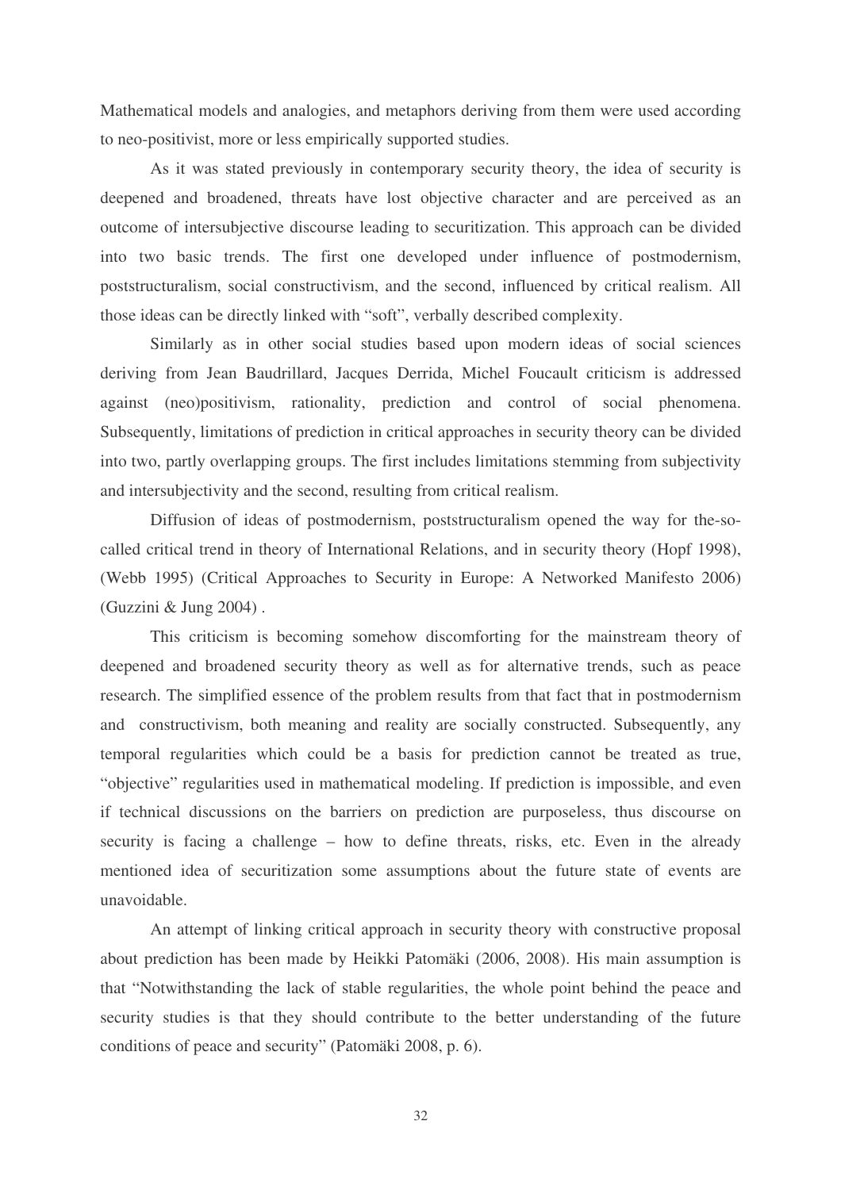Mathematical models and analogies, and metaphors deriving from them were used according to neo-positivist, more or less empirically supported studies.

As it was stated previously in contemporary security theory, the idea of security is deepened and broadened, threats have lost objective character and are perceived as an outcome of intersubjective discourse leading to securitization. This approach can be divided into two basic trends. The first one developed under influence of postmodernism, poststructuralism, social constructivism, and the second, influenced by critical realism. All those ideas can be directly linked with "soft", verbally described complexity.

Similarly as in other social studies based upon modern ideas of social sciences deriving from Jean Baudrillard, Jacques Derrida, Michel Foucault criticism is addressed against (neo)positivism, rationality, prediction and control of social phenomena. Subsequently, limitations of prediction in critical approaches in security theory can be divided into two, partly overlapping groups. The first includes limitations stemming from subjectivity and intersubjectivity and the second, resulting from critical realism.

Diffusion of ideas of postmodernism, poststructuralism opened the way for the-so-called critical trend in theory of International Relations, and in security theory (Hopf 1998), (Webb 1995) (Critical Approaches to Security in Europe: A Networked Manifesto 2006) (Guzzini & Jung 2004) .

This criticism is becoming somehow discomforting for the mainstream theory of deepened and broadened security theory as well as for alternative trends, such as peace research. The simplified essence of the problem results from that fact that in postmodernism and constructivism, both meaning and reality are socially constructed. Subsequently, any temporal regularities which could be a basis for prediction cannot be treated as true, "objective" regularities used in mathematical modeling. If prediction is impossible, and even if technical discussions on the barriers on prediction are purposeless, thus discourse on security is facing a challenge – how to define threats, risks, etc. Even in the already mentioned idea of securitization some assumptions about the future state of events are unavoidable.

An attempt of linking critical approach in security theory with constructive proposal about prediction has been made by Heikki Patomäki (2006, 2008). His main assumption is that "Notwithstanding the lack of stable regularities, the whole point behind the peace and security studies is that they should contribute to the better understanding of the future conditions of peace and security" (Patomäki 2008, p. 6).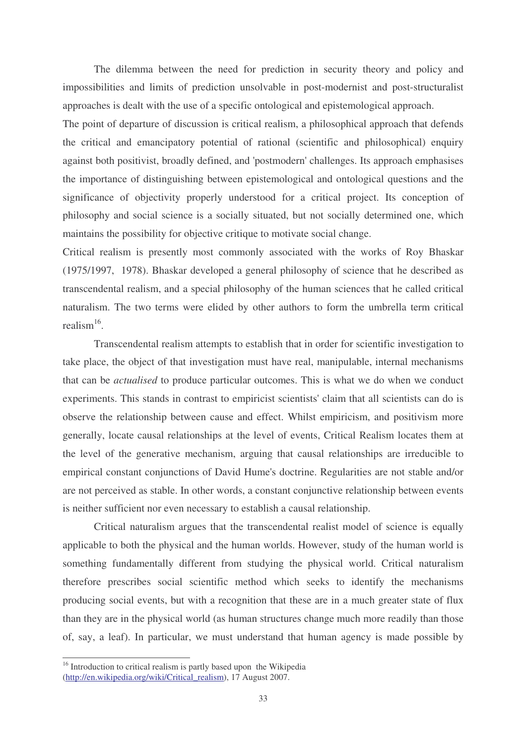The dilemma between the need for prediction in security theory and policy and impossibilities and limits of prediction unsolvable in post-modernist and post-structuralist approaches is dealt with the use of a specific ontological and epistemological approach.

The point of departure of discussion is critical realism, a philosophical approach that defends the critical and emancipatory potential of rational (scientific and philosophical) enquiry against both positivist, broadly defined, and 'postmodern' challenges. Its approach emphasises the importance of distinguishing between epistemological and ontological questions and the significance of objectivity properly understood for a critical project. Its conception of philosophy and social science is a socially situated, but not socially determined one, which maintains the possibility for objective critique to motivate social change.

Critical realism is presently most commonly associated with the works of Roy Bhaskar (1975/1997, 1978). Bhaskar developed a general philosophy of science that he described as transcendental realism, and a special philosophy of the human sciences that he called critical naturalism. The two terms were elided by other authors to form the umbrella term critical realism[16].

Transcendental realism attempts to establish that in order for scientific investigation to take place, the object of that investigation must have real, manipulable, internal mechanisms that can be *actualised* to produce particular outcomes. This is what we do when we conduct experiments. This stands in contrast to empiricist scientists' claim that all scientists can do is observe the relationship between cause and effect. Whilst empiricism, and positivism more generally, locate causal relationships at the level of events, Critical Realism locates them at the level of the generative mechanism, arguing that causal relationships are irreducible to empirical constant conjunctions of David Hume's doctrine. Regularities are not stable and/or are not perceived as stable. In other words, a constant conjunctive relationship between events is neither sufficient nor even necessary to establish a causal relationship.

Critical naturalism argues that the transcendental realist model of science is equally applicable to both the physical and the human worlds. However, study of the human world is something fundamentally different from studying the physical world. Critical naturalism therefore prescribes social scientific method which seeks to identify the mechanisms producing social events, but with a recognition that these are in a much greater state of flux than they are in the physical world (as human structures change much more readily than those of, say, a leaf). In particular, we must understand that human agency is made possible by

[16] Introduction to critical realism is partly based upon the Wikipedia (http://en.wikipedia.org/wiki/Critical_realism), 17 August 2007.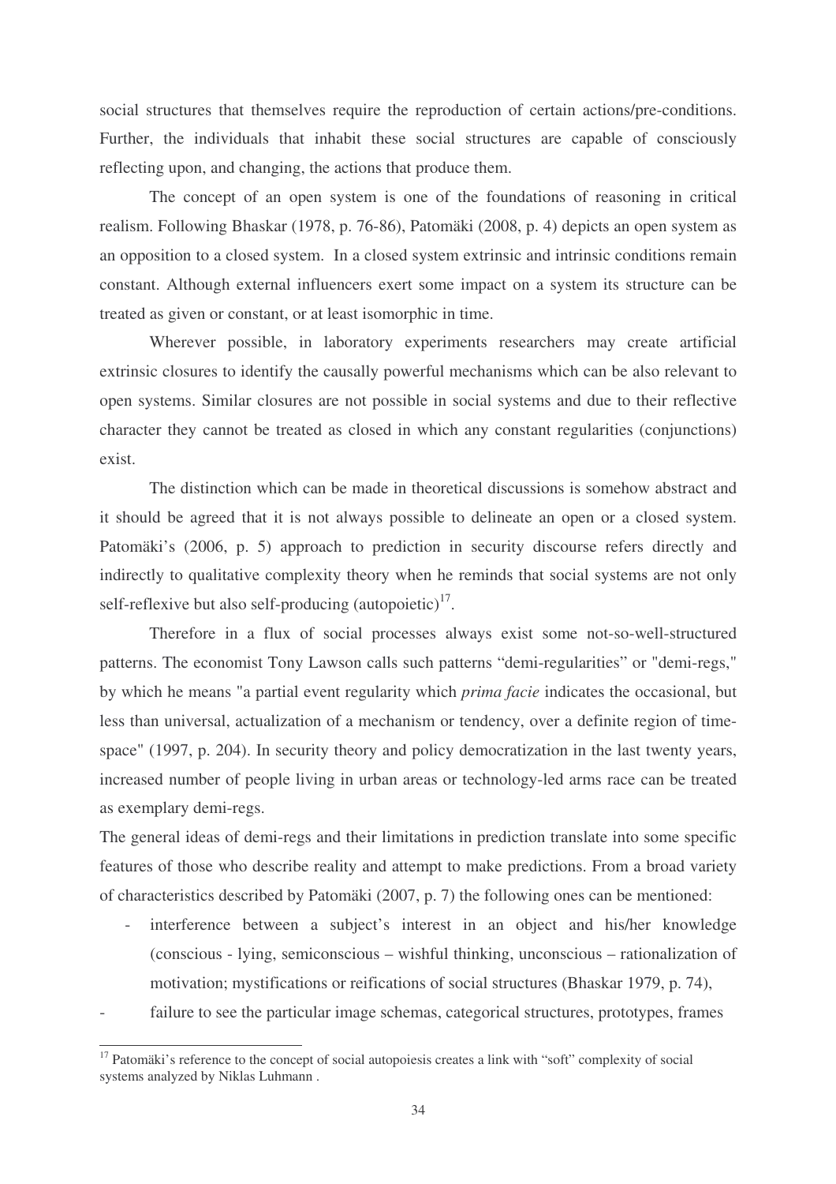social structures that themselves require the reproduction of certain actions/pre-conditions. Further, the individuals that inhabit these social structures are capable of consciously reflecting upon, and changing, the actions that produce them.

The concept of an open system is one of the foundations of reasoning in critical realism. Following Bhaskar (1978, p. 76-86), Patomäki (2008, p. 4) depicts an open system as an opposition to a closed system. In a closed system extrinsic and intrinsic conditions remain constant. Although external influencers exert some impact on a system its structure can be treated as given or constant, or at least isomorphic in time.

Wherever possible, in laboratory experiments researchers may create artificial extrinsic closures to identify the causally powerful mechanisms which can be also relevant to open systems. Similar closures are not possible in social systems and due to their reflective character they cannot be treated as closed in which any constant regularities (conjunctions) exist.

The distinction which can be made in theoretical discussions is somehow abstract and it should be agreed that it is not always possible to delineate an open or a closed system. Patomäki's (2006, p. 5) approach to prediction in security discourse refers directly and indirectly to qualitative complexity theory when he reminds that social systems are not only self-reflexive but also self-producing (autopoietic)[17].

Therefore in a flux of social processes always exist some not-so-well-structured patterns. The economist Tony Lawson calls such patterns "demi-regularities" or "demi-regs," by which he means "a partial event regularity which *prima facie* indicates the occasional, but less than universal, actualization of a mechanism or tendency, over a definite region of time-space" (1997, p. 204). In security theory and policy democratization in the last twenty years, increased number of people living in urban areas or technology-led arms race can be treated as exemplary demi-regs.

The general ideas of demi-regs and their limitations in prediction translate into some specific features of those who describe reality and attempt to make predictions. From a broad variety of characteristics described by Patomäki (2007, p. 7) the following ones can be mentioned:

- interference between a subject's interest in an object and his/her knowledge (conscious - lying, semiconscious – wishful thinking, unconscious – rationalization of motivation; mystifications or reifications of social structures (Bhaskar 1979, p. 74),
- failure to see the particular image schemas, categorical structures, prototypes, frames

[17] Patomäki's reference to the concept of social autopoiesis creates a link with "soft" complexity of social systems analyzed by Niklas Luhmann .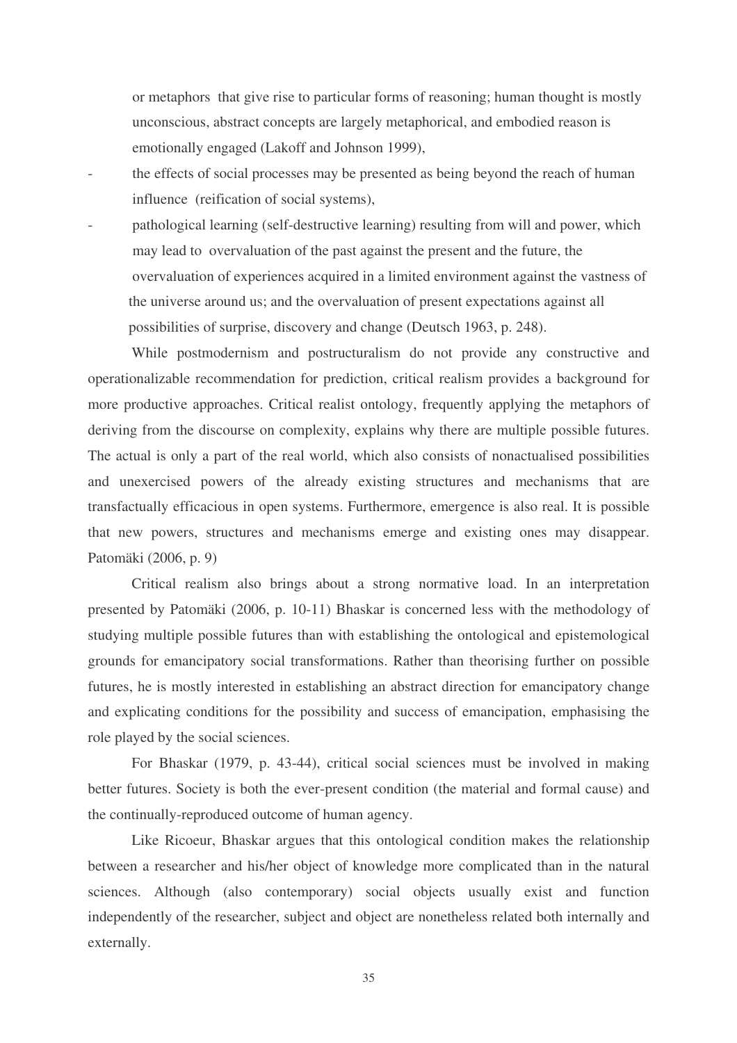or metaphors that give rise to particular forms of reasoning; human thought is mostly unconscious, abstract concepts are largely metaphorical, and embodied reason is emotionally engaged (Lakoff and Johnson 1999),

- the effects of social processes may be presented as being beyond the reach of human influence (reification of social systems),
- pathological learning (self-destructive learning) resulting from will and power, which may lead to overvaluation of the past against the present and the future, the overvaluation of experiences acquired in a limited environment against the vastness of the universe around us; and the overvaluation of present expectations against all possibilities of surprise, discovery and change (Deutsch 1963, p. 248).

While postmodernism and postructuralism do not provide any constructive and operationalizable recommendation for prediction, critical realism provides a background for more productive approaches. Critical realist ontology, frequently applying the metaphors of deriving from the discourse on complexity, explains why there are multiple possible futures. The actual is only a part of the real world, which also consists of nonactualised possibilities and unexercised powers of the already existing structures and mechanisms that are transfactually efficacious in open systems. Furthermore, emergence is also real. It is possible that new powers, structures and mechanisms emerge and existing ones may disappear. Patomäki (2006, p. 9)

Critical realism also brings about a strong normative load. In an interpretation presented by Patomäki (2006, p. 10-11) Bhaskar is concerned less with the methodology of studying multiple possible futures than with establishing the ontological and epistemological grounds for emancipatory social transformations. Rather than theorising further on possible futures, he is mostly interested in establishing an abstract direction for emancipatory change and explicating conditions for the possibility and success of emancipation, emphasising the role played by the social sciences.

For Bhaskar (1979, p. 43-44), critical social sciences must be involved in making better futures. Society is both the ever-present condition (the material and formal cause) and the continually-reproduced outcome of human agency.

Like Ricoeur, Bhaskar argues that this ontological condition makes the relationship between a researcher and his/her object of knowledge more complicated than in the natural sciences. Although (also contemporary) social objects usually exist and function independently of the researcher, subject and object are nonetheless related both internally and externally.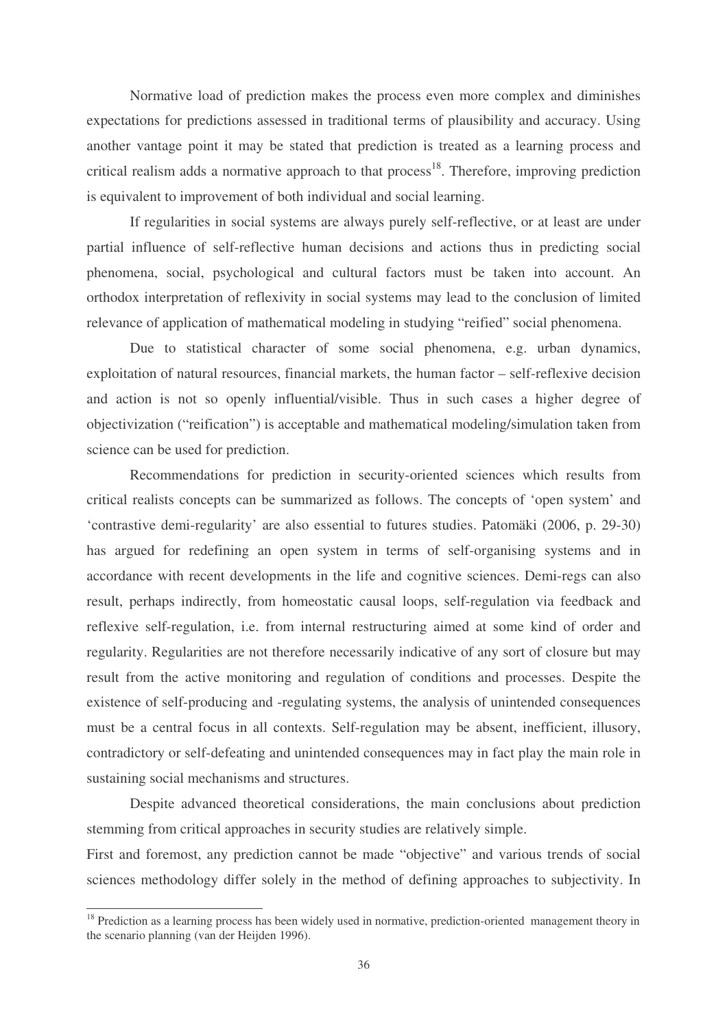Normative load of prediction makes the process even more complex and diminishes expectations for predictions assessed in traditional terms of plausibility and accuracy. Using another vantage point it may be stated that prediction is treated as a learning process and critical realism adds a normative approach to that process[18]. Therefore, improving prediction is equivalent to improvement of both individual and social learning.

If regularities in social systems are always purely self-reflective, or at least are under partial influence of self-reflective human decisions and actions thus in predicting social phenomena, social, psychological and cultural factors must be taken into account. An orthodox interpretation of reflexivity in social systems may lead to the conclusion of limited relevance of application of mathematical modeling in studying "reified" social phenomena.

Due to statistical character of some social phenomena, e.g. urban dynamics, exploitation of natural resources, financial markets, the human factor – self-reflexive decision and action is not so openly influential/visible. Thus in such cases a higher degree of objectivization ("reification") is acceptable and mathematical modeling/simulation taken from science can be used for prediction.

Recommendations for prediction in security-oriented sciences which results from critical realists concepts can be summarized as follows. The concepts of 'open system' and 'contrastive demi-regularity' are also essential to futures studies. Patomäki (2006, p. 29-30) has argued for redefining an open system in terms of self-organising systems and in accordance with recent developments in the life and cognitive sciences. Demi-regs can also result, perhaps indirectly, from homeostatic causal loops, self-regulation via feedback and reflexive self-regulation, i.e. from internal restructuring aimed at some kind of order and regularity. Regularities are not therefore necessarily indicative of any sort of closure but may result from the active monitoring and regulation of conditions and processes. Despite the existence of self-producing and -regulating systems, the analysis of unintended consequences must be a central focus in all contexts. Self-regulation may be absent, inefficient, illusory, contradictory or self-defeating and unintended consequences may in fact play the main role in sustaining social mechanisms and structures.

Despite advanced theoretical considerations, the main conclusions about prediction stemming from critical approaches in security studies are relatively simple.

First and foremost, any prediction cannot be made "objective" and various trends of social sciences methodology differ solely in the method of defining approaches to subjectivity. In

[18] Prediction as a learning process has been widely used in normative, prediction-oriented management theory in the scenario planning (van der Heijden 1996).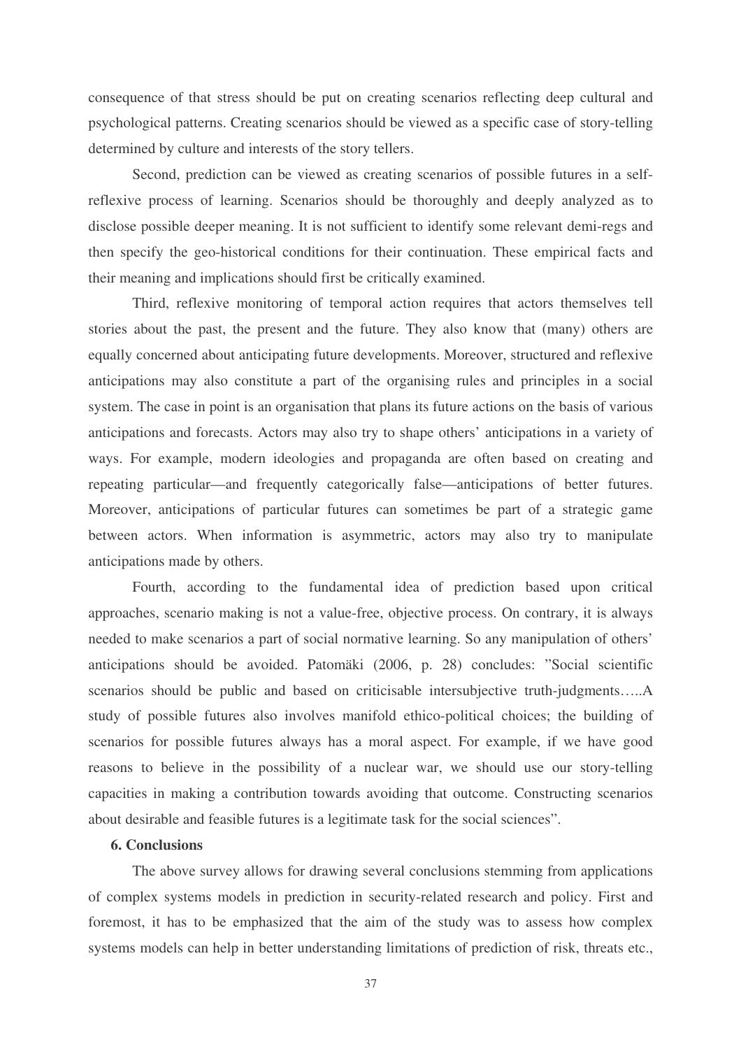consequence of that stress should be put on creating scenarios reflecting deep cultural and psychological patterns. Creating scenarios should be viewed as a specific case of story-telling determined by culture and interests of the story tellers.

Second, prediction can be viewed as creating scenarios of possible futures in a self-reflexive process of learning. Scenarios should be thoroughly and deeply analyzed as to disclose possible deeper meaning. It is not sufficient to identify some relevant demi-regs and then specify the geo-historical conditions for their continuation. These empirical facts and their meaning and implications should first be critically examined.

Third, reflexive monitoring of temporal action requires that actors themselves tell stories about the past, the present and the future. They also know that (many) others are equally concerned about anticipating future developments. Moreover, structured and reflexive anticipations may also constitute a part of the organising rules and principles in a social system. The case in point is an organisation that plans its future actions on the basis of various anticipations and forecasts. Actors may also try to shape others' anticipations in a variety of ways. For example, modern ideologies and propaganda are often based on creating and repeating particular—and frequently categorically false—anticipations of better futures. Moreover, anticipations of particular futures can sometimes be part of a strategic game between actors. When information is asymmetric, actors may also try to manipulate anticipations made by others.

Fourth, according to the fundamental idea of prediction based upon critical approaches, scenario making is not a value-free, objective process. On contrary, it is always needed to make scenarios a part of social normative learning. So any manipulation of others' anticipations should be avoided. Patomäki (2006, p. 28) concludes: "Social scientific scenarios should be public and based on criticisable intersubjective truth-judgments…..A study of possible futures also involves manifold ethico-political choices; the building of scenarios for possible futures always has a moral aspect. For example, if we have good reasons to believe in the possibility of a nuclear war, we should use our story-telling capacities in making a contribution towards avoiding that outcome. Constructing scenarios about desirable and feasible futures is a legitimate task for the social sciences".

## 6. Conclusions

The above survey allows for drawing several conclusions stemming from applications of complex systems models in prediction in security-related research and policy. First and foremost, it has to be emphasized that the aim of the study was to assess how complex systems models can help in better understanding limitations of prediction of risk, threats etc.,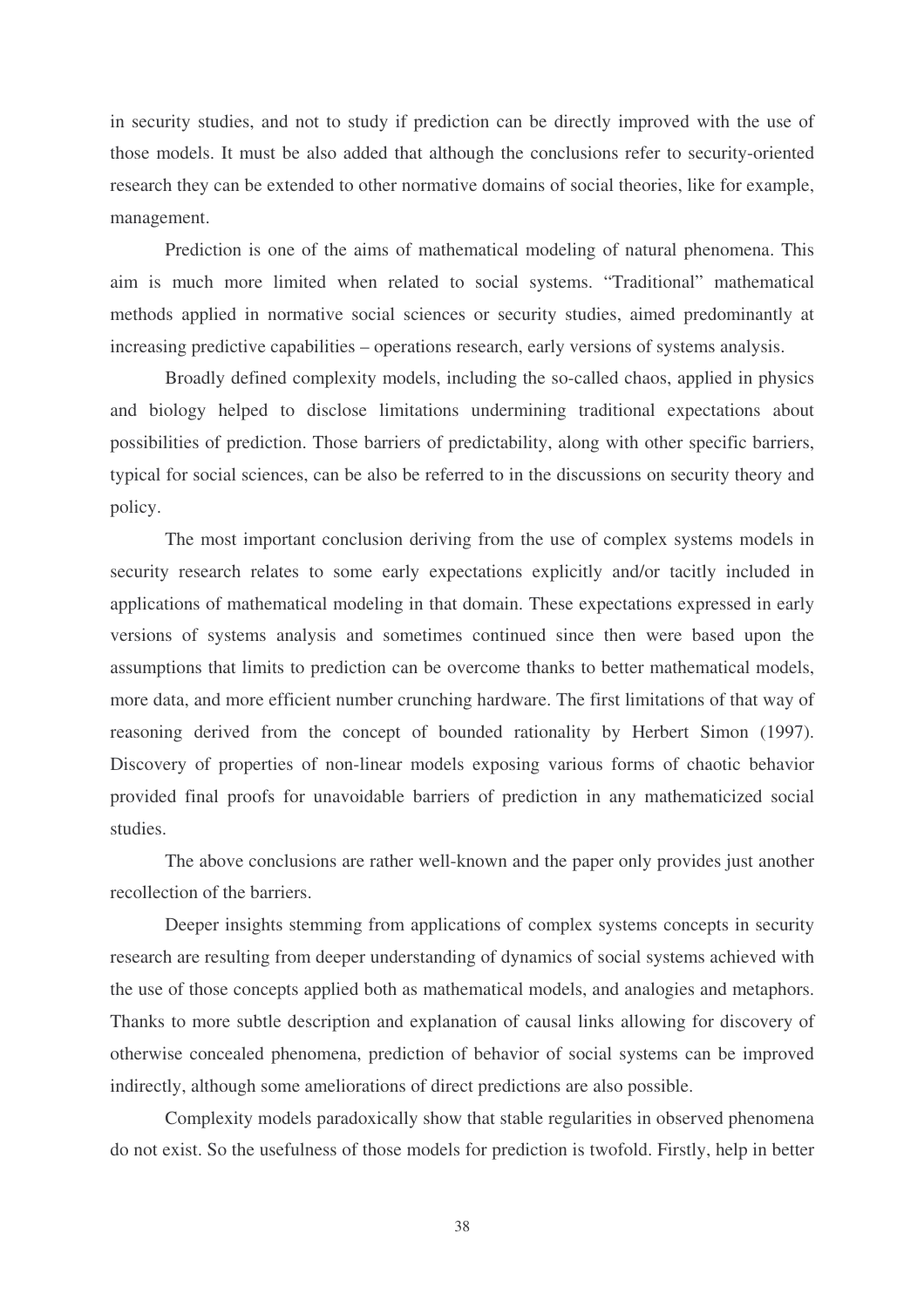in security studies, and not to study if prediction can be directly improved with the use of those models. It must be also added that although the conclusions refer to security-oriented research they can be extended to other normative domains of social theories, like for example, management.

Prediction is one of the aims of mathematical modeling of natural phenomena. This aim is much more limited when related to social systems. "Traditional" mathematical methods applied in normative social sciences or security studies, aimed predominantly at increasing predictive capabilities – operations research, early versions of systems analysis.

Broadly defined complexity models, including the so-called chaos, applied in physics and biology helped to disclose limitations undermining traditional expectations about possibilities of prediction. Those barriers of predictability, along with other specific barriers, typical for social sciences, can be also be referred to in the discussions on security theory and policy.

The most important conclusion deriving from the use of complex systems models in security research relates to some early expectations explicitly and/or tacitly included in applications of mathematical modeling in that domain. These expectations expressed in early versions of systems analysis and sometimes continued since then were based upon the assumptions that limits to prediction can be overcome thanks to better mathematical models, more data, and more efficient number crunching hardware. The first limitations of that way of reasoning derived from the concept of bounded rationality by Herbert Simon (1997). Discovery of properties of non-linear models exposing various forms of chaotic behavior provided final proofs for unavoidable barriers of prediction in any mathematicized social studies.

The above conclusions are rather well-known and the paper only provides just another recollection of the barriers.

Deeper insights stemming from applications of complex systems concepts in security research are resulting from deeper understanding of dynamics of social systems achieved with the use of those concepts applied both as mathematical models, and analogies and metaphors. Thanks to more subtle description and explanation of causal links allowing for discovery of otherwise concealed phenomena, prediction of behavior of social systems can be improved indirectly, although some ameliorations of direct predictions are also possible.

Complexity models paradoxically show that stable regularities in observed phenomena do not exist. So the usefulness of those models for prediction is twofold. Firstly, help in better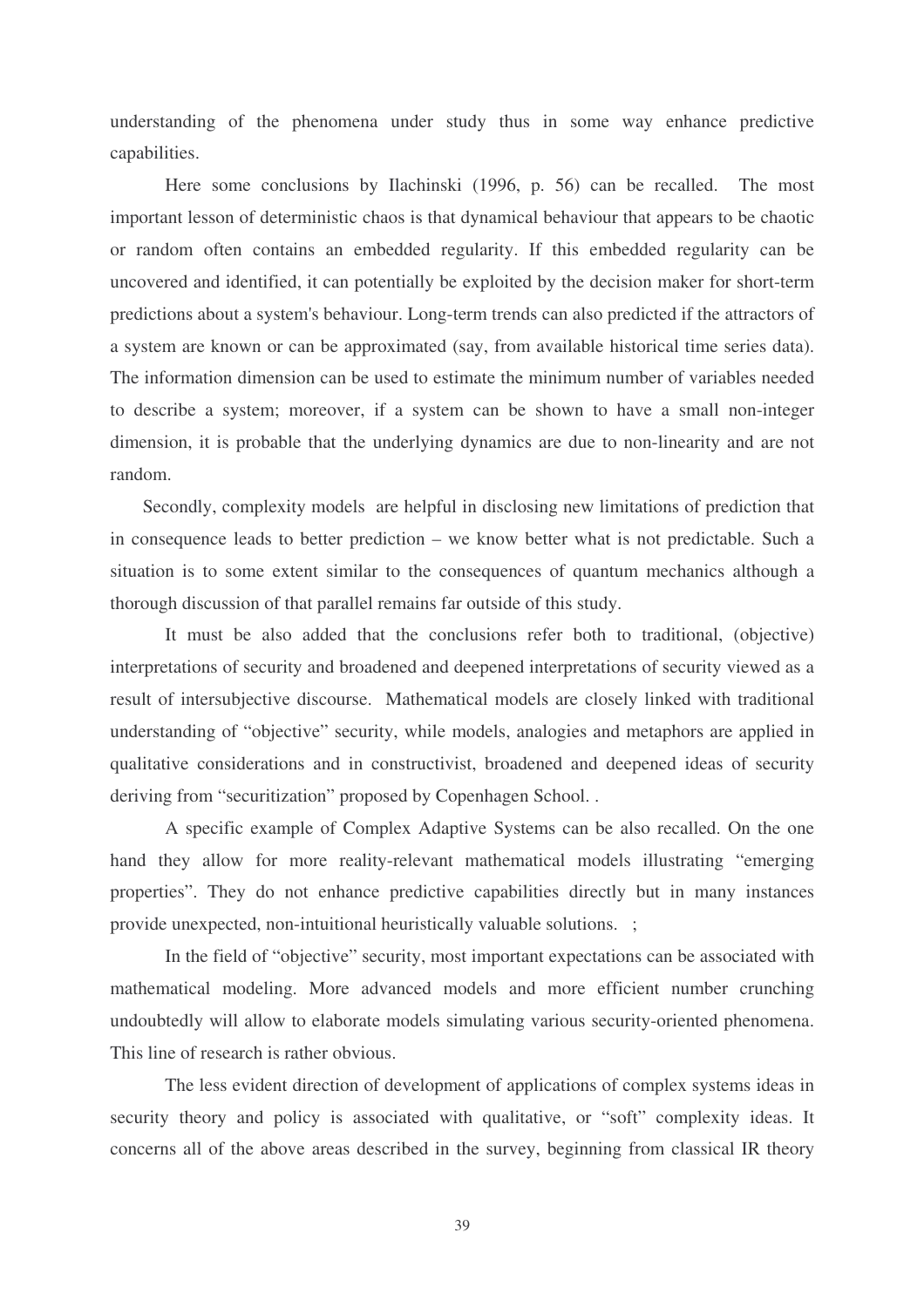understanding of the phenomena under study thus in some way enhance predictive capabilities.

Here some conclusions by Ilachinski (1996, p. 56) can be recalled. The most important lesson of deterministic chaos is that dynamical behaviour that appears to be chaotic or random often contains an embedded regularity. If this embedded regularity can be uncovered and identified, it can potentially be exploited by the decision maker for short-term predictions about a system's behaviour. Long-term trends can also predicted if the attractors of a system are known or can be approximated (say, from available historical time series data). The information dimension can be used to estimate the minimum number of variables needed to describe a system; moreover, if a system can be shown to have a small non-integer dimension, it is probable that the underlying dynamics are due to non-linearity and are not random.

Secondly, complexity models are helpful in disclosing new limitations of prediction that in consequence leads to better prediction – we know better what is not predictable. Such a situation is to some extent similar to the consequences of quantum mechanics although a thorough discussion of that parallel remains far outside of this study.

It must be also added that the conclusions refer both to traditional, (objective) interpretations of security and broadened and deepened interpretations of security viewed as a result of intersubjective discourse. Mathematical models are closely linked with traditional understanding of "objective" security, while models, analogies and metaphors are applied in qualitative considerations and in constructivist, broadened and deepened ideas of security deriving from "securitization" proposed by Copenhagen School. .

A specific example of Complex Adaptive Systems can be also recalled. On the one hand they allow for more reality-relevant mathematical models illustrating "emerging properties". They do not enhance predictive capabilities directly but in many instances provide unexpected, non-intuitional heuristically valuable solutions. ;

In the field of "objective" security, most important expectations can be associated with mathematical modeling. More advanced models and more efficient number crunching undoubtedly will allow to elaborate models simulating various security-oriented phenomena. This line of research is rather obvious.

The less evident direction of development of applications of complex systems ideas in security theory and policy is associated with qualitative, or "soft" complexity ideas. It concerns all of the above areas described in the survey, beginning from classical IR theory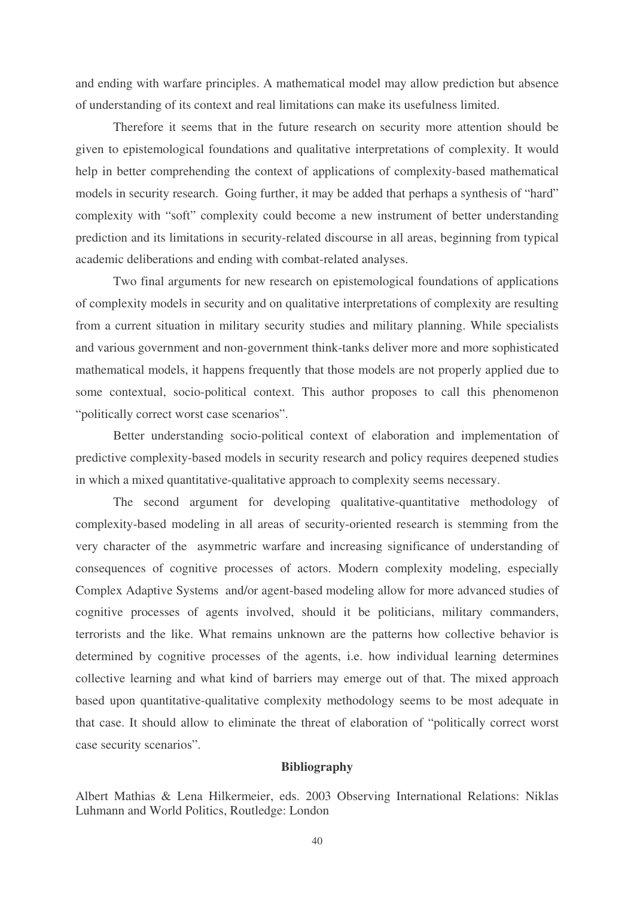and ending with warfare principles. A mathematical model may allow prediction but absence of understanding of its context and real limitations can make its usefulness limited.

Therefore it seems that in the future research on security more attention should be given to epistemological foundations and qualitative interpretations of complexity. It would help in better comprehending the context of applications of complexity-based mathematical models in security research. Going further, it may be added that perhaps a synthesis of "hard" complexity with "soft" complexity could become a new instrument of better understanding prediction and its limitations in security-related discourse in all areas, beginning from typical academic deliberations and ending with combat-related analyses.

Two final arguments for new research on epistemological foundations of applications of complexity models in security and on qualitative interpretations of complexity are resulting from a current situation in military security studies and military planning. While specialists and various government and non-government think-tanks deliver more and more sophisticated mathematical models, it happens frequently that those models are not properly applied due to some contextual, socio-political context. This author proposes to call this phenomenon "politically correct worst case scenarios".

Better understanding socio-political context of elaboration and implementation of predictive complexity-based models in security research and policy requires deepened studies in which a mixed quantitative-qualitative approach to complexity seems necessary.

The second argument for developing qualitative-quantitative methodology of complexity-based modeling in all areas of security-oriented research is stemming from the very character of the asymmetric warfare and increasing significance of understanding of consequences of cognitive processes of actors. Modern complexity modeling, especially Complex Adaptive Systems and/or agent-based modeling allow for more advanced studies of cognitive processes of agents involved, should it be politicians, military commanders, terrorists and the like. What remains unknown are the patterns how collective behavior is determined by cognitive processes of the agents, i.e. how individual learning determines collective learning and what kind of barriers may emerge out of that. The mixed approach based upon quantitative-qualitative complexity methodology seems to be most adequate in that case. It should allow to eliminate the threat of elaboration of "politically correct worst case security scenarios".

## Bibliography

Albert Mathias & Lena Hilkermeier, eds. 2003 Observing International Relations: Niklas Luhmann and World Politics, Routledge: London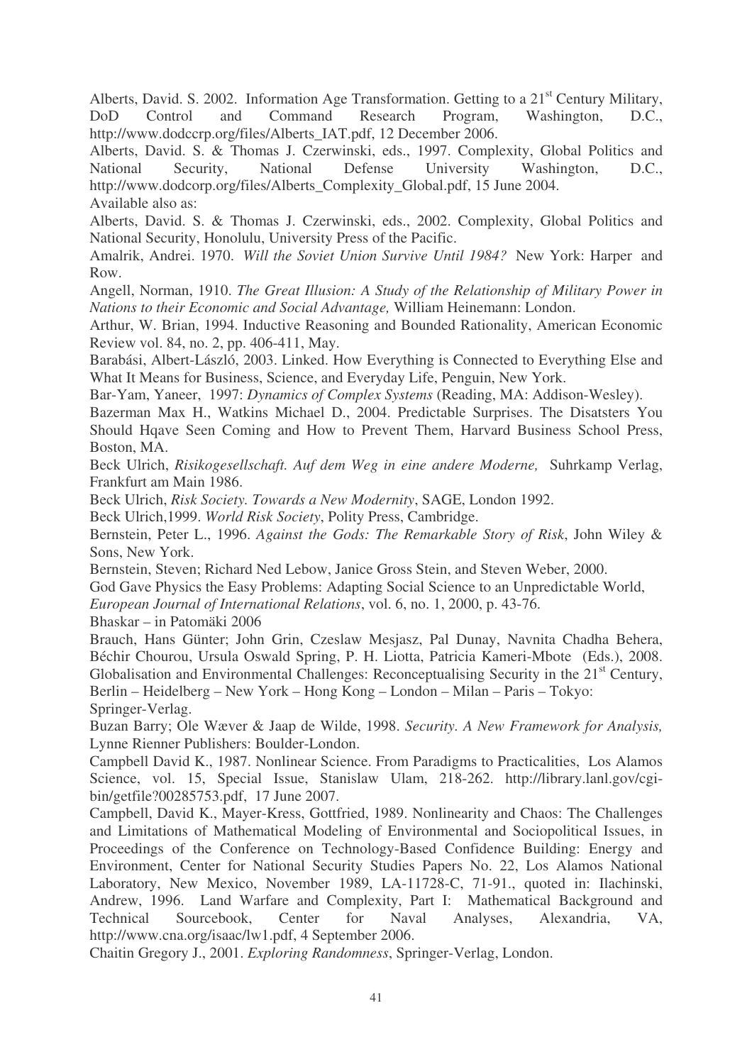Alberts, David. S. 2002. Information Age Transformation. Getting to a 21st Century Military, DoD Control and Command Research Program, Washington, D.C., http://www.dodccrp.org/files/Alberts_IAT.pdf, 12 December 2006.

Alberts, David. S. & Thomas J. Czerwinski, eds., 1997. Complexity, Global Politics and National Security, National Defense University Washington, D.C., http://www.dodcorp.org/files/Alberts_Complexity_Global.pdf, 15 June 2004.

Available also as:

Alberts, David. S. & Thomas J. Czerwinski, eds., 2002. Complexity, Global Politics and National Security, Honolulu, University Press of the Pacific.

Amalrik, Andrei. 1970. *Will the Soviet Union Survive Until 1984?* New York: Harper and Row.

Angell, Norman, 1910. *The Great Illusion: A Study of the Relationship of Military Power in Nations to their Economic and Social Advantage,* William Heinemann: London.

Arthur, W. Brian, 1994. Inductive Reasoning and Bounded Rationality, American Economic Review vol. 84, no. 2, pp. 406-411, May.

Barabási, Albert-László, 2003. Linked. How Everything is Connected to Everything Else and What It Means for Business, Science, and Everyday Life, Penguin, New York.

Bar-Yam, Yaneer, 1997: *Dynamics of Complex Systems* (Reading, MA: Addison-Wesley).

Bazerman Max H., Watkins Michael D., 2004. Predictable Surprises. The Disatsters You Should Hqave Seen Coming and How to Prevent Them, Harvard Business School Press, Boston, MA.

Beck Ulrich, *Risikogesellschaft. Auf dem Weg in eine andere Moderne,* Suhrkamp Verlag, Frankfurt am Main 1986.

Beck Ulrich, *Risk Society. Towards a New Modernity*, SAGE, London 1992.

Beck Ulrich,1999. *World Risk Society*, Polity Press, Cambridge.

Bernstein, Peter L., 1996. *Against the Gods: The Remarkable Story of Risk*, John Wiley & Sons, New York.

Bernstein, Steven; Richard Ned Lebow, Janice Gross Stein, and Steven Weber, 2000.
God Gave Physics the Easy Problems: Adapting Social Science to an Unpredictable World, *European Journal of International Relations*, vol. 6, no. 1, 2000, p. 43-76.

Bhaskar – in Patomäki 2006

Brauch, Hans Günter; John Grin, Czeslaw Mesjasz, Pal Dunay, Navnita Chadha Behera, Béchir Chourou, Ursula Oswald Spring, P. H. Liotta, Patricia Kameri-Mbote (Eds.), 2008. Globalisation and Environmental Challenges: Reconceptualising Security in the 21st Century, Berlin – Heidelberg – New York – Hong Kong – London – Milan – Paris – Tokyo: Springer-Verlag.

Buzan Barry; Ole Wæver & Jaap de Wilde, 1998. *Security. A New Framework for Analysis,* Lynne Rienner Publishers: Boulder-London.

Campbell David K., 1987. Nonlinear Science. From Paradigms to Practicalities, Los Alamos Science, vol. 15, Special Issue, Stanislaw Ulam, 218-262. http://library.lanl.gov/cgi-bin/getfile?00285753.pdf, 17 June 2007.

Campbell, David K., Mayer-Kress, Gottfried, 1989. Nonlinearity and Chaos: The Challenges and Limitations of Mathematical Modeling of Environmental and Sociopolitical Issues, in Proceedings of the Conference on Technology-Based Confidence Building: Energy and Environment, Center for National Security Studies Papers No. 22, Los Alamos National Laboratory, New Mexico, November 1989, LA-11728-C, 71-91., quoted in: Ilachinski, Andrew, 1996. Land Warfare and Complexity, Part I: Mathematical Background and Technical Sourcebook, Center for Naval Analyses, Alexandria, VA, http://www.cna.org/isaac/lw1.pdf, 4 September 2006.

Chaitin Gregory J., 2001. *Exploring Randomness*, Springer-Verlag, London.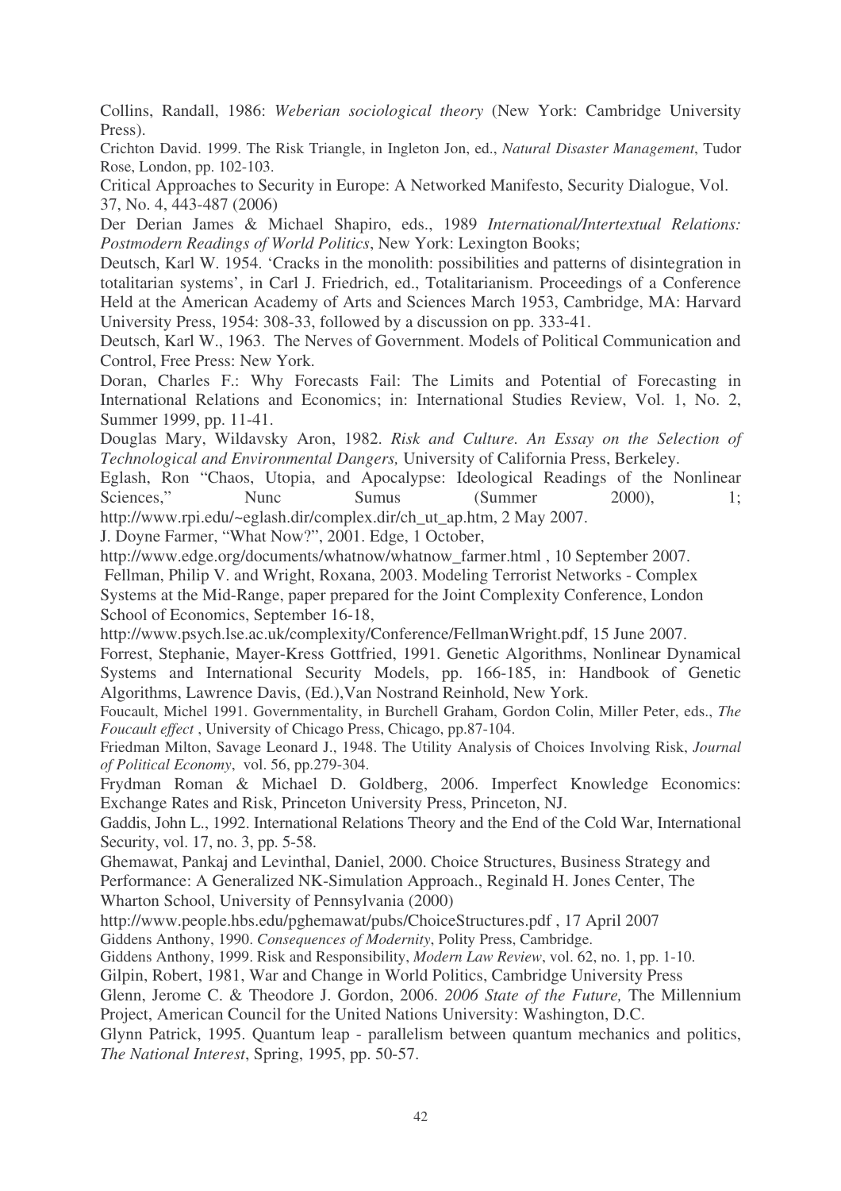Collins, Randall, 1986: *Weberian sociological theory* (New York: Cambridge University Press).

Crichton David. 1999. The Risk Triangle, in Ingleton Jon, ed., *Natural Disaster Management*, Tudor Rose, London, pp. 102-103.

Critical Approaches to Security in Europe: A Networked Manifesto, Security Dialogue, Vol. 37, No. 4, 443-487 (2006)

Der Derian James & Michael Shapiro, eds., 1989 *International/Intertextual Relations: Postmodern Readings of World Politics*, New York: Lexington Books;

Deutsch, Karl W. 1954. 'Cracks in the monolith: possibilities and patterns of disintegration in totalitarian systems', in Carl J. Friedrich, ed., Totalitarianism. Proceedings of a Conference Held at the American Academy of Arts and Sciences March 1953, Cambridge, MA: Harvard University Press, 1954: 308-33, followed by a discussion on pp. 333-41.

Deutsch, Karl W., 1963. The Nerves of Government. Models of Political Communication and Control, Free Press: New York.

Doran, Charles F.: Why Forecasts Fail: The Limits and Potential of Forecasting in International Relations and Economics; in: International Studies Review, Vol. 1, No. 2, Summer 1999, pp. 11-41.

Douglas Mary, Wildavsky Aron, 1982. *Risk and Culture. An Essay on the Selection of Technological and Environmental Dangers,* University of California Press, Berkeley.

Eglash, Ron "Chaos, Utopia, and Apocalypse: Ideological Readings of the Nonlinear Sciences," Nunc Sumus (Summer 2000), 1; http://www.rpi.edu/~eglash.dir/complex.dir/ch_ut_ap.htm, 2 May 2007.

J. Doyne Farmer, "What Now?", 2001. Edge, 1 October, http://www.edge.org/documents/whatnow/whatnow_farmer.html , 10 September 2007.

Fellman, Philip V. and Wright, Roxana, 2003. Modeling Terrorist Networks - Complex Systems at the Mid-Range, paper prepared for the Joint Complexity Conference, London School of Economics, September 16-18, http://www.psych.lse.ac.uk/complexity/Conference/FellmanWright.pdf, 15 June 2007.

Forrest, Stephanie, Mayer-Kress Gottfried, 1991. Genetic Algorithms, Nonlinear Dynamical Systems and International Security Models, pp. 166-185, in: Handbook of Genetic Algorithms, Lawrence Davis, (Ed.),Van Nostrand Reinhold, New York.

Foucault, Michel 1991. Governmentality, in Burchell Graham, Gordon Colin, Miller Peter, eds., *The Foucault effect* , University of Chicago Press, Chicago, pp.87-104.

Friedman Milton, Savage Leonard J., 1948. The Utility Analysis of Choices Involving Risk, *Journal of Political Economy*, vol. 56, pp.279-304.

Frydman Roman & Michael D. Goldberg, 2006. Imperfect Knowledge Economics: Exchange Rates and Risk, Princeton University Press, Princeton, NJ.

Gaddis, John L., 1992. International Relations Theory and the End of the Cold War, International Security, vol. 17, no. 3, pp. 5-58.

Ghemawat, Pankaj and Levinthal, Daniel, 2000. Choice Structures, Business Strategy and Performance: A Generalized NK-Simulation Approach., Reginald H. Jones Center, The Wharton School, University of Pennsylvania (2000) http://www.people.hbs.edu/pghemawat/pubs/ChoiceStructures.pdf , 17 April 2007

Giddens Anthony, 1990. *Consequences of Modernity*, Polity Press, Cambridge.

Giddens Anthony, 1999. Risk and Responsibility, *Modern Law Review*, vol. 62, no. 1, pp. 1-10.

Gilpin, Robert, 1981, War and Change in World Politics, Cambridge University Press

Glenn, Jerome C. & Theodore J. Gordon, 2006. *2006 State of the Future,* The Millennium Project, American Council for the United Nations University: Washington, D.C.

Glynn Patrick, 1995. Quantum leap - parallelism between quantum mechanics and politics, *The National Interest*, Spring, 1995, pp. 50-57.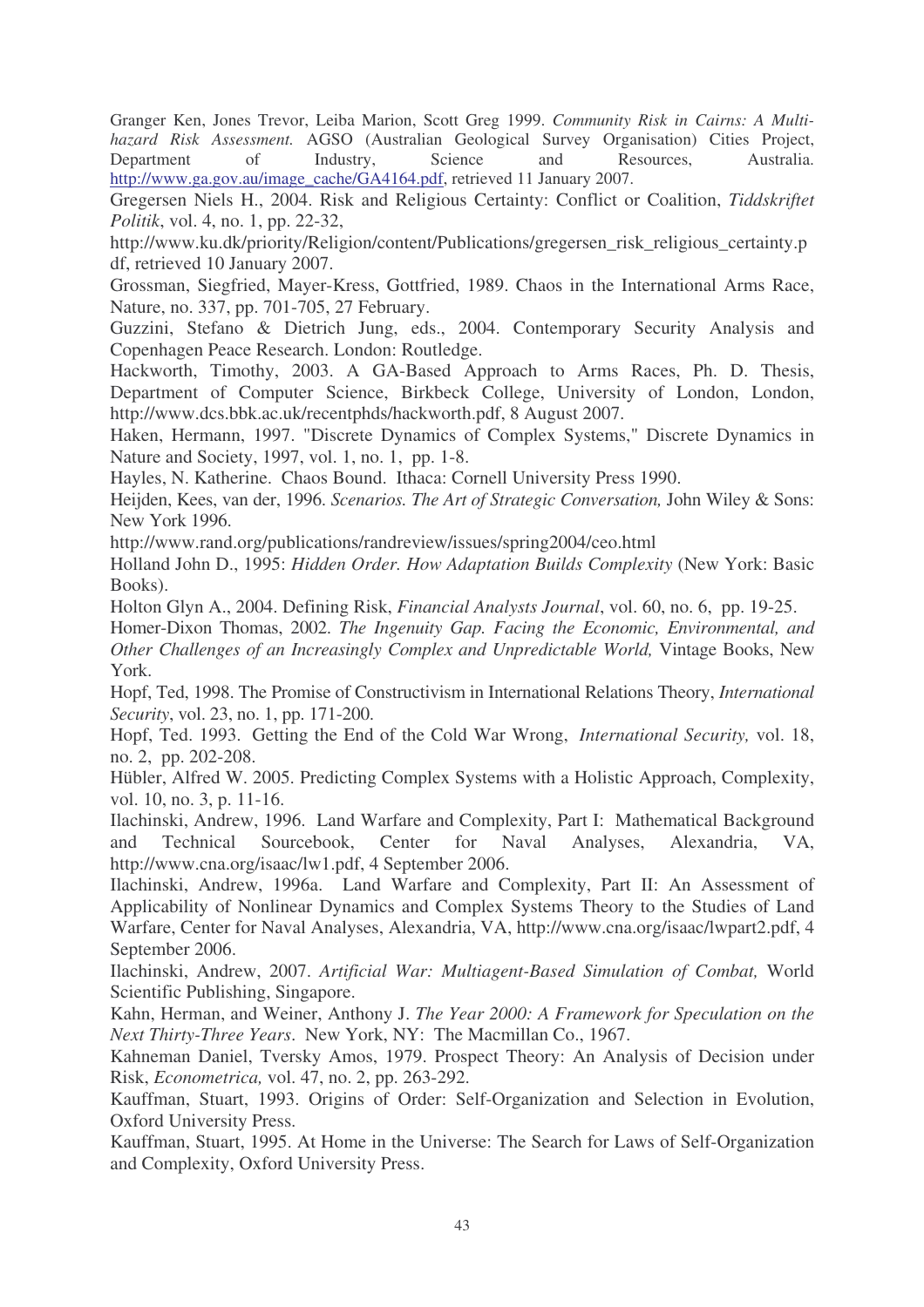Granger Ken, Jones Trevor, Leiba Marion, Scott Greg 1999. *Community Risk in Cairns: A Multi-hazard Risk Assessment.* AGSO (Australian Geological Survey Organisation) Cities Project, Department of Industry, Science and Resources, Australia. http://www.ga.gov.au/image_cache/GA4164.pdf, retrieved 11 January 2007.

Gregersen Niels H., 2004. Risk and Religious Certainty: Conflict or Coalition, *Tiddskriftet Politik*, vol. 4, no. 1, pp. 22-32, http://www.ku.dk/priority/Religion/content/Publications/gregersen_risk_religious_certainty.pdf, retrieved 10 January 2007.

Grossman, Siegfried, Mayer-Kress, Gottfried, 1989. Chaos in the International Arms Race, Nature, no. 337, pp. 701-705, 27 February.

Guzzini, Stefano & Dietrich Jung, eds., 2004. Contemporary Security Analysis and Copenhagen Peace Research. London: Routledge.

Hackworth, Timothy, 2003. A GA-Based Approach to Arms Races, Ph. D. Thesis, Department of Computer Science, Birkbeck College, University of London, London, http://www.dcs.bbk.ac.uk/recentphds/hackworth.pdf, 8 August 2007.

Haken, Hermann, 1997. "Discrete Dynamics of Complex Systems," Discrete Dynamics in Nature and Society, 1997, vol. 1, no. 1, pp. 1-8.

Hayles, N. Katherine. Chaos Bound. Ithaca: Cornell University Press 1990.

Heijden, Kees, van der, 1996. *Scenarios. The Art of Strategic Conversation,* John Wiley & Sons: New York 1996.

http://www.rand.org/publications/randreview/issues/spring2004/ceo.html

Holland John D., 1995: *Hidden Order. How Adaptation Builds Complexity* (New York: Basic Books).

Holton Glyn A., 2004. Defining Risk, *Financial Analysts Journal*, vol. 60, no. 6, pp. 19-25.

Homer-Dixon Thomas, 2002. *The Ingenuity Gap. Facing the Economic, Environmental, and Other Challenges of an Increasingly Complex and Unpredictable World,* Vintage Books, New York.

Hopf, Ted, 1998. The Promise of Constructivism in International Relations Theory, *International Security*, vol. 23, no. 1, pp. 171-200*.*

Hopf, Ted. 1993. Getting the End of the Cold War Wrong, *International Security,* vol. 18, no. 2, pp. 202-208.

Hübler, Alfred W. 2005. Predicting Complex Systems with a Holistic Approach, Complexity, vol. 10, no. 3, p. 11-16.

Ilachinski, Andrew, 1996. Land Warfare and Complexity, Part I: Mathematical Background and Technical Sourcebook, Center for Naval Analyses, Alexandria, VA, http://www.cna.org/isaac/lw1.pdf, 4 September 2006.

Ilachinski, Andrew, 1996a. Land Warfare and Complexity, Part II: An Assessment of Applicability of Nonlinear Dynamics and Complex Systems Theory to the Studies of Land Warfare, Center for Naval Analyses, Alexandria, VA, http://www.cna.org/isaac/lwpart2.pdf, 4 September 2006.

Ilachinski, Andrew, 2007. *Artificial War: Multiagent-Based Simulation of Combat,* World Scientific Publishing, Singapore.

Kahn, Herman, and Weiner, Anthony J. *The Year 2000: A Framework for Speculation on the Next Thirty-Three Years*. New York, NY: The Macmillan Co., 1967.

Kahneman Daniel, Tversky Amos, 1979. Prospect Theory: An Analysis of Decision under Risk, *Econometrica,* vol. 47, no. 2, pp. 263-292.

Kauffman, Stuart, 1993. Origins of Order: Self-Organization and Selection in Evolution, Oxford University Press.

Kauffman, Stuart, 1995. At Home in the Universe: The Search for Laws of Self-Organization and Complexity, Oxford University Press.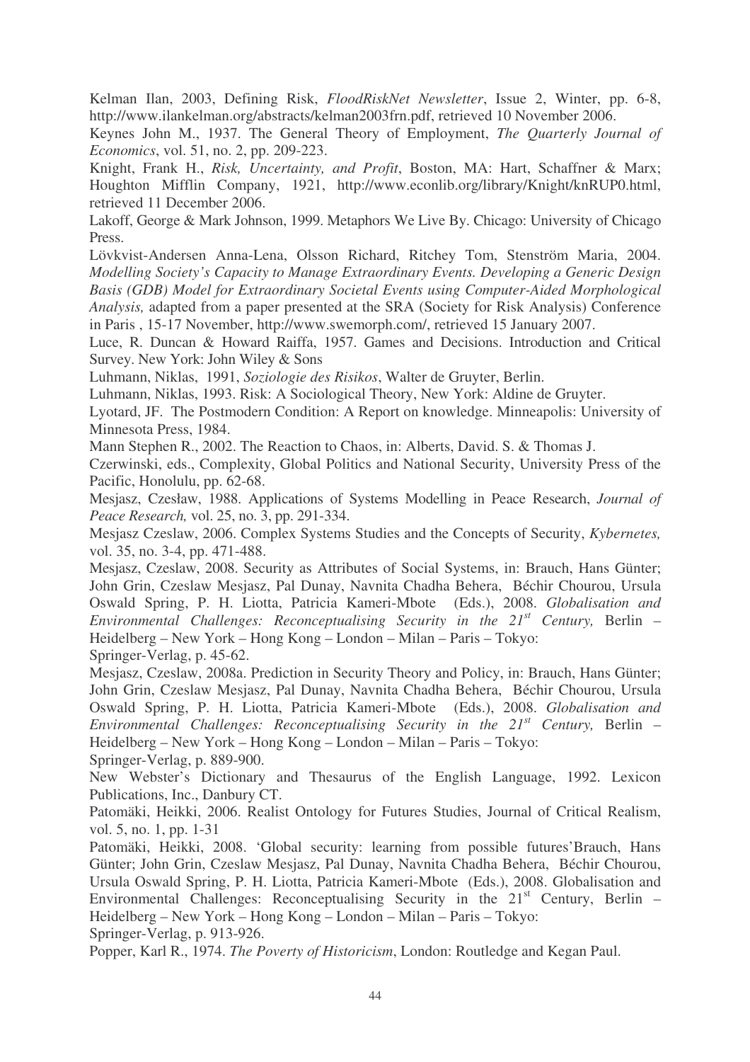Kelman Ilan, 2003, Defining Risk, *FloodRiskNet Newsletter*, Issue 2, Winter, pp. 6-8, http://www.ilankelman.org/abstracts/kelman2003frn.pdf, retrieved 10 November 2006.

Keynes John M., 1937. The General Theory of Employment, *The Quarterly Journal of Economics*, vol. 51, no. 2, pp. 209-223.

Knight, Frank H., *Risk, Uncertainty, and Profit*, Boston, MA: Hart, Schaffner & Marx; Houghton Mifflin Company, 1921, http://www.econlib.org/library/Knight/knRUP0.html, retrieved 11 December 2006.

Lakoff, George & Mark Johnson, 1999. Metaphors We Live By. Chicago: University of Chicago Press.

Lövkvist-Andersen Anna-Lena, Olsson Richard, Ritchey Tom, Stenström Maria, 2004. *Modelling Society's Capacity to Manage Extraordinary Events. Developing a Generic Design Basis (GDB) Model for Extraordinary Societal Events using Computer-Aided Morphological Analysis,* adapted from a paper presented at the SRA (Society for Risk Analysis) Conference in Paris , 15-17 November, http://www.swemorph.com/, retrieved 15 January 2007.

Luce, R. Duncan & Howard Raiffa, 1957. Games and Decisions. Introduction and Critical Survey. New York: John Wiley & Sons

Luhmann, Niklas, 1991, *Soziologie des Risikos*, Walter de Gruyter, Berlin.

Luhmann, Niklas, 1993. Risk: A Sociological Theory, New York: Aldine de Gruyter.

Lyotard, JF. The Postmodern Condition: A Report on knowledge. Minneapolis: University of Minnesota Press, 1984.

Mann Stephen R., 2002. The Reaction to Chaos, in: Alberts, David. S. & Thomas J. Czerwinski, eds., Complexity, Global Politics and National Security, University Press of the Pacific, Honolulu, pp. 62-68.

Mesjasz, Czesław, 1988. Applications of Systems Modelling in Peace Research, *Journal of Peace Research,* vol. 25, no. 3, pp. 291-334.

Mesjasz Czeslaw, 2006. Complex Systems Studies and the Concepts of Security, *Kybernetes,* vol. 35, no. 3-4, pp. 471-488.

Mesjasz, Czeslaw, 2008. Security as Attributes of Social Systems, in: Brauch, Hans Günter; John Grin, Czeslaw Mesjasz, Pal Dunay, Navnita Chadha Behera, Béchir Chourou, Ursula Oswald Spring, P. H. Liotta, Patricia Kameri-Mbote (Eds.), 2008. *Globalisation and Environmental Challenges: Reconceptualising Security in the 21st Century,* Berlin – Heidelberg – New York – Hong Kong – London – Milan – Paris – Tokyo: Springer-Verlag, p. 45-62.

Mesjasz, Czeslaw, 2008a. Prediction in Security Theory and Policy, in: Brauch, Hans Günter; John Grin, Czeslaw Mesjasz, Pal Dunay, Navnita Chadha Behera, Béchir Chourou, Ursula Oswald Spring, P. H. Liotta, Patricia Kameri-Mbote (Eds.), 2008. *Globalisation and Environmental Challenges: Reconceptualising Security in the 21st Century,* Berlin – Heidelberg – New York – Hong Kong – London – Milan – Paris – Tokyo: Springer-Verlag, p. 889-900.

New Webster's Dictionary and Thesaurus of the English Language, 1992. Lexicon Publications, Inc., Danbury CT.

Patomäki, Heikki, 2006. Realist Ontology for Futures Studies, Journal of Critical Realism, vol. 5, no. 1, pp. 1-31

Patomäki, Heikki, 2008. 'Global security: learning from possible futures'Brauch, Hans Günter; John Grin, Czeslaw Mesjasz, Pal Dunay, Navnita Chadha Behera, Béchir Chourou, Ursula Oswald Spring, P. H. Liotta, Patricia Kameri-Mbote (Eds.), 2008. Globalisation and Environmental Challenges: Reconceptualising Security in the 21st Century, Berlin – Heidelberg – New York – Hong Kong – London – Milan – Paris – Tokyo: Springer-Verlag, p. 913-926.

Popper, Karl R., 1974. *The Poverty of Historicism*, London: Routledge and Kegan Paul.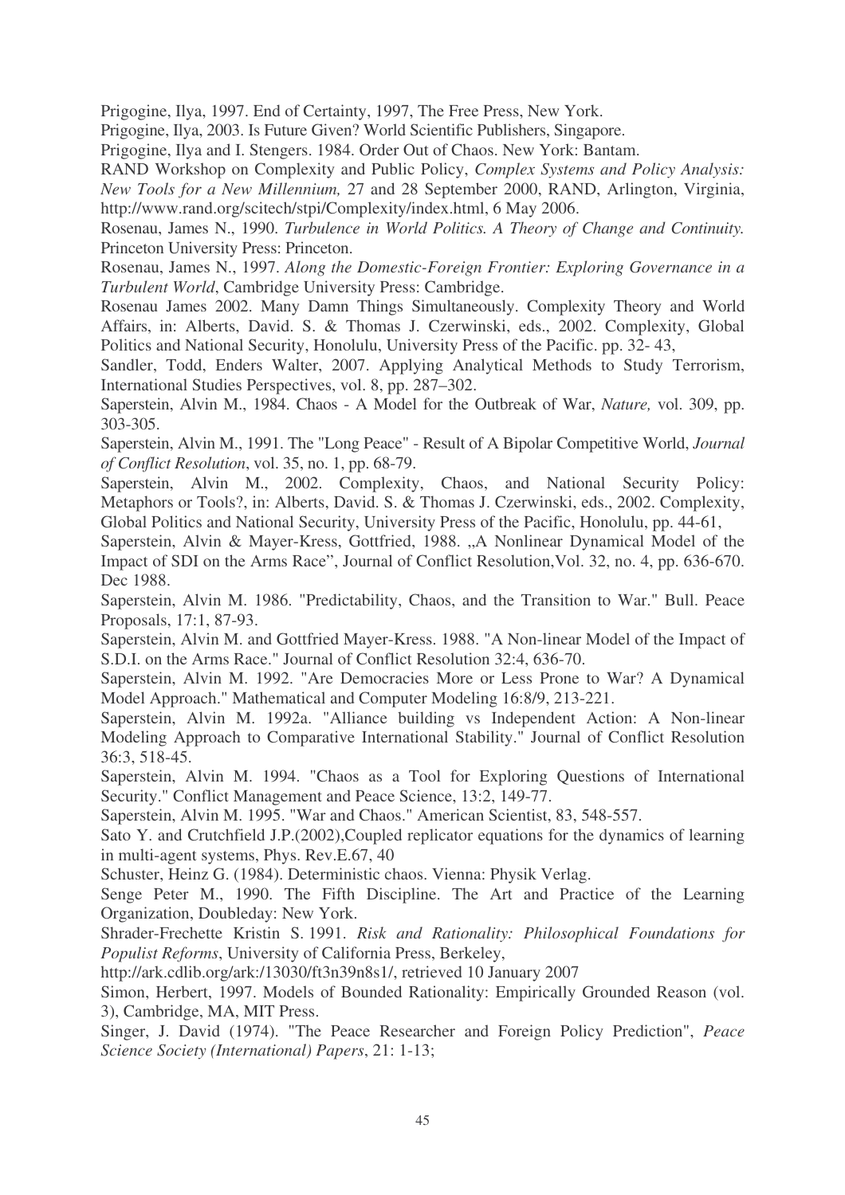Prigogine, Ilya, 1997. End of Certainty, 1997, The Free Press, New York.

Prigogine, Ilya, 2003. Is Future Given? World Scientific Publishers, Singapore.

Prigogine, Ilya and I. Stengers. 1984. Order Out of Chaos. New York: Bantam.

RAND Workshop on Complexity and Public Policy, *Complex Systems and Policy Analysis: New Tools for a New Millennium,* 27 and 28 September 2000, RAND, Arlington, Virginia, http://www.rand.org/scitech/stpi/Complexity/index.html, 6 May 2006.

Rosenau, James N., 1990. *Turbulence in World Politics. A Theory of Change and Continuity.* Princeton University Press: Princeton.

Rosenau, James N., 1997. *Along the Domestic-Foreign Frontier: Exploring Governance in a Turbulent World*, Cambridge University Press: Cambridge.

Rosenau James 2002. Many Damn Things Simultaneously. Complexity Theory and World Affairs, in: Alberts, David. S. & Thomas J. Czerwinski, eds., 2002. Complexity, Global Politics and National Security, Honolulu, University Press of the Pacific. pp. 32- 43,

Sandler, Todd, Enders Walter, 2007. Applying Analytical Methods to Study Terrorism, International Studies Perspectives, vol. 8, pp. 287–302.

Saperstein, Alvin M., 1984. Chaos - A Model for the Outbreak of War, *Nature,* vol. 309, pp. 303-305.

Saperstein, Alvin M., 1991. The "Long Peace" - Result of A Bipolar Competitive World, *Journal of Conflict Resolution*, vol. 35, no. 1, pp. 68-79.

Saperstein, Alvin M., 2002. Complexity, Chaos, and National Security Policy: Metaphors or Tools?, in: Alberts, David. S. & Thomas J. Czerwinski, eds., 2002. Complexity, Global Politics and National Security, University Press of the Pacific, Honolulu, pp. 44-61,

Saperstein, Alvin & Mayer-Kress, Gottfried, 1988. „A Nonlinear Dynamical Model of the Impact of SDI on the Arms Race", Journal of Conflict Resolution,Vol. 32, no. 4, pp. 636-670. Dec 1988.

Saperstein, Alvin M. 1986. "Predictability, Chaos, and the Transition to War." Bull. Peace Proposals, 17:1, 87-93.

Saperstein, Alvin M. and Gottfried Mayer-Kress. 1988. "A Non-linear Model of the Impact of S.D.I. on the Arms Race." Journal of Conflict Resolution 32:4, 636-70.

Saperstein, Alvin M. 1992. "Are Democracies More or Less Prone to War? A Dynamical Model Approach." Mathematical and Computer Modeling 16:8/9, 213-221.

Saperstein, Alvin M. 1992a. "Alliance building vs Independent Action: A Non-linear Modeling Approach to Comparative International Stability." Journal of Conflict Resolution 36:3, 518-45.

Saperstein, Alvin M. 1994. "Chaos as a Tool for Exploring Questions of International Security." Conflict Management and Peace Science, 13:2, 149-77.

Saperstein, Alvin M. 1995. "War and Chaos." American Scientist, 83, 548-557.

Sato Y. and Crutchfield J.P.(2002),Coupled replicator equations for the dynamics of learning in multi-agent systems, Phys. Rev.E.67, 40

Schuster, Heinz G. (1984). Deterministic chaos. Vienna: Physik Verlag.

Senge Peter M., 1990. The Fifth Discipline. The Art and Practice of the Learning Organization, Doubleday: New York.

Shrader-Frechette Kristin S. 1991. *Risk and Rationality: Philosophical Foundations for Populist Reforms*, University of California Press, Berkeley, http://ark.cdlib.org/ark:/13030/ft3n39n8s1/, retrieved 10 January 2007

Simon, Herbert, 1997. Models of Bounded Rationality: Empirically Grounded Reason (vol. 3), Cambridge, MA, MIT Press.

Singer, J. David (1974). "The Peace Researcher and Foreign Policy Prediction", *Peace Science Society (International) Papers*, 21: 1-13;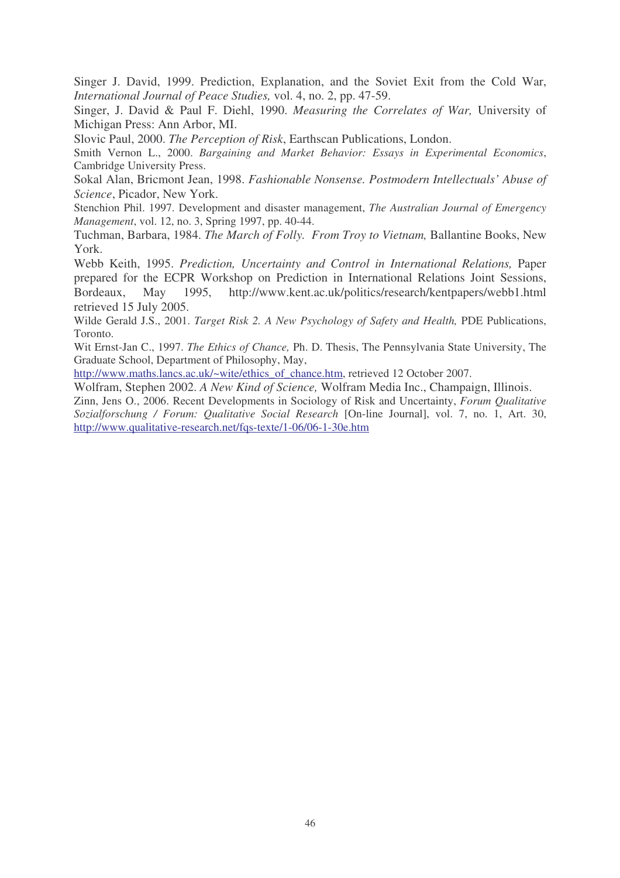Singer J. David, 1999. Prediction, Explanation, and the Soviet Exit from the Cold War, *International Journal of Peace Studies,* vol. 4, no. 2, pp. 47-59.

Singer, J. David & Paul F. Diehl, 1990. *Measuring the Correlates of War,* University of Michigan Press: Ann Arbor, MI.

Slovic Paul, 2000. *The Perception of Risk*, Earthscan Publications, London.

Smith Vernon L., 2000. *Bargaining and Market Behavior: Essays in Experimental Economics*, Cambridge University Press.

Sokal Alan, Bricmont Jean, 1998. *Fashionable Nonsense. Postmodern Intellectuals' Abuse of Science*, Picador, New York.

Stenchion Phil. 1997. Development and disaster management, *The Australian Journal of Emergency Management*, vol. 12, no. 3, Spring 1997, pp. 40-44.

Tuchman, Barbara, 1984. *The March of Folly. From Troy to Vietnam,* Ballantine Books, New York.

Webb Keith, 1995. *Prediction, Uncertainty and Control in International Relations,* Paper prepared for the ECPR Workshop on Prediction in International Relations Joint Sessions, Bordeaux, May 1995, http://www.kent.ac.uk/politics/research/kentpapers/webb1.html retrieved 15 July 2005.

Wilde Gerald J.S., 2001. *Target Risk 2. A New Psychology of Safety and Health,* PDE Publications, Toronto.

Wit Ernst-Jan C., 1997. *The Ethics of Chance,* Ph. D. Thesis, The Pennsylvania State University, The Graduate School, Department of Philosophy, May, http://www.maths.lancs.ac.uk/~wite/ethics_of_chance.htm, retrieved 12 October 2007.

Wolfram, Stephen 2002. *A New Kind of Science,* Wolfram Media Inc., Champaign, Illinois.

Zinn, Jens O., 2006. Recent Developments in Sociology of Risk and Uncertainty, *Forum Qualitative Sozialforschung / Forum: Qualitative Social Research* [On-line Journal], vol. 7, no. 1, Art. 30, http://www.qualitative-research.net/fqs-texte/1-06/06-1-30e.htm